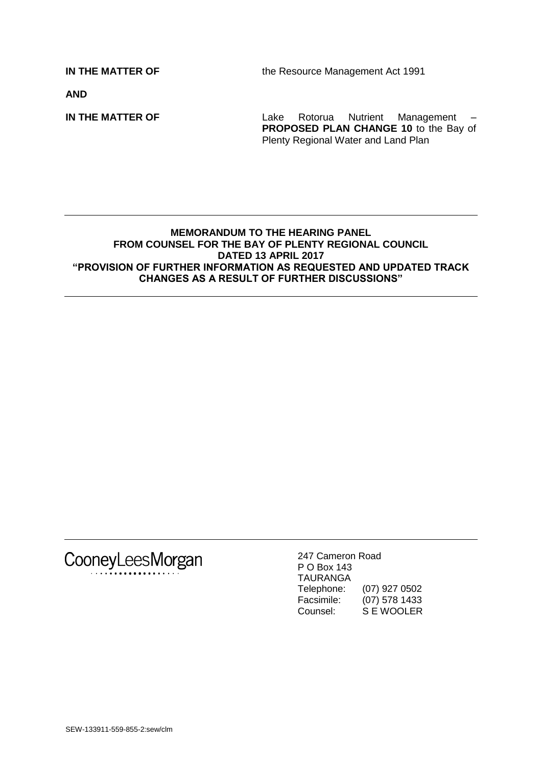**IN THE MATTER OF** the Resource Management Act 1991

**AND**

**IN THE MATTER OF** Lake Rotorua Nutrient Management – **PROPOSED PLAN CHANGE 10** to the Bay of Plenty Regional Water and Land Plan

---

**MEMORANDUM TO THE HEARING PANEL**
**FROM COUNSEL FOR THE BAY OF PLENTY REGIONAL COUNCIL**
**DATED 13 APRIL 2017**
**"PROVISION OF FURTHER INFORMATION AS REQUESTED AND UPDATED TRACK CHANGES AS A RESULT OF FURTHER DISCUSSIONS"**

---

CooneyLeesMorgan

247 Cameron Road
P O Box 143
TAURANGA
Telephone: (07) 927 0502
Facsimile: (07) 578 1433
Counsel: S E WOOLER

SEW-133911-559-855-2:sew/clm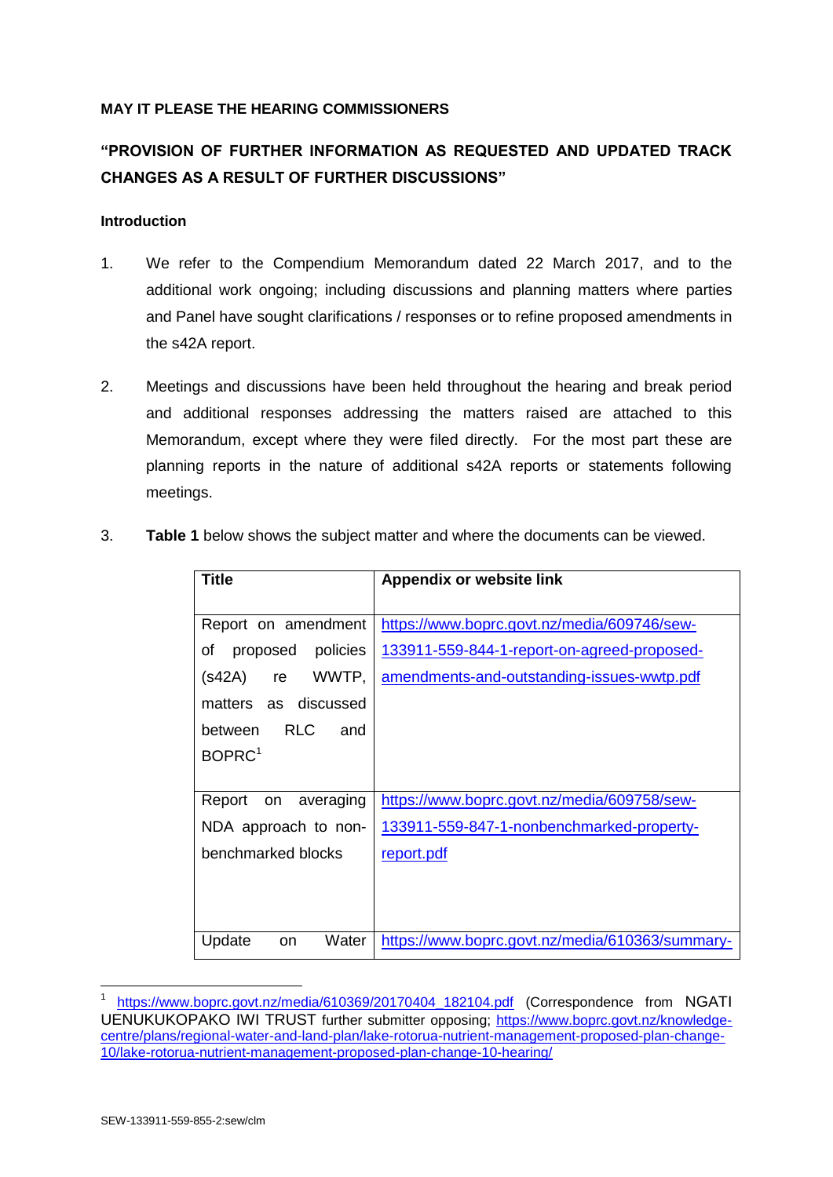**MAY IT PLEASE THE HEARING COMMISSIONERS**

**"PROVISION OF FURTHER INFORMATION AS REQUESTED AND UPDATED TRACK CHANGES AS A RESULT OF FURTHER DISCUSSIONS"**

**Introduction**

1. We refer to the Compendium Memorandum dated 22 March 2017, and to the additional work ongoing; including discussions and planning matters where parties and Panel have sought clarifications / responses or to refine proposed amendments in the s42A report.

2. Meetings and discussions have been held throughout the hearing and break period and additional responses addressing the matters raised are attached to this Memorandum, except where they were filed directly. For the most part these are planning reports in the nature of additional s42A reports or statements following meetings.

3. **Table 1** below shows the subject matter and where the documents can be viewed.

| Title | Appendix or website link |
|---|---|
| Report on amendment of proposed policies (s42A) re WWTP, matters as discussed between RLC and BOPRC[1] | https://www.boprc.govt.nz/media/609746/sew-133911-559-844-1-report-on-agreed-proposed-amendments-and-outstanding-issues-wwtp.pdf |
| Report on averaging NDA approach to non-benchmarked blocks | https://www.boprc.govt.nz/media/609758/sew-133911-559-847-1-nonbenchmarked-property-report.pdf |
| Update on Water | https://www.boprc.govt.nz/media/610363/summary- |

[1] https://www.boprc.govt.nz/media/610369/20170404_182104.pdf (Correspondence from NGATI UENUKUKOPAKO IWI TRUST further submitter opposing; https://www.boprc.govt.nz/knowledge-centre/plans/regional-water-and-land-plan/lake-rotorua-nutrient-management-proposed-plan-change-10/lake-rotorua-nutrient-management-proposed-plan-change-10-hearing/

SEW-133911-559-855-2:sew/clm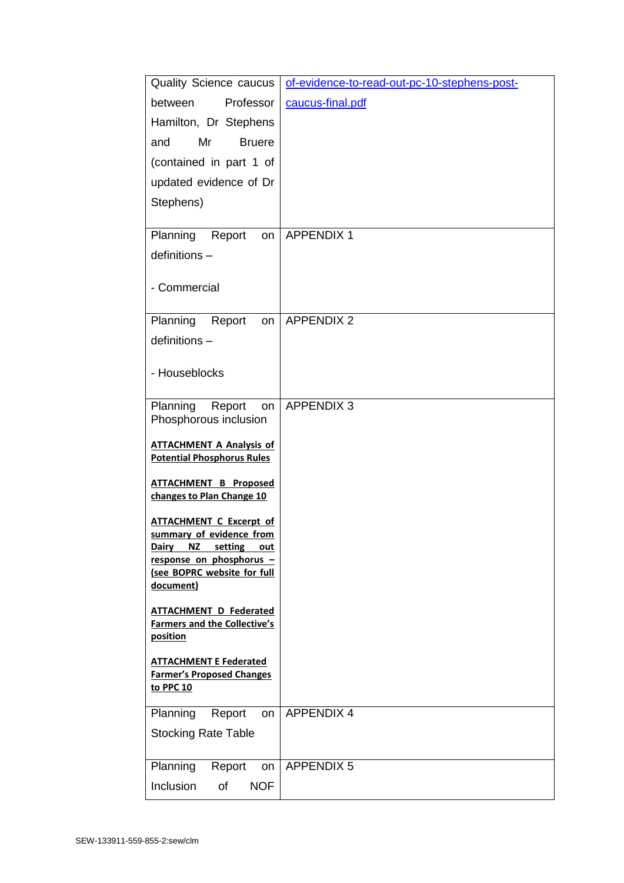| | |
|---|---|
| Quality Science caucus between Professor Hamilton, Dr Stephens and Mr Bruere (contained in part 1 of updated evidence of Dr Stephens) | of-evidence-to-read-out-pc-10-stephens-post-caucus-final.pdf |
| Planning Report on definitions – <br><br> - Commercial | APPENDIX 1 |
| Planning Report on definitions – <br><br> - Houseblocks | APPENDIX 2 |
| Planning Report on Phosphorous inclusion <br><br> **ATTACHMENT A Analysis of Potential Phosphorus Rules** <br><br> **ATTACHMENT B Proposed changes to Plan Change 10** <br><br> **ATTACHMENT C Excerpt of summary of evidence from Dairy NZ setting out response on phosphorus – (see BOPRC website for full document)** <br><br> **ATTACHMENT D Federated Farmers and the Collective's position** <br><br> **ATTACHMENT E Federated Farmer's Proposed Changes to PPC 10** | APPENDIX 3 |
| Planning Report on Stocking Rate Table | APPENDIX 4 |
| Planning Report on Inclusion of NOF | APPENDIX 5 |

SEW-133911-559-855-2:sew/clm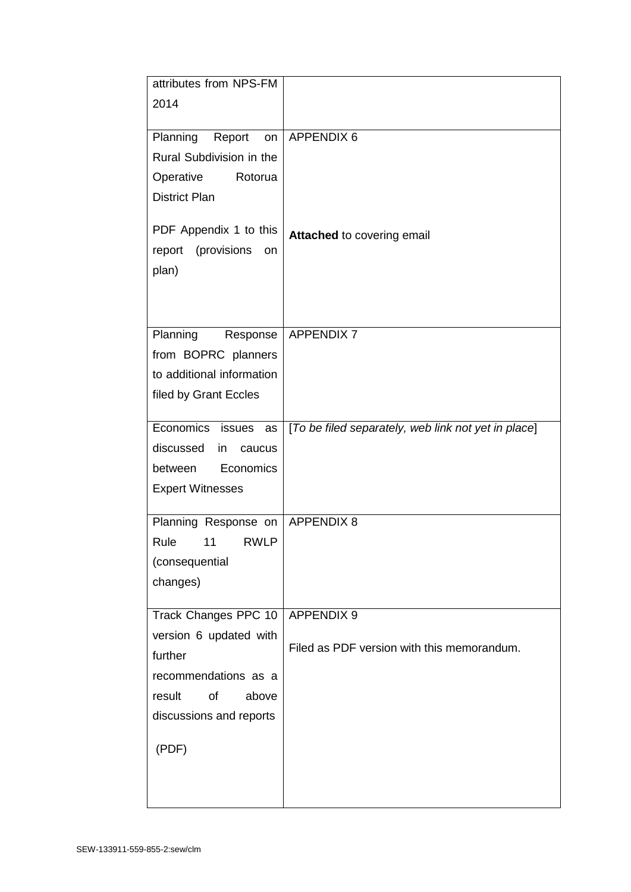| | |
|---|---|
| attributes from NPS-FM 2014 | |
| Planning Report on Rural Subdivision in the Operative Rotorua District Plan<br><br>PDF Appendix 1 to this report (provisions on plan) | APPENDIX 6<br><br>**Attached** to covering email |
| Planning Response from BOPRC planners to additional information filed by Grant Eccles | APPENDIX 7 |
| Economics issues as discussed in caucus between Economics Expert Witnesses | [*To be filed separately, web link not yet in place*] |
| Planning Response on Rule 11 RWLP (consequential changes) | APPENDIX 8 |
| Track Changes PPC 10 version 6 updated with further recommendations as a result of above discussions and reports<br><br>(PDF) | APPENDIX 9<br><br>Filed as PDF version with this memorandum. |

SEW-133911-559-855-2:sew/clm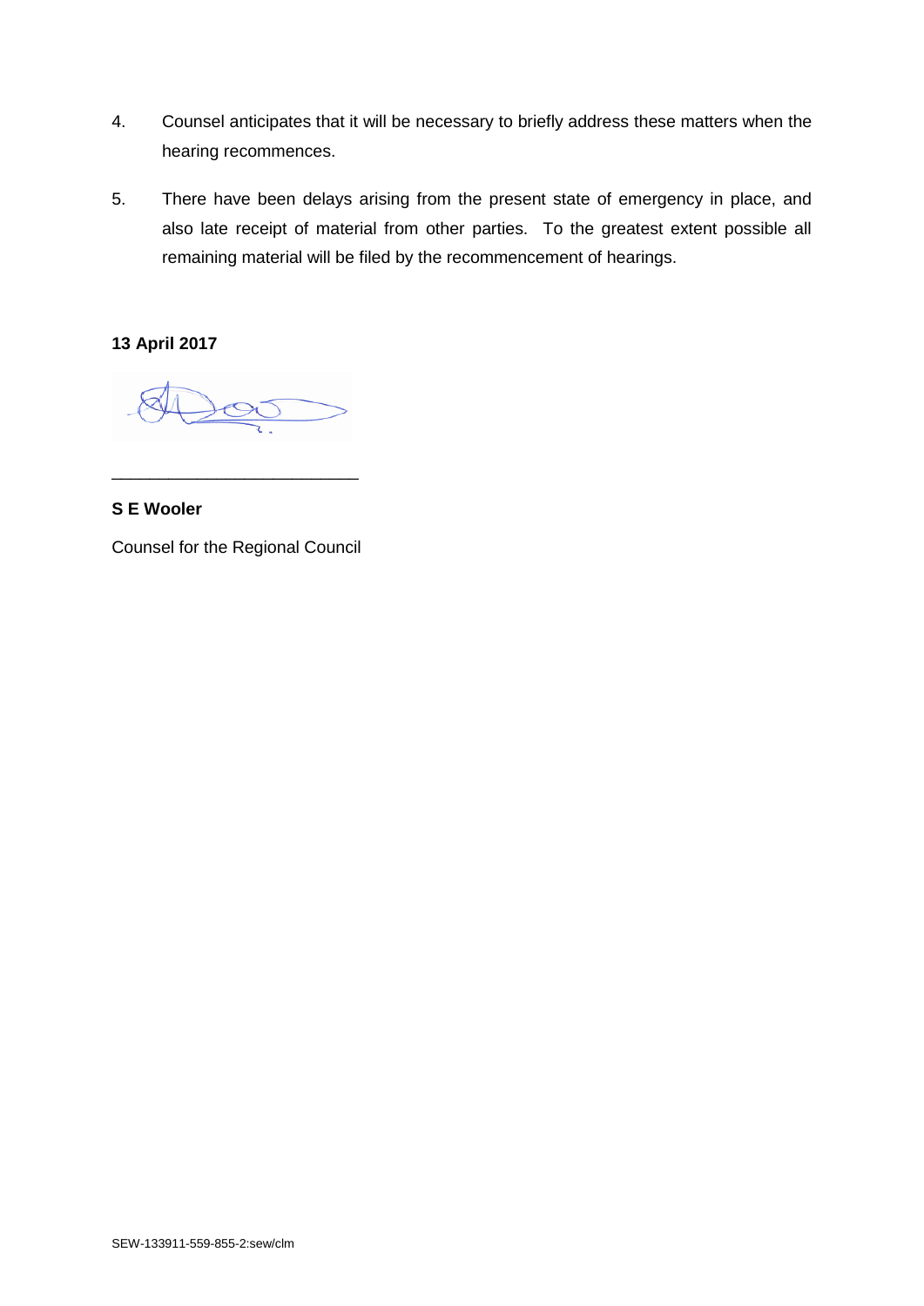4. Counsel anticipates that it will be necessary to briefly address these matters when the hearing recommences.

5. There have been delays arising from the present state of emergency in place, and also late receipt of material from other parties. To the greatest extent possible all remaining material will be filed by the recommencement of hearings.

**13 April 2017**

\_\_\_\_\_\_\_\_\_\_\_\_\_\_\_\_\_\_\_\_\_\_\_\_\_\_\_\_

**S E Wooler**

Counsel for the Regional Council

SEW-133911-559-855-2:sew/clm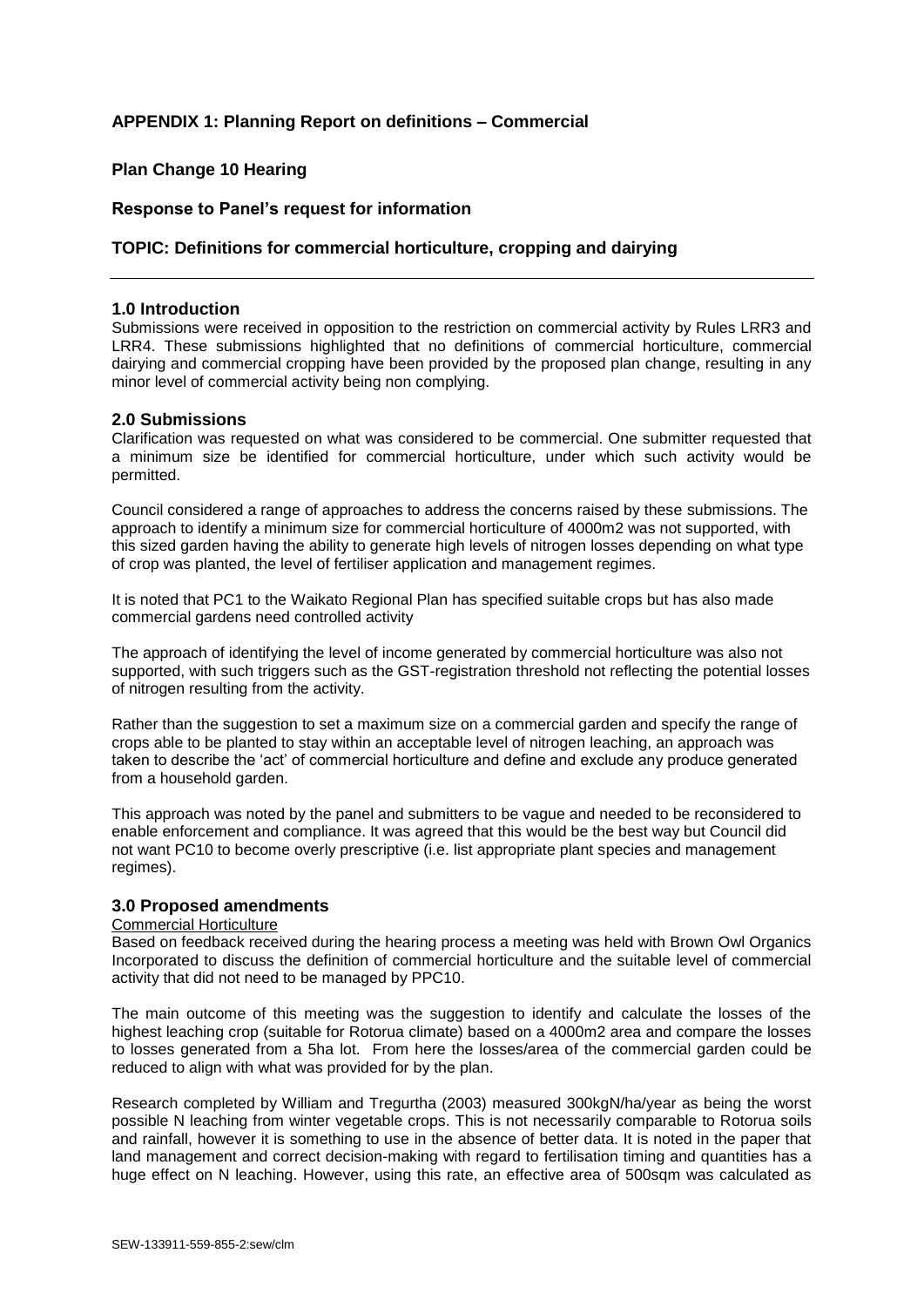## APPENDIX 1: Planning Report on definitions – Commercial

## Plan Change 10 Hearing

## Response to Panel's request for information

## TOPIC: Definitions for commercial horticulture, cropping and dairying

---

### 1.0 Introduction

Submissions were received in opposition to the restriction on commercial activity by Rules LRR3 and LRR4. These submissions highlighted that no definitions of commercial horticulture, commercial dairying and commercial cropping have been provided by the proposed plan change, resulting in any minor level of commercial activity being non complying.

### 2.0 Submissions

Clarification was requested on what was considered to be commercial. One submitter requested that a minimum size be identified for commercial horticulture, under which such activity would be permitted.

Council considered a range of approaches to address the concerns raised by these submissions. The approach to identify a minimum size for commercial horticulture of 4000m2 was not supported, with this sized garden having the ability to generate high levels of nitrogen losses depending on what type of crop was planted, the level of fertiliser application and management regimes.

It is noted that PC1 to the Waikato Regional Plan has specified suitable crops but has also made commercial gardens need controlled activity

The approach of identifying the level of income generated by commercial horticulture was also not supported, with such triggers such as the GST-registration threshold not reflecting the potential losses of nitrogen resulting from the activity.

Rather than the suggestion to set a maximum size on a commercial garden and specify the range of crops able to be planted to stay within an acceptable level of nitrogen leaching, an approach was taken to describe the 'act' of commercial horticulture and define and exclude any produce generated from a household garden.

This approach was noted by the panel and submitters to be vague and needed to be reconsidered to enable enforcement and compliance. It was agreed that this would be the best way but Council did not want PC10 to become overly prescriptive (i.e. list appropriate plant species and management regimes).

### 3.0 Proposed amendments

Commercial Horticulture

Based on feedback received during the hearing process a meeting was held with Brown Owl Organics Incorporated to discuss the definition of commercial horticulture and the suitable level of commercial activity that did not need to be managed by PPC10.

The main outcome of this meeting was the suggestion to identify and calculate the losses of the highest leaching crop (suitable for Rotorua climate) based on a 4000m2 area and compare the losses to losses generated from a 5ha lot. From here the losses/area of the commercial garden could be reduced to align with what was provided for by the plan.

Research completed by William and Tregurtha (2003) measured 300kgN/ha/year as being the worst possible N leaching from winter vegetable crops. This is not necessarily comparable to Rotorua soils and rainfall, however it is something to use in the absence of better data. It is noted in the paper that land management and correct decision-making with regard to fertilisation timing and quantities has a huge effect on N leaching. However, using this rate, an effective area of 500sqm was calculated as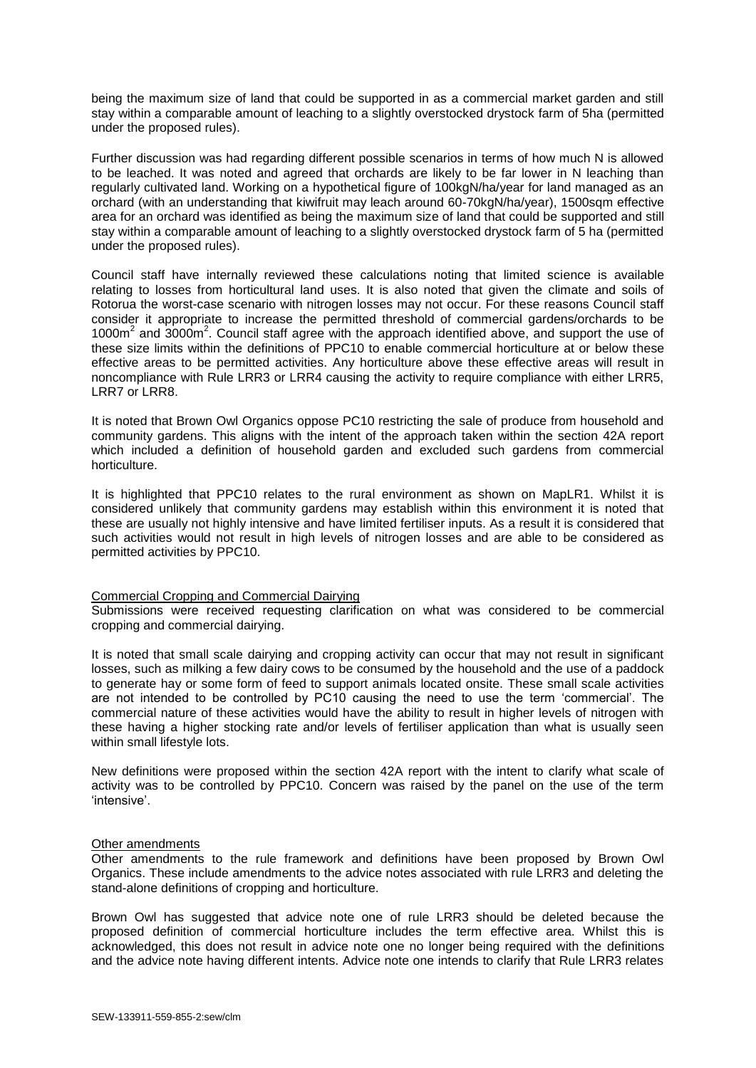being the maximum size of land that could be supported in as a commercial market garden and still stay within a comparable amount of leaching to a slightly overstocked drystock farm of 5ha (permitted under the proposed rules).

Further discussion was had regarding different possible scenarios in terms of how much N is allowed to be leached. It was noted and agreed that orchards are likely to be far lower in N leaching than regularly cultivated land. Working on a hypothetical figure of 100kgN/ha/year for land managed as an orchard (with an understanding that kiwifruit may leach around 60-70kgN/ha/year), 1500sqm effective area for an orchard was identified as being the maximum size of land that could be supported and still stay within a comparable amount of leaching to a slightly overstocked drystock farm of 5 ha (permitted under the proposed rules).

Council staff have internally reviewed these calculations noting that limited science is available relating to losses from horticultural land uses. It is also noted that given the climate and soils of Rotorua the worst-case scenario with nitrogen losses may not occur. For these reasons Council staff consider it appropriate to increase the permitted threshold of commercial gardens/orchards to be $1000m^2$ and $3000m^2$. Council staff agree with the approach identified above, and support the use of these size limits within the definitions of PPC10 to enable commercial horticulture at or below these effective areas to be permitted activities. Any horticulture above these effective areas will result in noncompliance with Rule LRR3 or LRR4 causing the activity to require compliance with either LRR5, LRR7 or LRR8.

It is noted that Brown Owl Organics oppose PC10 restricting the sale of produce from household and community gardens. This aligns with the intent of the approach taken within the section 42A report which included a definition of household garden and excluded such gardens from commercial horticulture.

It is highlighted that PPC10 relates to the rural environment as shown on MapLR1. Whilst it is considered unlikely that community gardens may establish within this environment it is noted that these are usually not highly intensive and have limited fertiliser inputs. As a result it is considered that such activities would not result in high levels of nitrogen losses and are able to be considered as permitted activities by PPC10.

Commercial Cropping and Commercial Dairying

Submissions were received requesting clarification on what was considered to be commercial cropping and commercial dairying.

It is noted that small scale dairying and cropping activity can occur that may not result in significant losses, such as milking a few dairy cows to be consumed by the household and the use of a paddock to generate hay or some form of feed to support animals located onsite. These small scale activities are not intended to be controlled by PC10 causing the need to use the term 'commercial'. The commercial nature of these activities would have the ability to result in higher levels of nitrogen with these having a higher stocking rate and/or levels of fertiliser application than what is usually seen within small lifestyle lots.

New definitions were proposed within the section 42A report with the intent to clarify what scale of activity was to be controlled by PPC10. Concern was raised by the panel on the use of the term 'intensive'.

Other amendments

Other amendments to the rule framework and definitions have been proposed by Brown Owl Organics. These include amendments to the advice notes associated with rule LRR3 and deleting the stand-alone definitions of cropping and horticulture.

Brown Owl has suggested that advice note one of rule LRR3 should be deleted because the proposed definition of commercial horticulture includes the term effective area. Whilst this is acknowledged, this does not result in advice note one no longer being required with the definitions and the advice note having different intents. Advice note one intends to clarify that Rule LRR3 relates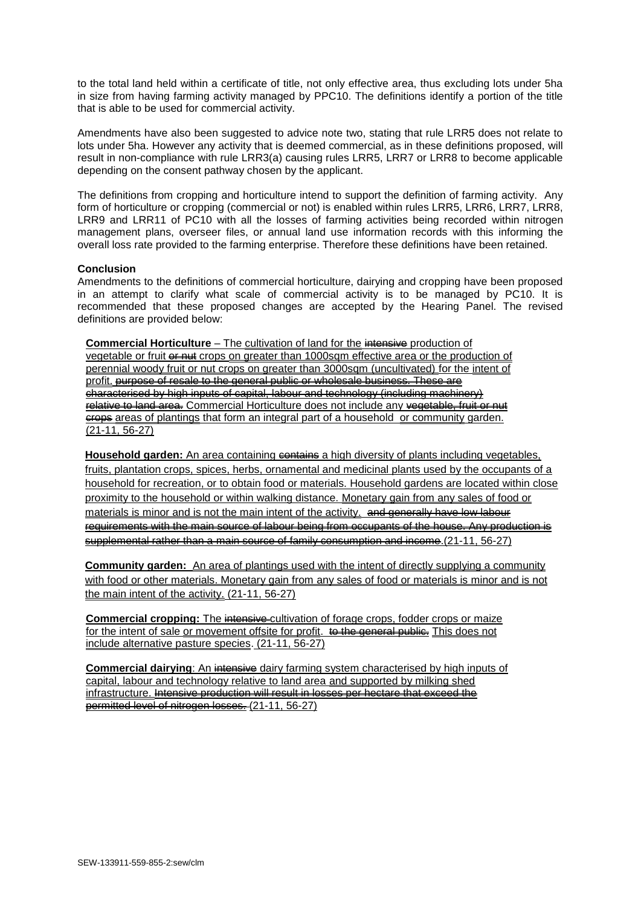to the total land held within a certificate of title, not only effective area, thus excluding lots under 5ha in size from having farming activity managed by PPC10. The definitions identify a portion of the title that is able to be used for commercial activity.

Amendments have also been suggested to advice note two, stating that rule LRR5 does not relate to lots under 5ha. However any activity that is deemed commercial, as in these definitions proposed, will result in non-compliance with rule LRR3(a) causing rules LRR5, LRR7 or LRR8 to become applicable depending on the consent pathway chosen by the applicant.

The definitions from cropping and horticulture intend to support the definition of farming activity. Any form of horticulture or cropping (commercial or not) is enabled within rules LRR5, LRR6, LRR7, LRR8, LRR9 and LRR11 of PC10 with all the losses of farming activities being recorded within nitrogen management plans, overseer files, or annual land use information records with this informing the overall loss rate provided to the farming enterprise. Therefore these definitions have been retained.

**Conclusion**

Amendments to the definitions of commercial horticulture, dairying and cropping have been proposed in an attempt to clarify what scale of commercial activity is to be managed by PC10. It is recommended that these proposed changes are accepted by the Hearing Panel. The revised definitions are provided below:

**Commercial Horticulture** – The <u>cultivation of land for the</u> ~~intensive~~ production of <u>vegetable or fruit</u> ~~or nut~~ <u>crops on greater than 1000sqm effective area or the production of perennial woody fruit or nut crops on greater than 3000sqm (uncultivated) for the intent of profit.</u> ~~purpose of resale to the general public or wholesale business. These are characterised by high inputs of capital, labour and technology (including machinery) relative to land area.~~ Commercial Horticulture does not include any ~~vegetable, fruit or nut crops~~ <u>areas of plantings</u> that form an integral part of a household <u>or community</u> garden. <u>(21-11, 56-27)</u>

**<u>Household garden:</u>** <u>An area containing</u> ~~contains~~ <u>a high diversity of plants including vegetables, fruits, plantation crops, spices, herbs, ornamental and medicinal plants used by the occupants of a household for recreation, or to obtain food or materials. Household gardens are located within close proximity to the household or within walking distance. Monetary gain from any sales of food or materials is minor and is not the main intent of the activity.</u> ~~and generally have low labour requirements with the main source of labour being from occupants of the house. Any production is supplemental rather than a main source of family consumption and income~~ <u>(21-11, 56-27)</u>

**<u>Community garden:</u>** <u>An area of plantings used with the intent of directly supplying a community with food or other materials. Monetary gain from any sales of food or materials is minor and is not the main intent of the activity. (21-11, 56-27)</u>

**Commercial cropping:** The ~~intensive~~ cultivation of forage crops, fodder crops or maize for the intent of sale <u>or movement offsite for profit</u>. ~~to the general public.~~ <u>This does not include alternative pasture species</u>. <u>(21-11, 56-27)</u>

**Commercial dairying**: An ~~intensive~~ dairy farming system characterised by high inputs of capital, labour and technology relative to land area <u>and supported by milking shed infrastructure.</u> ~~Intensive production will result in losses per hectare that exceed the permitted level of nitrogen losses.~~ <u>(21-11, 56-27)</u>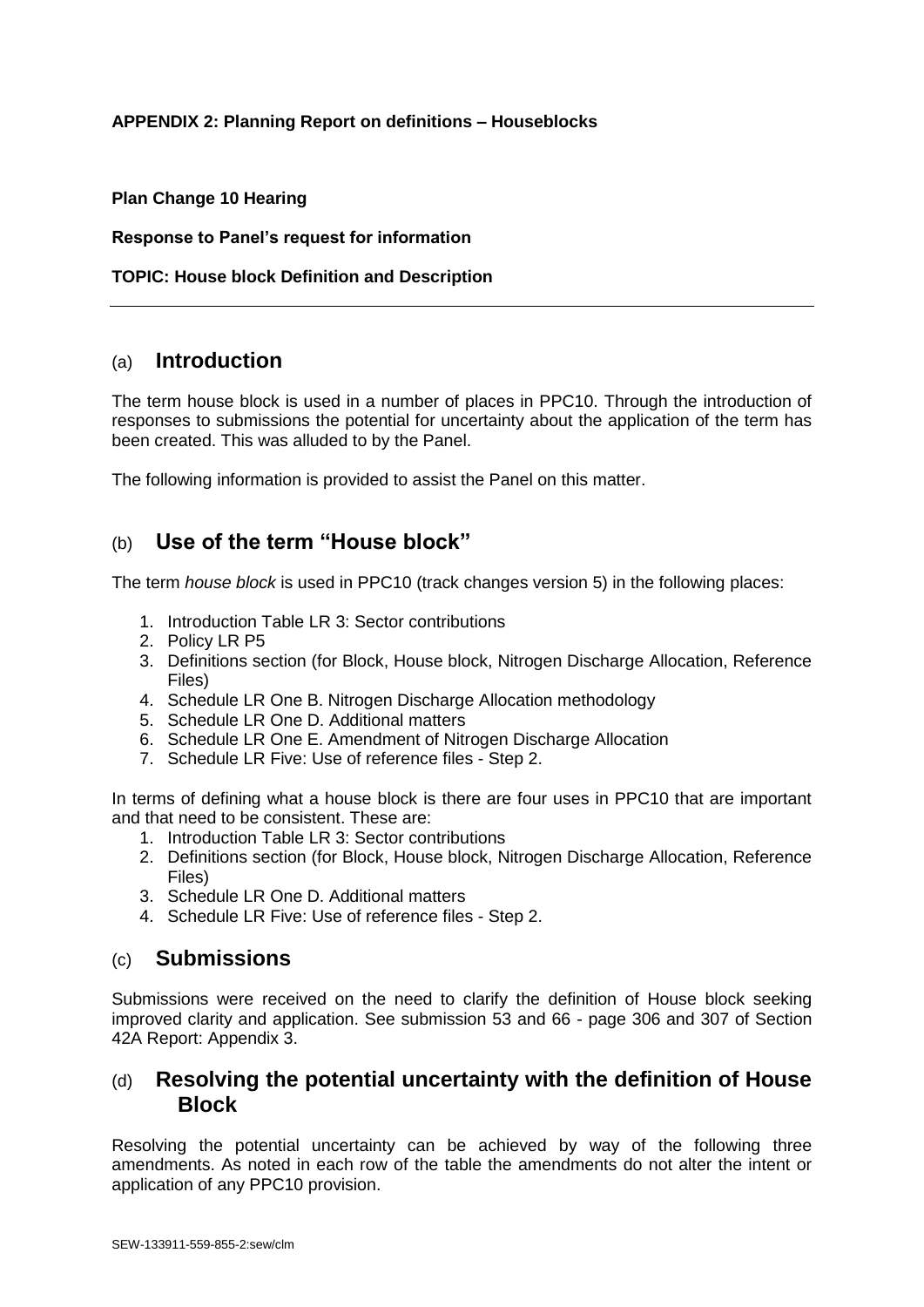**APPENDIX 2: Planning Report on definitions – Houseblocks**

**Plan Change 10 Hearing**

**Response to Panel's request for information**

**TOPIC: House block Definition and Description**

---

## (a) Introduction

The term house block is used in a number of places in PPC10. Through the introduction of responses to submissions the potential for uncertainty about the application of the term has been created. This was alluded to by the Panel.

The following information is provided to assist the Panel on this matter.

## (b) Use of the term "House block"

The term *house block* is used in PPC10 (track changes version 5) in the following places:

1. Introduction Table LR 3: Sector contributions
2. Policy LR P5
3. Definitions section (for Block, House block, Nitrogen Discharge Allocation, Reference Files)
4. Schedule LR One B. Nitrogen Discharge Allocation methodology
5. Schedule LR One D. Additional matters
6. Schedule LR One E. Amendment of Nitrogen Discharge Allocation
7. Schedule LR Five: Use of reference files - Step 2.

In terms of defining what a house block is there are four uses in PPC10 that are important and that need to be consistent. These are:

1. Introduction Table LR 3: Sector contributions
2. Definitions section (for Block, House block, Nitrogen Discharge Allocation, Reference Files)
3. Schedule LR One D. Additional matters
4. Schedule LR Five: Use of reference files - Step 2.

## (c) Submissions

Submissions were received on the need to clarify the definition of House block seeking improved clarity and application. See submission 53 and 66 - page 306 and 307 of Section 42A Report: Appendix 3.

## (d) Resolving the potential uncertainty with the definition of House Block

Resolving the potential uncertainty can be achieved by way of the following three amendments. As noted in each row of the table the amendments do not alter the intent or application of any PPC10 provision.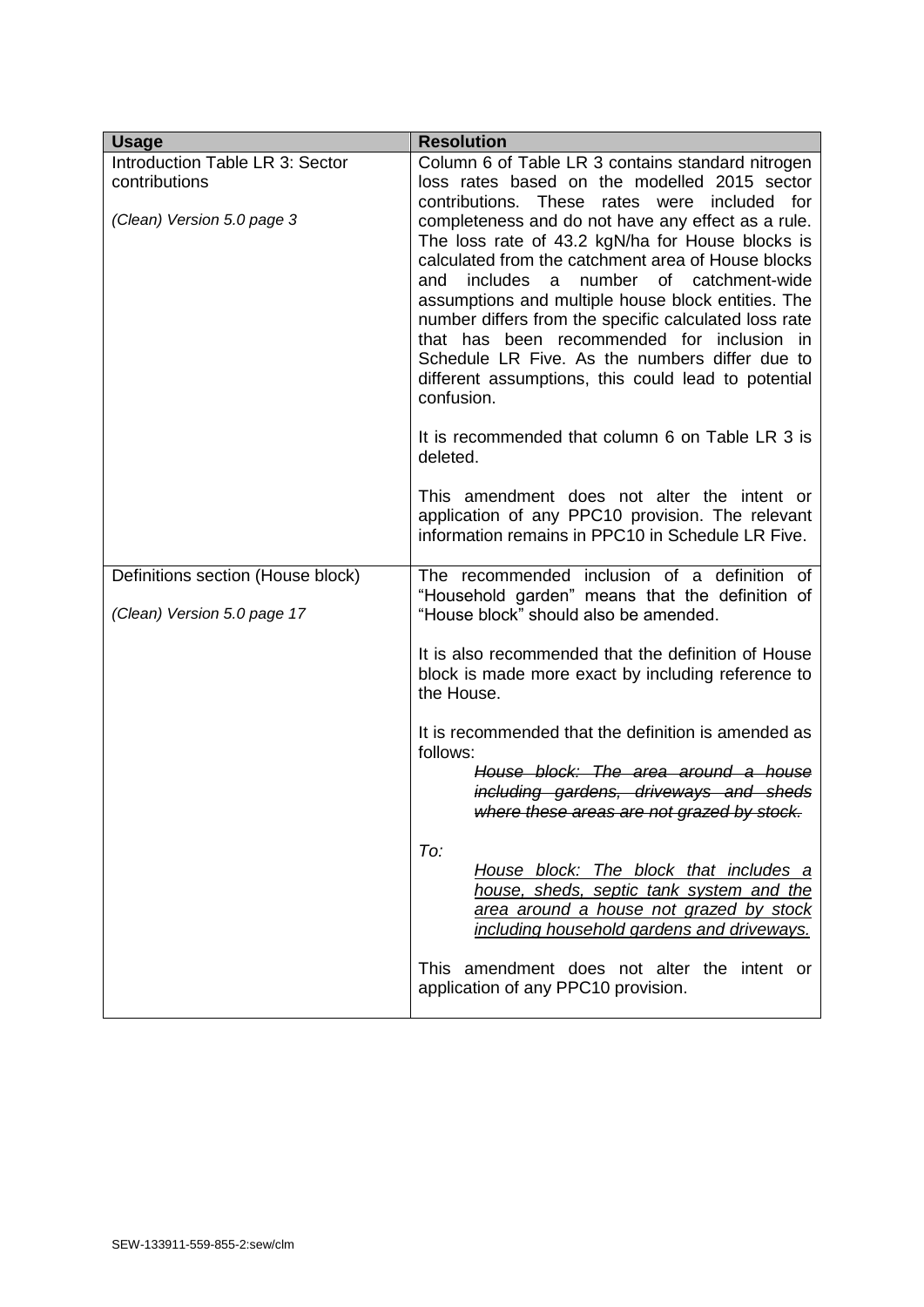| Usage | Resolution |
|---|---|
| Introduction Table LR 3: Sector contributions<br><br>*(Clean) Version 5.0 page 3* | Column 6 of Table LR 3 contains standard nitrogen loss rates based on the modelled 2015 sector contributions. These rates were included for completeness and do not have any effect as a rule. The loss rate of 43.2 kgN/ha for House blocks is calculated from the catchment area of House blocks and includes a number of catchment-wide assumptions and multiple house block entities. The number differs from the specific calculated loss rate that has been recommended for inclusion in Schedule LR Five. As the numbers differ due to different assumptions, this could lead to potential confusion.<br><br>It is recommended that column 6 on Table LR 3 is deleted.<br><br>This amendment does not alter the intent or application of any PPC10 provision. The relevant information remains in PPC10 in Schedule LR Five. |
| Definitions section (House block)<br><br>*(Clean) Version 5.0 page 17* | The recommended inclusion of a definition of "Household garden" means that the definition of "House block" should also be amended.<br><br>It is also recommended that the definition of House block is made more exact by including reference to the House.<br><br>It is recommended that the definition is amended as follows:<br>~~*House block: The area around a house including gardens, driveways and sheds where these areas are not grazed by stock.*~~<br><br>*To:*<br><u>*House block: The block that includes a house, sheds, septic tank system and the area around a house not grazed by stock including household gardens and driveways.*</u><br><br>This amendment does not alter the intent or application of any PPC10 provision. |

SEW-133911-559-855-2:sew/clm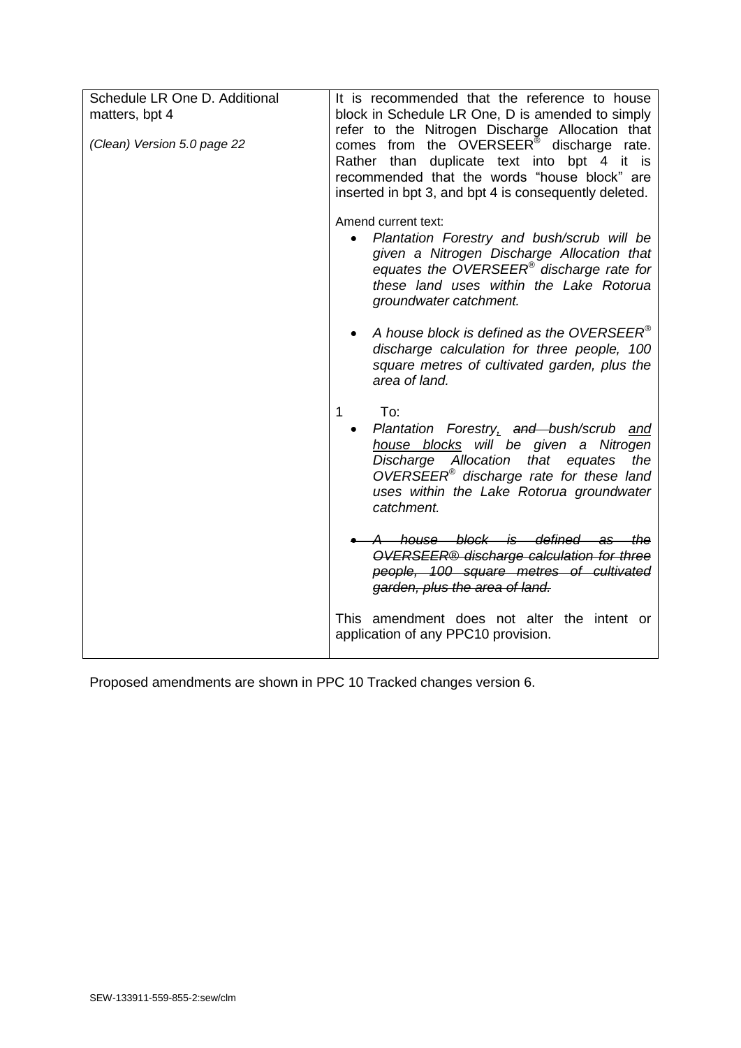| Schedule LR One D. Additional matters, bpt 4<br><br>*(Clean) Version 5.0 page 22* | It is recommended that the reference to house block in Schedule LR One, D is amended to simply refer to the Nitrogen Discharge Allocation that comes from the OVERSEER® discharge rate. Rather than duplicate text into bpt 4 it is recommended that the words "house block" are inserted in bpt 3, and bpt 4 is consequently deleted.<br><br>Amend current text:<br>• *Plantation Forestry and bush/scrub will be given a Nitrogen Discharge Allocation that equates the OVERSEER® discharge rate for these land uses within the Lake Rotorua groundwater catchment.*<br><br>• *A house block is defined as the OVERSEER® discharge calculation for three people, 100 square metres of cultivated garden, plus the area of land.*<br><br>1 To:<br>• *Plantation Forestry, ~~and~~ bush/scrub and house blocks will be given a Nitrogen Discharge Allocation that equates the OVERSEER® discharge rate for these land uses within the Lake Rotorua groundwater catchment.*<br><br>• ~~*A house block is defined as the OVERSEER® discharge calculation for three people, 100 square metres of cultivated garden, plus the area of land.*~~<br><br>This amendment does not alter the intent or application of any PPC10 provision. |
|---|---|

Proposed amendments are shown in PPC 10 Tracked changes version 6.

SEW-133911-559-855-2:sew/clm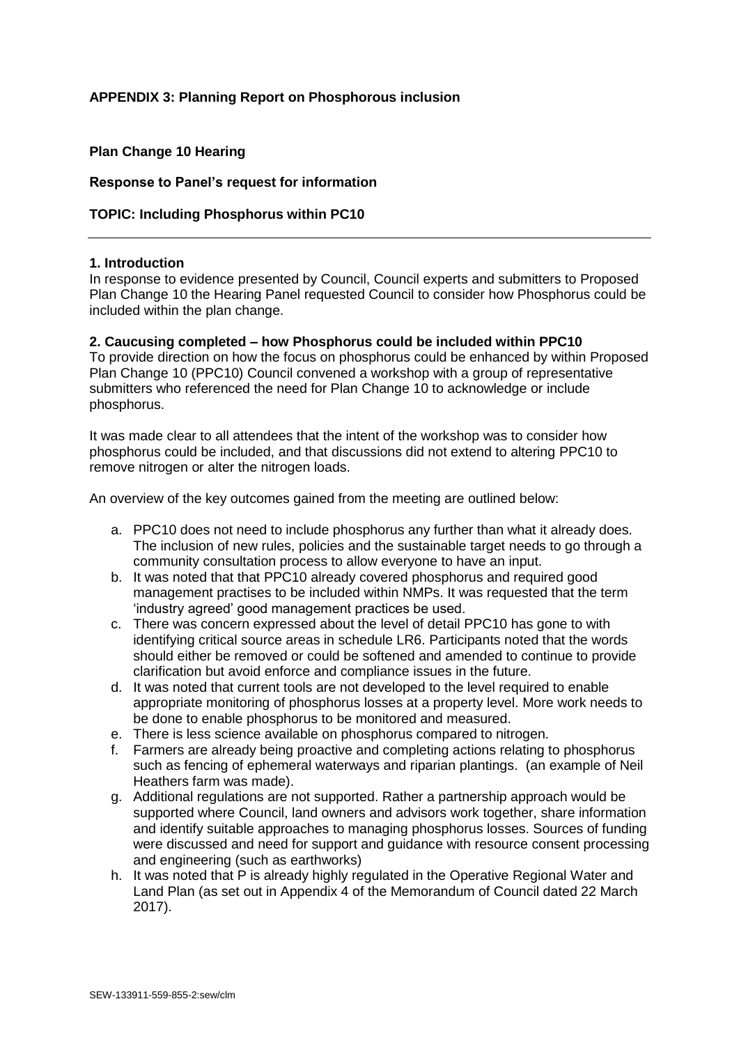**APPENDIX 3: Planning Report on Phosphorous inclusion**

**Plan Change 10 Hearing**

**Response to Panel's request for information**

**TOPIC: Including Phosphorus within PC10**

---

**1. Introduction**

In response to evidence presented by Council, Council experts and submitters to Proposed Plan Change 10 the Hearing Panel requested Council to consider how Phosphorus could be included within the plan change.

**2. Caucusing completed – how Phosphorus could be included within PPC10**

To provide direction on how the focus on phosphorus could be enhanced by within Proposed Plan Change 10 (PPC10) Council convened a workshop with a group of representative submitters who referenced the need for Plan Change 10 to acknowledge or include phosphorus.

It was made clear to all attendees that the intent of the workshop was to consider how phosphorus could be included, and that discussions did not extend to altering PPC10 to remove nitrogen or alter the nitrogen loads.

An overview of the key outcomes gained from the meeting are outlined below:

a. PPC10 does not need to include phosphorus any further than what it already does. The inclusion of new rules, policies and the sustainable target needs to go through a community consultation process to allow everyone to have an input.
b. It was noted that that PPC10 already covered phosphorus and required good management practises to be included within NMPs. It was requested that the term 'industry agreed' good management practices be used.
c. There was concern expressed about the level of detail PPC10 has gone to with identifying critical source areas in schedule LR6. Participants noted that the words should either be removed or could be softened and amended to continue to provide clarification but avoid enforce and compliance issues in the future.
d. It was noted that current tools are not developed to the level required to enable appropriate monitoring of phosphorus losses at a property level. More work needs to be done to enable phosphorus to be monitored and measured.
e. There is less science available on phosphorus compared to nitrogen.
f. Farmers are already being proactive and completing actions relating to phosphorus such as fencing of ephemeral waterways and riparian plantings. (an example of Neil Heathers farm was made).
g. Additional regulations are not supported. Rather a partnership approach would be supported where Council, land owners and advisors work together, share information and identify suitable approaches to managing phosphorus losses. Sources of funding were discussed and need for support and guidance with resource consent processing and engineering (such as earthworks)
h. It was noted that P is already highly regulated in the Operative Regional Water and Land Plan (as set out in Appendix 4 of the Memorandum of Council dated 22 March 2017).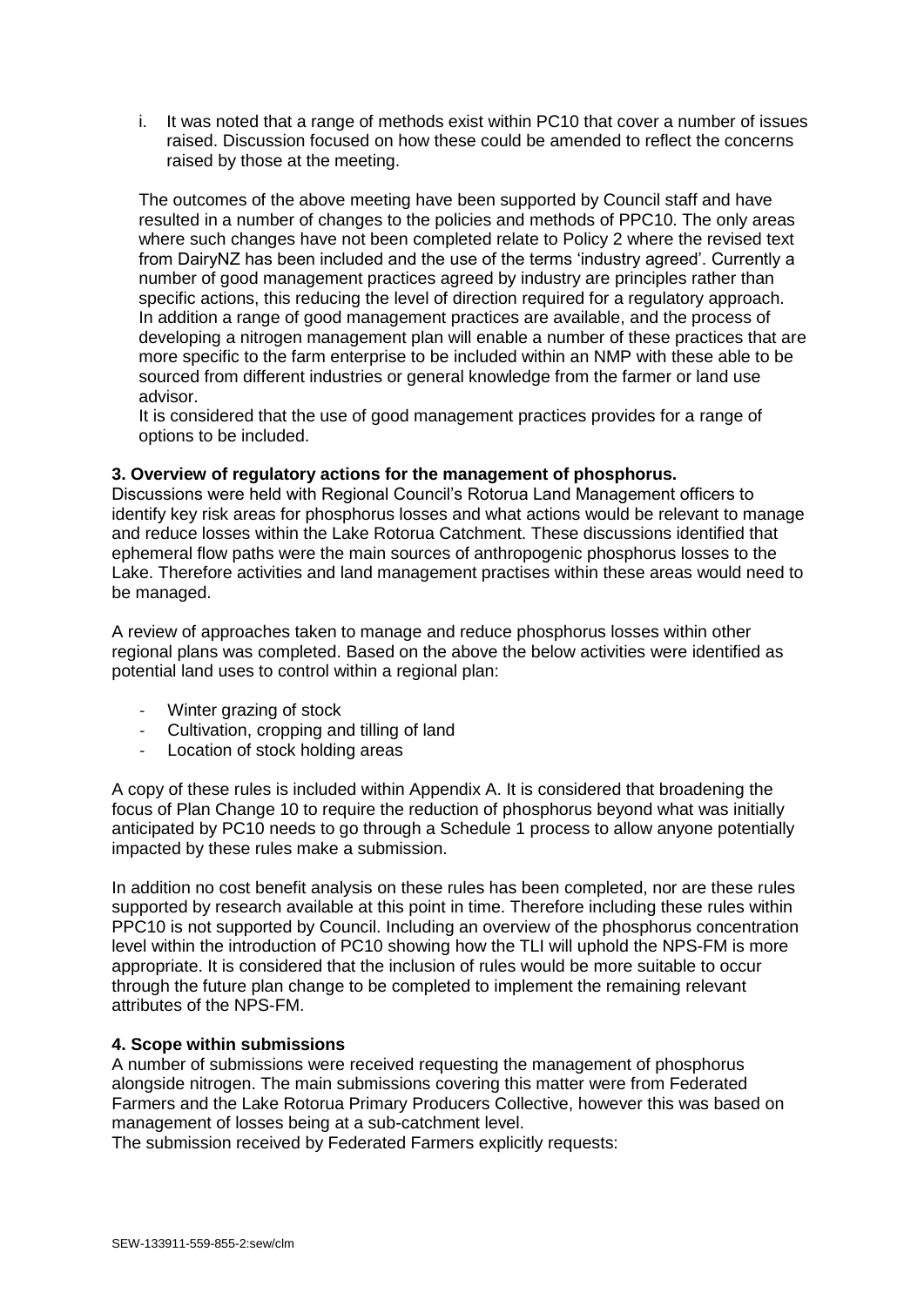i. It was noted that a range of methods exist within PC10 that cover a number of issues raised. Discussion focused on how these could be amended to reflect the concerns raised by those at the meeting.

The outcomes of the above meeting have been supported by Council staff and have resulted in a number of changes to the policies and methods of PPC10. The only areas where such changes have not been completed relate to Policy 2 where the revised text from DairyNZ has been included and the use of the terms 'industry agreed'. Currently a number of good management practices agreed by industry are principles rather than specific actions, this reducing the level of direction required for a regulatory approach. In addition a range of good management practices are available, and the process of developing a nitrogen management plan will enable a number of these practices that are more specific to the farm enterprise to be included within an NMP with these able to be sourced from different industries or general knowledge from the farmer or land use advisor.
It is considered that the use of good management practices provides for a range of options to be included.

**3. Overview of regulatory actions for the management of phosphorus.**
Discussions were held with Regional Council's Rotorua Land Management officers to identify key risk areas for phosphorus losses and what actions would be relevant to manage and reduce losses within the Lake Rotorua Catchment. These discussions identified that ephemeral flow paths were the main sources of anthropogenic phosphorus losses to the Lake. Therefore activities and land management practises within these areas would need to be managed.

A review of approaches taken to manage and reduce phosphorus losses within other regional plans was completed. Based on the above the below activities were identified as potential land uses to control within a regional plan:

- Winter grazing of stock
- Cultivation, cropping and tilling of land
- Location of stock holding areas

A copy of these rules is included within Appendix A. It is considered that broadening the focus of Plan Change 10 to require the reduction of phosphorus beyond what was initially anticipated by PC10 needs to go through a Schedule 1 process to allow anyone potentially impacted by these rules make a submission.

In addition no cost benefit analysis on these rules has been completed, nor are these rules supported by research available at this point in time. Therefore including these rules within PPC10 is not supported by Council. Including an overview of the phosphorus concentration level within the introduction of PC10 showing how the TLI will uphold the NPS-FM is more appropriate. It is considered that the inclusion of rules would be more suitable to occur through the future plan change to be completed to implement the remaining relevant attributes of the NPS-FM.

**4. Scope within submissions**
A number of submissions were received requesting the management of phosphorus alongside nitrogen. The main submissions covering this matter were from Federated Farmers and the Lake Rotorua Primary Producers Collective, however this was based on management of losses being at a sub-catchment level.
The submission received by Federated Farmers explicitly requests: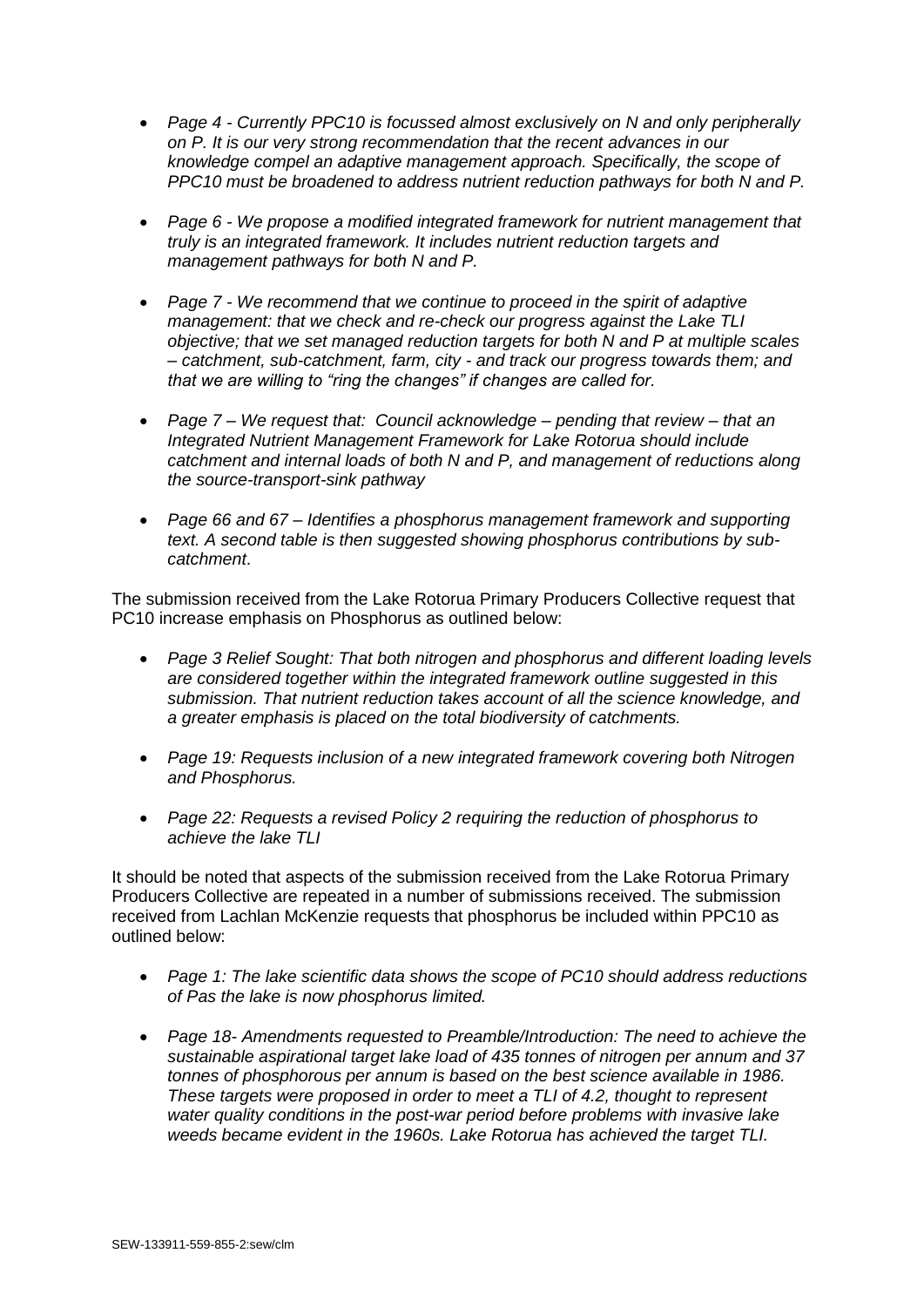- *Page 4 - Currently PPC10 is focussed almost exclusively on N and only peripherally on P. It is our very strong recommendation that the recent advances in our knowledge compel an adaptive management approach. Specifically, the scope of PPC10 must be broadened to address nutrient reduction pathways for both N and P.*
- *Page 6 - We propose a modified integrated framework for nutrient management that truly is an integrated framework. It includes nutrient reduction targets and management pathways for both N and P.*
- *Page 7 - We recommend that we continue to proceed in the spirit of adaptive management: that we check and re-check our progress against the Lake TLI objective; that we set managed reduction targets for both N and P at multiple scales – catchment, sub-catchment, farm, city - and track our progress towards them; and that we are willing to "ring the changes" if changes are called for.*
- *Page 7 – We request that: Council acknowledge – pending that review – that an Integrated Nutrient Management Framework for Lake Rotorua should include catchment and internal loads of both N and P, and management of reductions along the source-transport-sink pathway*
- *Page 66 and 67 – Identifies a phosphorus management framework and supporting text. A second table is then suggested showing phosphorus contributions by sub-catchment*.

The submission received from the Lake Rotorua Primary Producers Collective request that PC10 increase emphasis on Phosphorus as outlined below:

- *Page 3 Relief Sought: That both nitrogen and phosphorus and different loading levels are considered together within the integrated framework outline suggested in this submission. That nutrient reduction takes account of all the science knowledge, and a greater emphasis is placed on the total biodiversity of catchments.*
- *Page 19: Requests inclusion of a new integrated framework covering both Nitrogen and Phosphorus.*
- *Page 22: Requests a revised Policy 2 requiring the reduction of phosphorus to achieve the lake TLI*

It should be noted that aspects of the submission received from the Lake Rotorua Primary Producers Collective are repeated in a number of submissions received. The submission received from Lachlan McKenzie requests that phosphorus be included within PPC10 as outlined below:

- *Page 1: The lake scientific data shows the scope of PC10 should address reductions of Pas the lake is now phosphorus limited.*
- *Page 18- Amendments requested to Preamble/Introduction: The need to achieve the sustainable aspirational target lake load of 435 tonnes of nitrogen per annum and 37 tonnes of phosphorous per annum is based on the best science available in 1986. These targets were proposed in order to meet a TLI of 4.2, thought to represent water quality conditions in the post-war period before problems with invasive lake weeds became evident in the 1960s. Lake Rotorua has achieved the target TLI.*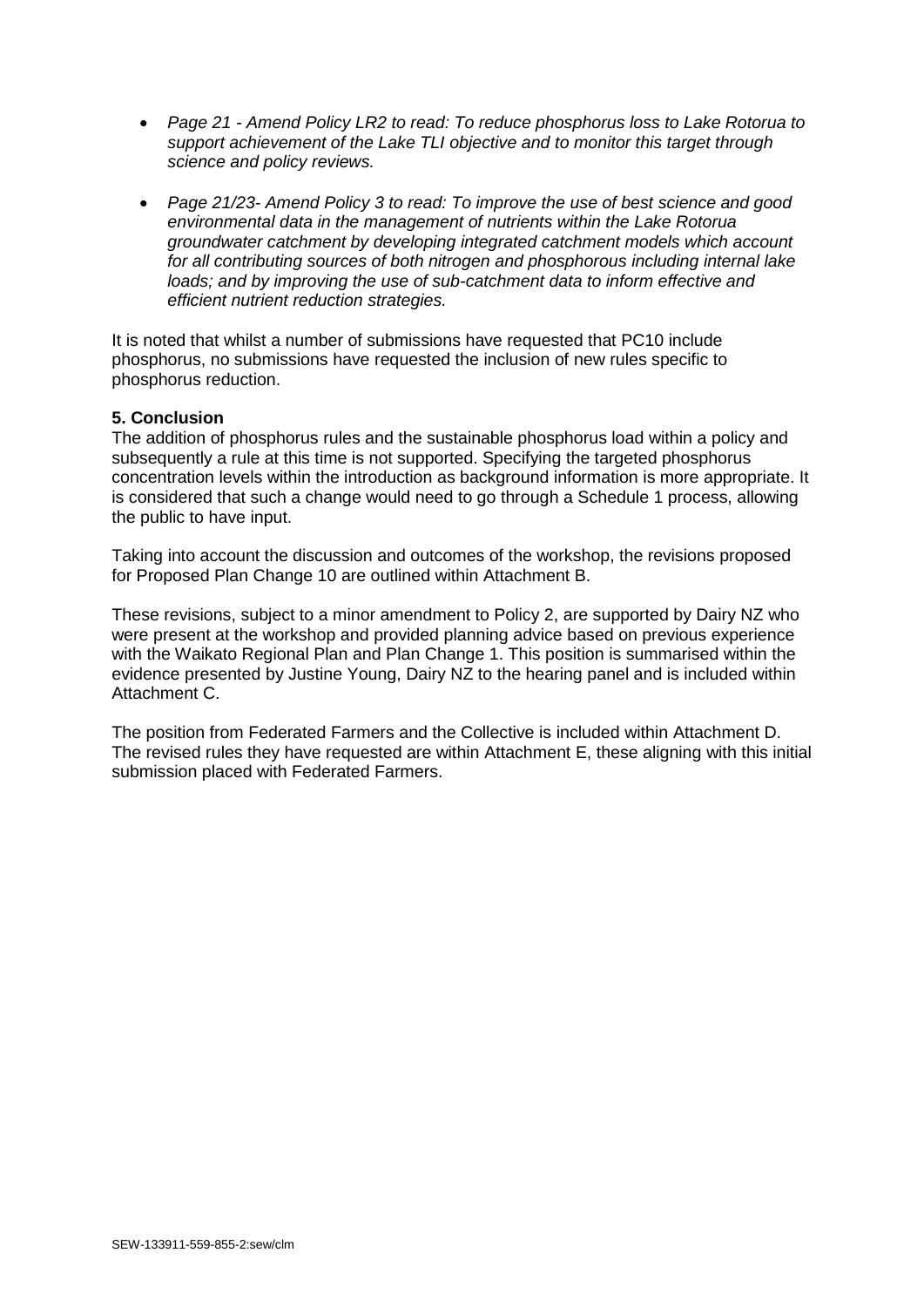- *Page 21 - Amend Policy LR2 to read: To reduce phosphorus loss to Lake Rotorua to support achievement of the Lake TLI objective and to monitor this target through science and policy reviews.*

- *Page 21/23- Amend Policy 3 to read: To improve the use of best science and good environmental data in the management of nutrients within the Lake Rotorua groundwater catchment by developing integrated catchment models which account for all contributing sources of both nitrogen and phosphorous including internal lake loads; and by improving the use of sub-catchment data to inform effective and efficient nutrient reduction strategies.*

It is noted that whilst a number of submissions have requested that PC10 include phosphorus, no submissions have requested the inclusion of new rules specific to phosphorus reduction.

**5. Conclusion**

The addition of phosphorus rules and the sustainable phosphorus load within a policy and subsequently a rule at this time is not supported. Specifying the targeted phosphorus concentration levels within the introduction as background information is more appropriate. It is considered that such a change would need to go through a Schedule 1 process, allowing the public to have input.

Taking into account the discussion and outcomes of the workshop, the revisions proposed for Proposed Plan Change 10 are outlined within Attachment B.

These revisions, subject to a minor amendment to Policy 2, are supported by Dairy NZ who were present at the workshop and provided planning advice based on previous experience with the Waikato Regional Plan and Plan Change 1. This position is summarised within the evidence presented by Justine Young, Dairy NZ to the hearing panel and is included within Attachment C.

The position from Federated Farmers and the Collective is included within Attachment D. The revised rules they have requested are within Attachment E, these aligning with this initial submission placed with Federated Farmers.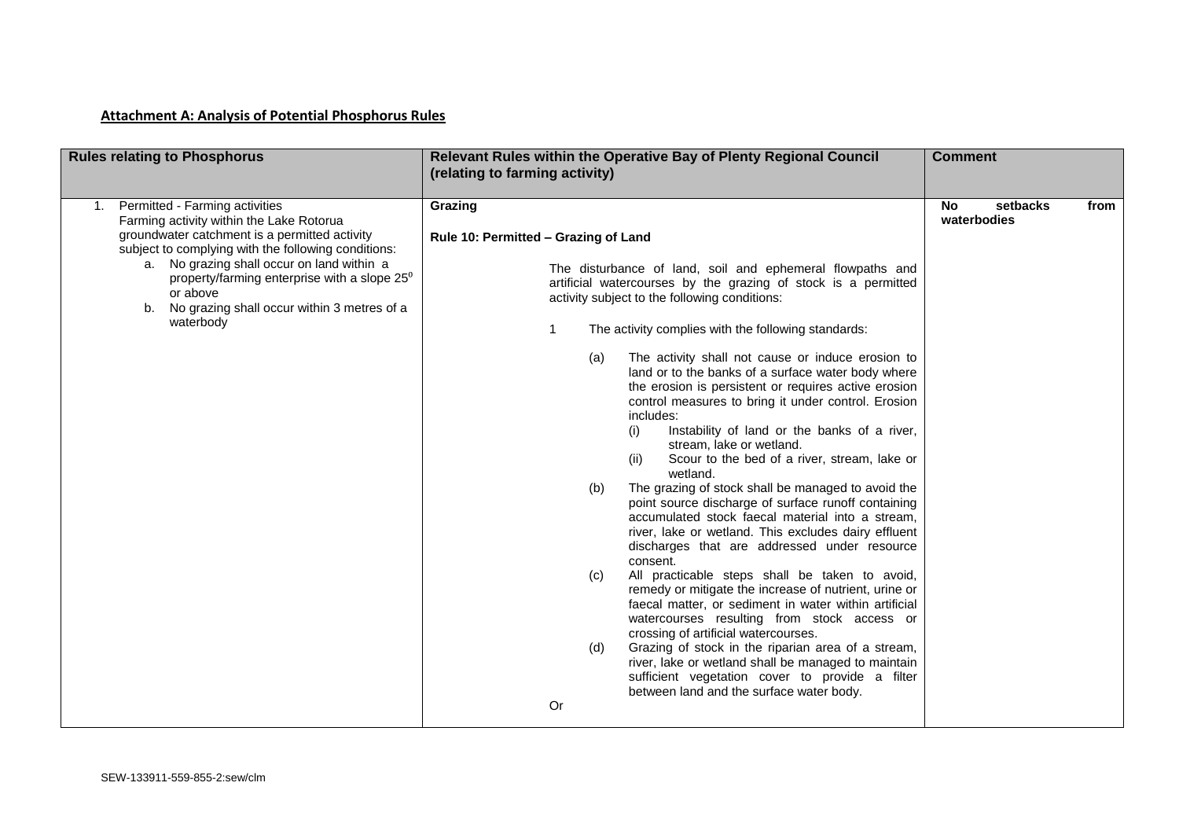**Attachment A: Analysis of Potential Phosphorus Rules**

| Rules relating to Phosphorus | Relevant Rules within the Operative Bay of Plenty Regional Council (relating to farming activity) | Comment |
| --- | --- | --- |
| 1. Permitted - Farming activities<br>Farming activity within the Lake Rotorua groundwater catchment is a permitted activity subject to complying with the following conditions:<br>a. No grazing shall occur on land within a property/farming enterprise with a slope $25^0$ or above<br>b. No grazing shall occur within 3 metres of a waterbody | **Grazing**<br><br>**Rule 10: Permitted – Grazing of Land**<br><br>The disturbance of land, soil and ephemeral flowpaths and artificial watercourses by the grazing of stock is a permitted activity subject to the following conditions:<br><br>1 The activity complies with the following standards:<br><br>(a) The activity shall not cause or induce erosion to land or to the banks of a surface water body where the erosion is persistent or requires active erosion control measures to bring it under control. Erosion includes:<br>(i) Instability of land or the banks of a river, stream, lake or wetland.<br>(ii) Scour to the bed of a river, stream, lake or wetland.<br>(b) The grazing of stock shall be managed to avoid the point source discharge of surface runoff containing accumulated stock faecal material into a stream, river, lake or wetland. This excludes dairy effluent discharges that are addressed under resource consent.<br>(c) All practicable steps shall be taken to avoid, remedy or mitigate the increase of nutrient, urine or faecal matter, or sediment in water within artificial watercourses resulting from stock access or crossing of artificial watercourses.<br>(d) Grazing of stock in the riparian area of a stream, river, lake or wetland shall be managed to maintain sufficient vegetation cover to provide a filter between land and the surface water body.<br><br>Or | **No setbacks from waterbodies** |

SEW-133911-559-855-2:sew/clm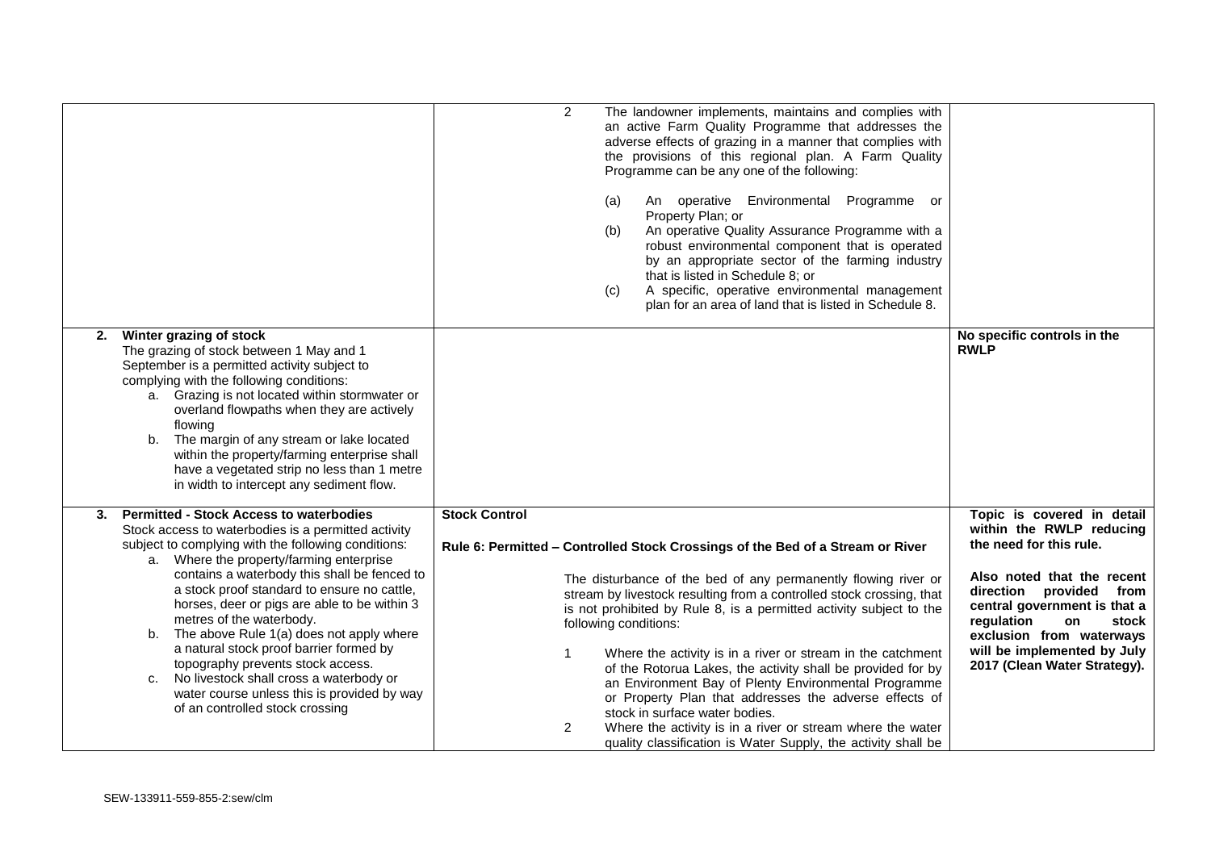| | | |
|---|---|---|
| | 2 The landowner implements, maintains and complies with an active Farm Quality Programme that addresses the adverse effects of grazing in a manner that complies with the provisions of this regional plan. A Farm Quality Programme can be any one of the following:<br><br>(a) An operative Environmental Programme or Property Plan; or<br>(b) An operative Quality Assurance Programme with a robust environmental component that is operated by an appropriate sector of the farming industry that is listed in Schedule 8; or<br>(c) A specific, operative environmental management plan for an area of land that is listed in Schedule 8. | |
| **2. Winter grazing of stock**<br>The grazing of stock between 1 May and 1 September is a permitted activity subject to complying with the following conditions:<br>a. Grazing is not located within stormwater or overland flowpaths when they are actively flowing<br>b. The margin of any stream or lake located within the property/farming enterprise shall have a vegetated strip no less than 1 metre in width to intercept any sediment flow. | | **No specific controls in the RWLP** |
| **3. Permitted - Stock Access to waterbodies**<br>Stock access to waterbodies is a permitted activity subject to complying with the following conditions:<br>a. Where the property/farming enterprise contains a waterbody this shall be fenced to a stock proof standard to ensure no cattle, horses, deer or pigs are able to be within 3 metres of the waterbody.<br>b. The above Rule 1(a) does not apply where a natural stock proof barrier formed by topography prevents stock access.<br>c. No livestock shall cross a waterbody or water course unless this is provided by way of an controlled stock crossing | **Stock Control**<br><br>**Rule 6: Permitted – Controlled Stock Crossings of the Bed of a Stream or River**<br><br>The disturbance of the bed of any permanently flowing river or stream by livestock resulting from a controlled stock crossing, that is not prohibited by Rule 8, is a permitted activity subject to the following conditions:<br><br>1 Where the activity is in a river or stream in the catchment of the Rotorua Lakes, the activity shall be provided for by an Environment Bay of Plenty Environmental Programme or Property Plan that addresses the adverse effects of stock in surface water bodies.<br>2 Where the activity is in a river or stream where the water quality classification is Water Supply, the activity shall be | **Topic is covered in detail within the RWLP reducing the need for this rule.**<br><br>**Also noted that the recent direction provided from central government is that a regulation on stock exclusion from waterways will be implemented by July 2017 (Clean Water Strategy).** |

SEW-133911-559-855-2:sew/clm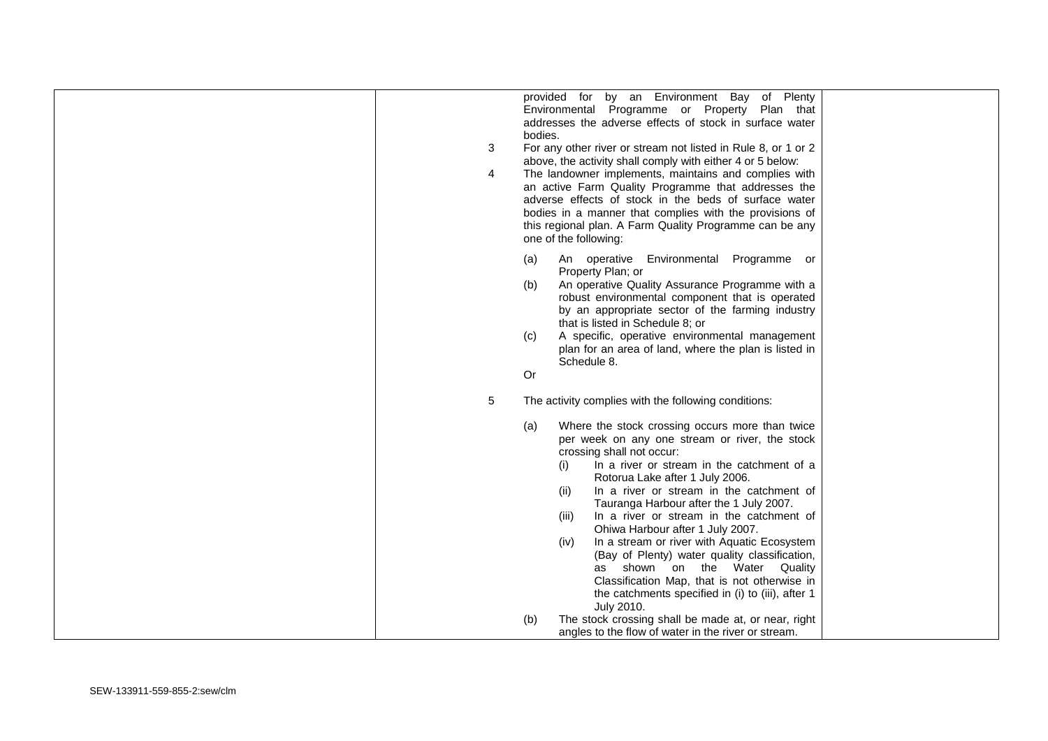| | | |
|---|---|---|
| | provided for by an Environment Bay of Plenty Environmental Programme or Property Plan that addresses the adverse effects of stock in surface water bodies.<br><br>3 For any other river or stream not listed in Rule 8, or 1 or 2 above, the activity shall comply with either 4 or 5 below:<br><br>4 The landowner implements, maintains and complies with an active Farm Quality Programme that addresses the adverse effects of stock in the beds of surface water bodies in a manner that complies with the provisions of this regional plan. A Farm Quality Programme can be any one of the following:<br><br>(a) An operative Environmental Programme or Property Plan; or<br>(b) An operative Quality Assurance Programme with a robust environmental component that is operated by an appropriate sector of the farming industry that is listed in Schedule 8; or<br>(c) A specific, operative environmental management plan for an area of land, where the plan is listed in Schedule 8.<br><br>Or<br><br>5 The activity complies with the following conditions:<br><br>(a) Where the stock crossing occurs more than twice per week on any one stream or river, the stock crossing shall not occur:<br>(i) In a river or stream in the catchment of a Rotorua Lake after 1 July 2006.<br>(ii) In a river or stream in the catchment of Tauranga Harbour after the 1 July 2007.<br>(iii) In a river or stream in the catchment of Ohiwa Harbour after 1 July 2007.<br>(iv) In a stream or river with Aquatic Ecosystem (Bay of Plenty) water quality classification, as shown on the Water Quality Classification Map, that is not otherwise in the catchments specified in (i) to (iii), after 1 July 2010.<br>(b) The stock crossing shall be made at, or near, right angles to the flow of water in the river or stream. | |

SEW-133911-559-855-2:sew/clm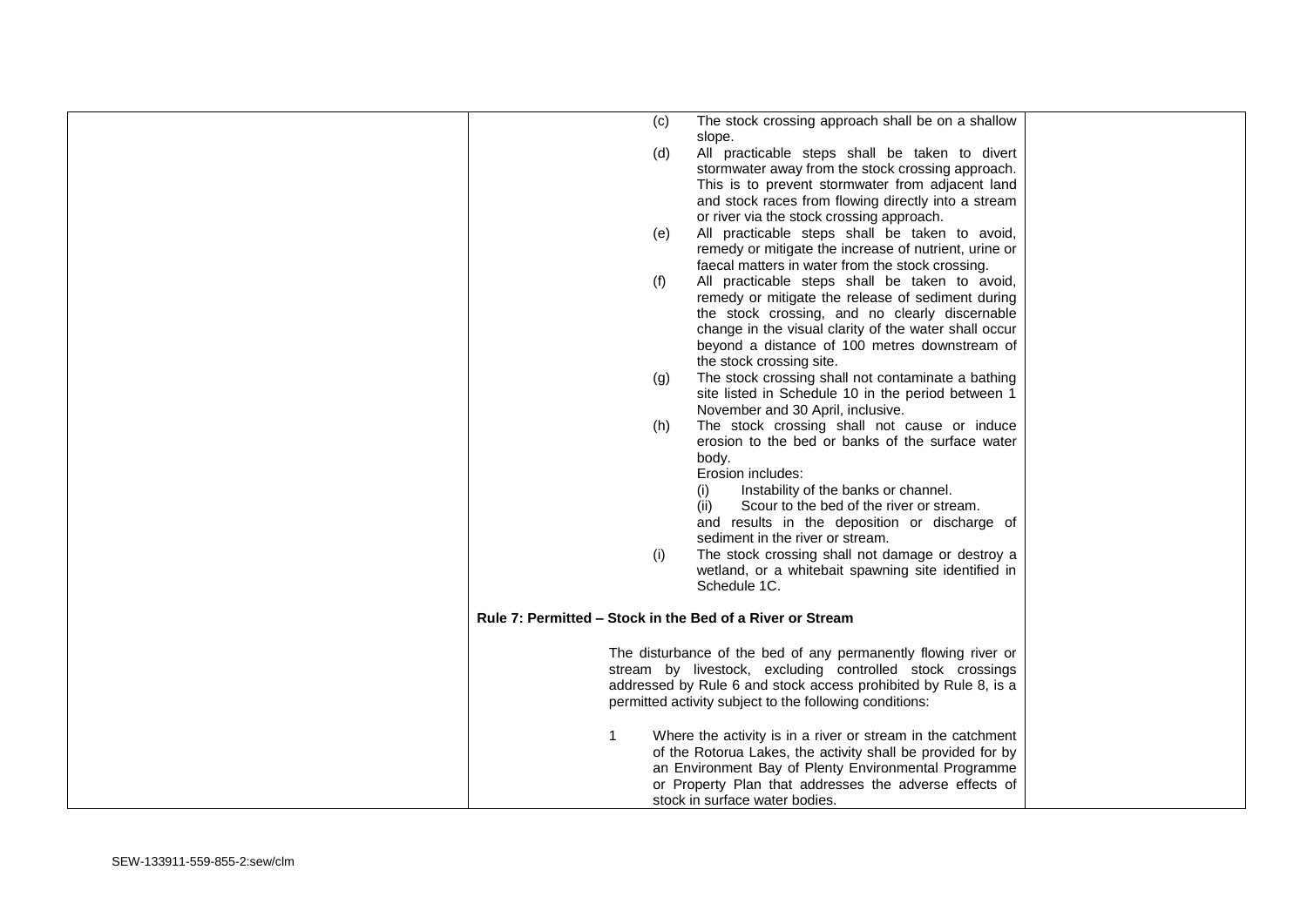(c) The stock crossing approach shall be on a shallow slope.

(d) All practicable steps shall be taken to divert stormwater away from the stock crossing approach. This is to prevent stormwater from adjacent land and stock races from flowing directly into a stream or river via the stock crossing approach.

(e) All practicable steps shall be taken to avoid, remedy or mitigate the increase of nutrient, urine or faecal matters in water from the stock crossing.

(f) All practicable steps shall be taken to avoid, remedy or mitigate the release of sediment during the stock crossing, and no clearly discernable change in the visual clarity of the water shall occur beyond a distance of 100 metres downstream of the stock crossing site.

(g) The stock crossing shall not contaminate a bathing site listed in Schedule 10 in the period between 1 November and 30 April, inclusive.

(h) The stock crossing shall not cause or induce erosion to the bed or banks of the surface water body.

Erosion includes:

(i) Instability of the banks or channel.

(ii) Scour to the bed of the river or stream.

and results in the deposition or discharge of sediment in the river or stream.

(i) The stock crossing shall not damage or destroy a wetland, or a whitebait spawning site identified in Schedule 1C.

**Rule 7: Permitted – Stock in the Bed of a River or Stream**

The disturbance of the bed of any permanently flowing river or stream by livestock, excluding controlled stock crossings addressed by Rule 6 and stock access prohibited by Rule 8, is a permitted activity subject to the following conditions:

1 Where the activity is in a river or stream in the catchment of the Rotorua Lakes, the activity shall be provided for by an Environment Bay of Plenty Environmental Programme or Property Plan that addresses the adverse effects of stock in surface water bodies.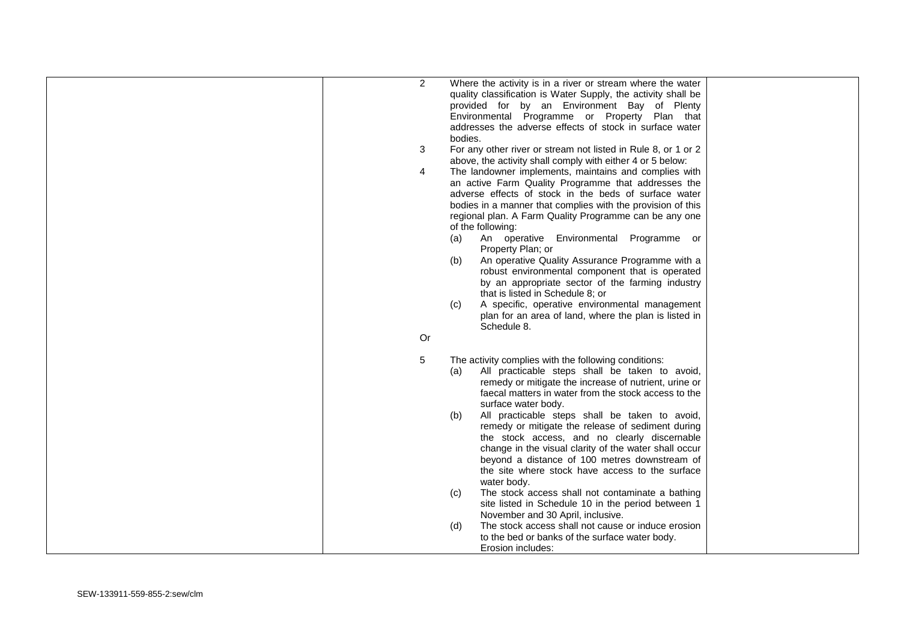| | | |
|---|---|---|
| | 2 Where the activity is in a river or stream where the water quality classification is Water Supply, the activity shall be provided for by an Environment Bay of Plenty Environmental Programme or Property Plan that addresses the adverse effects of stock in surface water bodies.<br><br>3 For any other river or stream not listed in Rule 8, or 1 or 2 above, the activity shall comply with either 4 or 5 below:<br><br>4 The landowner implements, maintains and complies with an active Farm Quality Programme that addresses the adverse effects of stock in the beds of surface water bodies in a manner that complies with the provision of this regional plan. A Farm Quality Programme can be any one of the following:<br>(a) An operative Environmental Programme or Property Plan; or<br>(b) An operative Quality Assurance Programme with a robust environmental component that is operated by an appropriate sector of the farming industry that is listed in Schedule 8; or<br>(c) A specific, operative environmental management plan for an area of land, where the plan is listed in Schedule 8.<br><br>Or<br><br>5 The activity complies with the following conditions:<br>(a) All practicable steps shall be taken to avoid, remedy or mitigate the increase of nutrient, urine or faecal matters in water from the stock access to the surface water body.<br>(b) All practicable steps shall be taken to avoid, remedy or mitigate the release of sediment during the stock access, and no clearly discernable change in the visual clarity of the water shall occur beyond a distance of 100 metres downstream of the site where stock have access to the surface water body.<br>(c) The stock access shall not contaminate a bathing site listed in Schedule 10 in the period between 1 November and 30 April, inclusive.<br>(d) The stock access shall not cause or induce erosion to the bed or banks of the surface water body. Erosion includes: | |

SEW-133911-559-855-2:sew/clm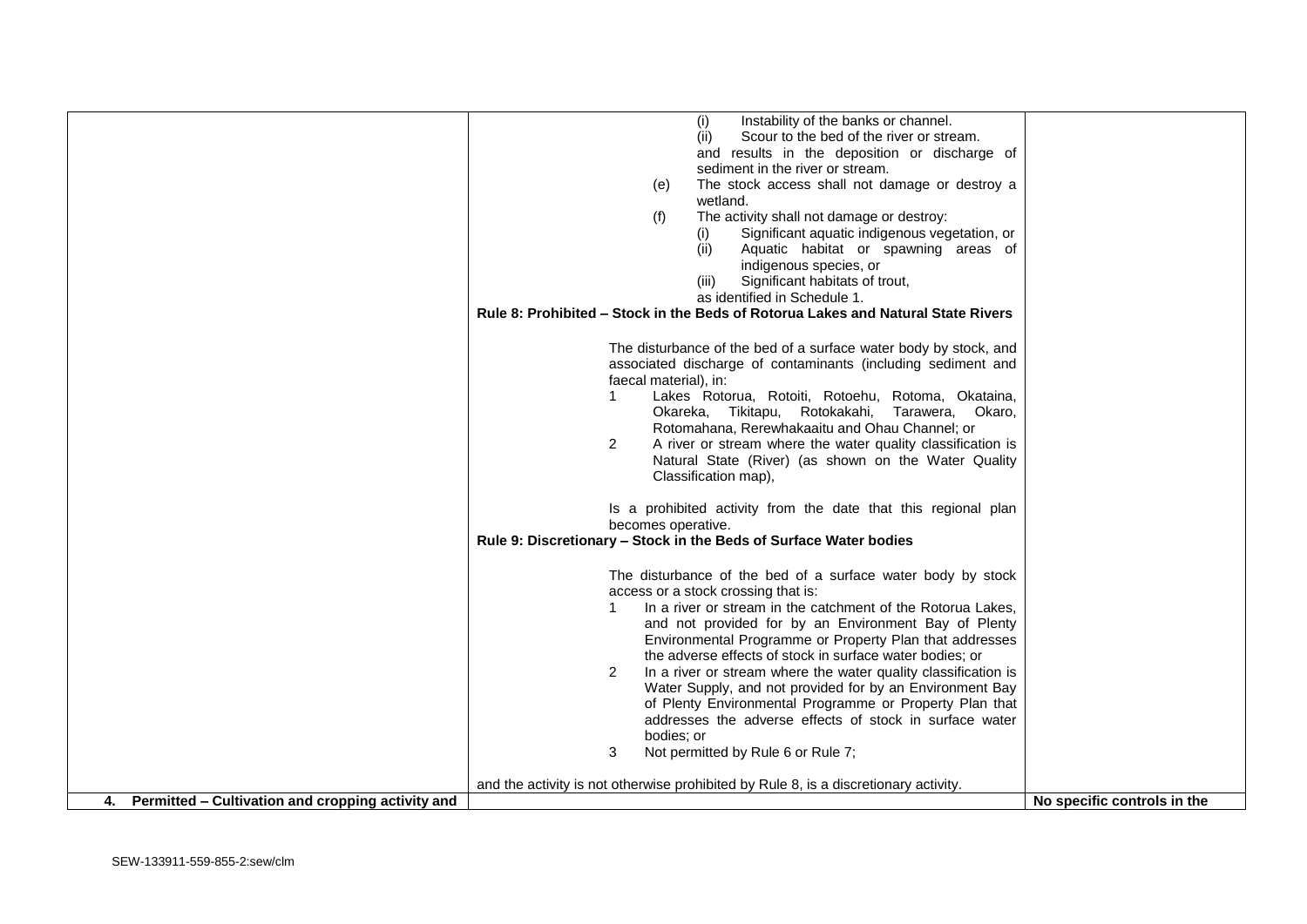| | | |
|---|---|---|
| | (i) Instability of the banks or channel.<br>(ii) Scour to the bed of the river or stream.<br>and results in the deposition or discharge of sediment in the river or stream.<br>(e) The stock access shall not damage or destroy a wetland.<br>(f) The activity shall not damage or destroy:<br>(i) Significant aquatic indigenous vegetation, or<br>(ii) Aquatic habitat or spawning areas of indigenous species, or<br>(iii) Significant habitats of trout,<br>as identified in Schedule 1.<br>**Rule 8: Prohibited – Stock in the Beds of Rotorua Lakes and Natural State Rivers**<br><br>The disturbance of the bed of a surface water body by stock, and associated discharge of contaminants (including sediment and faecal material), in:<br>1 Lakes Rotorua, Rotoiti, Rotoehu, Rotoma, Okataina, Okareka, Tikitapu, Rotokakahi, Tarawera, Okaro, Rotomahana, Rerewhakaaitu and Ohau Channel; or<br>2 A river or stream where the water quality classification is Natural State (River) (as shown on the Water Quality Classification map),<br><br>Is a prohibited activity from the date that this regional plan becomes operative.<br>**Rule 9: Discretionary – Stock in the Beds of Surface Water bodies**<br><br>The disturbance of the bed of a surface water body by stock access or a stock crossing that is:<br>1 In a river or stream in the catchment of the Rotorua Lakes, and not provided for by an Environment Bay of Plenty Environmental Programme or Property Plan that addresses the adverse effects of stock in surface water bodies; or<br>2 In a river or stream where the water quality classification is Water Supply, and not provided for by an Environment Bay of Plenty Environmental Programme or Property Plan that addresses the adverse effects of stock in surface water bodies; or<br>3 Not permitted by Rule 6 or Rule 7;<br><br>and the activity is not otherwise prohibited by Rule 8, is a discretionary activity. | |
| **4. Permitted – Cultivation and cropping activity and** | | **No specific controls in the** |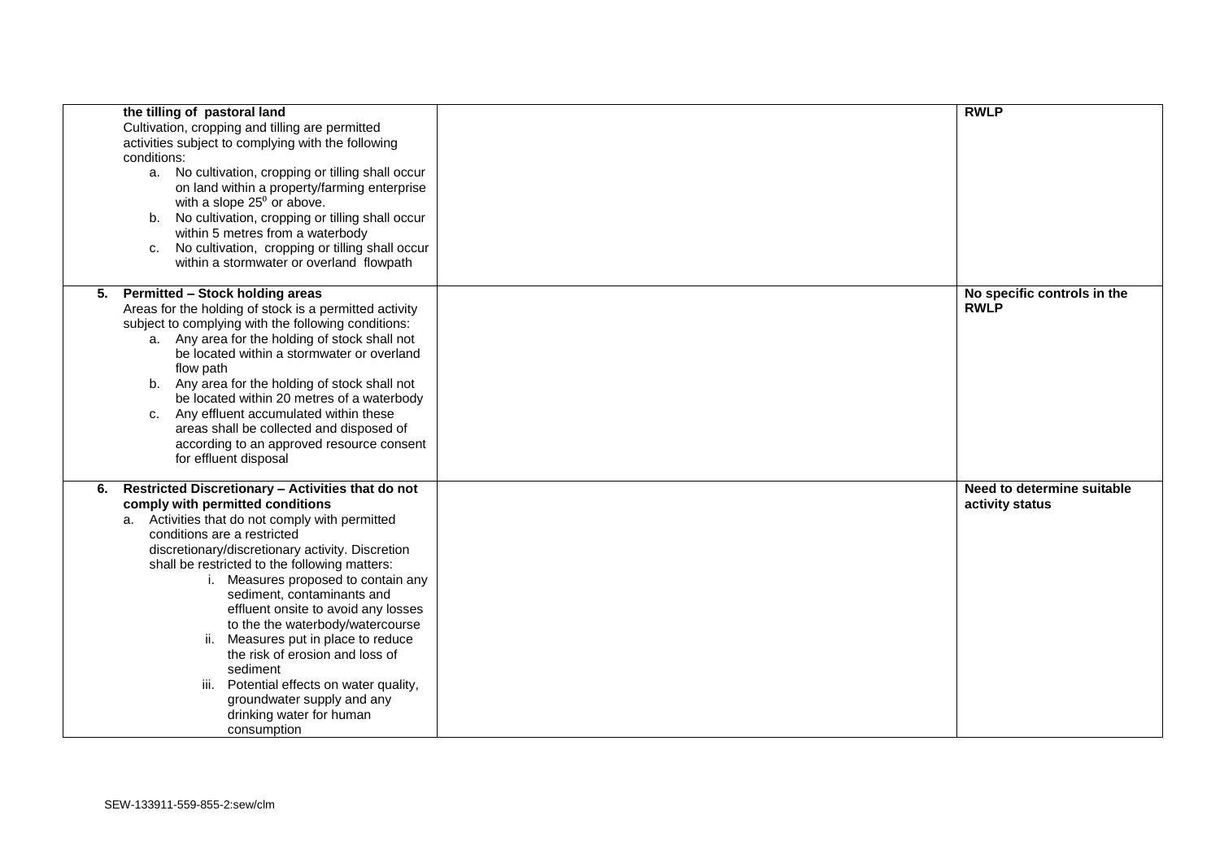| | | |
|---|---|---|
| **the tilling of pastoral land**<br>Cultivation, cropping and tilling are permitted activities subject to complying with the following conditions:<br>a. No cultivation, cropping or tilling shall occur on land within a property/farming enterprise with a slope 25$^{0}$ or above.<br>b. No cultivation, cropping or tilling shall occur within 5 metres from a waterbody<br>c. No cultivation, cropping or tilling shall occur within a stormwater or overland flowpath | | **RWLP** |
| **5. Permitted – Stock holding areas**<br>Areas for the holding of stock is a permitted activity subject to complying with the following conditions:<br>a. Any area for the holding of stock shall not be located within a stormwater or overland flow path<br>b. Any area for the holding of stock shall not be located within 20 metres of a waterbody<br>c. Any effluent accumulated within these areas shall be collected and disposed of according to an approved resource consent for effluent disposal | | **No specific controls in the RWLP** |
| **6. Restricted Discretionary – Activities that do not comply with permitted conditions**<br>a. Activities that do not comply with permitted conditions are a restricted discretionary/discretionary activity. Discretion shall be restricted to the following matters:<br>i. Measures proposed to contain any sediment, contaminants and effluent onsite to avoid any losses to the the waterbody/watercourse<br>ii. Measures put in place to reduce the risk of erosion and loss of sediment<br>iii. Potential effects on water quality, groundwater supply and any drinking water for human consumption | | **Need to determine suitable activity status** |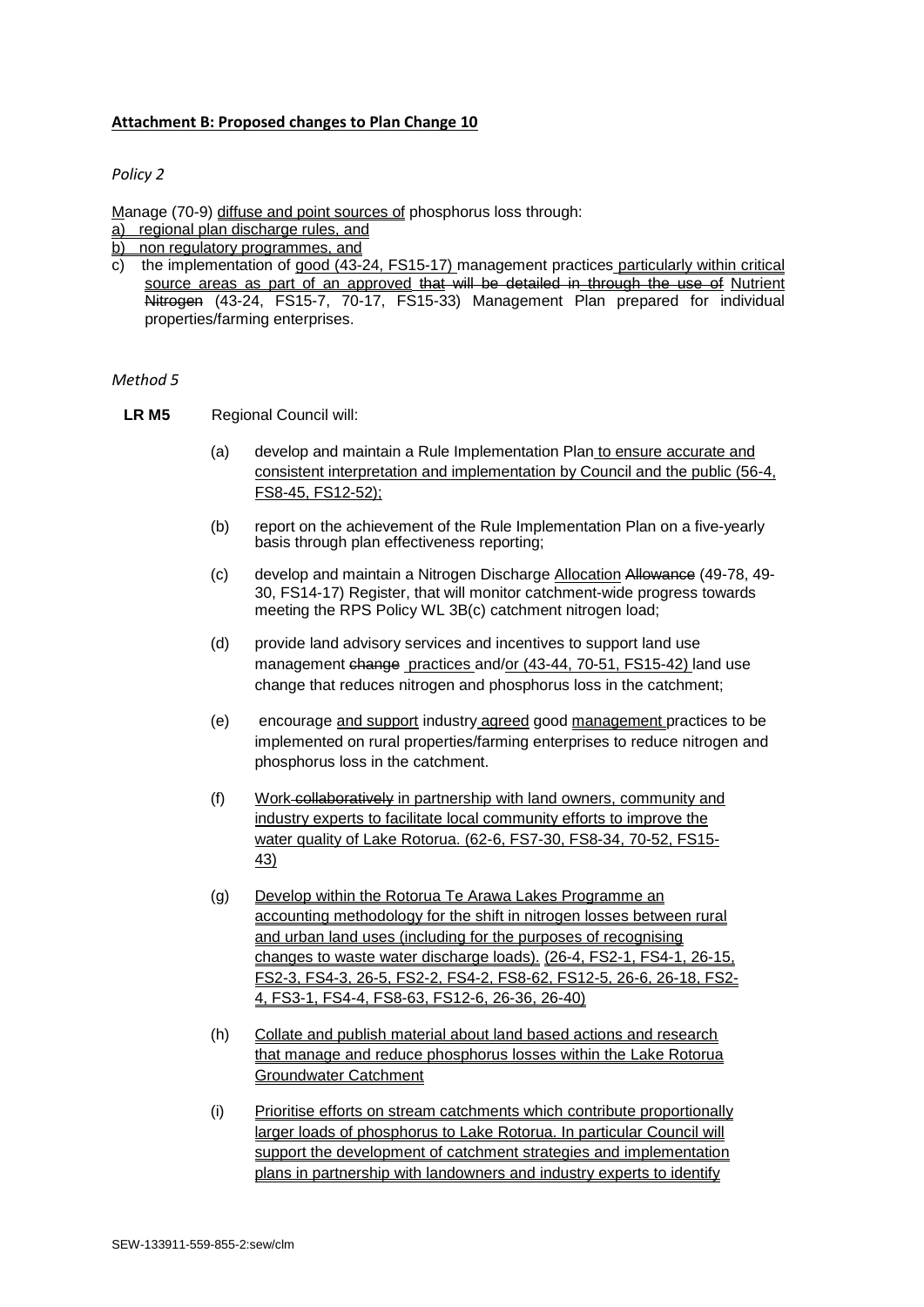**Attachment B: Proposed changes to Plan Change 10**

*Policy 2*

Manage (70-9) diffuse and point sources of phosphorus loss through:

a) regional plan discharge rules, and

b) non regulatory programmes, and

c) the implementation of good (43-24, FS15-17) management practices particularly within critical source areas as part of an approved ~~that will be detailed in through the use of~~ Nutrient ~~Nitrogen~~ (43-24, FS15-7, 70-17, FS15-33) Management Plan prepared for individual properties/farming enterprises.

*Method 5*

**LR M5** Regional Council will:

(a) develop and maintain a Rule Implementation Plan to ensure accurate and consistent interpretation and implementation by Council and the public (56-4, FS8-45, FS12-52);

(b) report on the achievement of the Rule Implementation Plan on a five-yearly basis through plan effectiveness reporting;

(c) develop and maintain a Nitrogen Discharge Allocation ~~Allowance~~ (49-78, 49-30, FS14-17) Register, that will monitor catchment-wide progress towards meeting the RPS Policy WL 3B(c) catchment nitrogen load;

(d) provide land advisory services and incentives to support land use management ~~change~~ practices and/or (43-44, 70-51, FS15-42) land use change that reduces nitrogen and phosphorus loss in the catchment;

(e) encourage and support industry agreed good management practices to be implemented on rural properties/farming enterprises to reduce nitrogen and phosphorus loss in the catchment.

(f) Work ~~collaboratively~~ in partnership with land owners, community and industry experts to facilitate local community efforts to improve the water quality of Lake Rotorua. (62-6, FS7-30, FS8-34, 70-52, FS15-43)

(g) Develop within the Rotorua Te Arawa Lakes Programme an accounting methodology for the shift in nitrogen losses between rural and urban land uses (including for the purposes of recognising changes to waste water discharge loads). (26-4, FS2-1, FS4-1, 26-15, FS2-3, FS4-3, 26-5, FS2-2, FS4-2, FS8-62, FS12-5, 26-6, 26-18, FS2-4, FS3-1, FS4-4, FS8-63, FS12-6, 26-36, 26-40)

(h) Collate and publish material about land based actions and research that manage and reduce phosphorus losses within the Lake Rotorua Groundwater Catchment

(i) Prioritise efforts on stream catchments which contribute proportionally larger loads of phosphorus to Lake Rotorua. In particular Council will support the development of catchment strategies and implementation plans in partnership with landowners and industry experts to identify

SEW-133911-559-855-2:sew/clm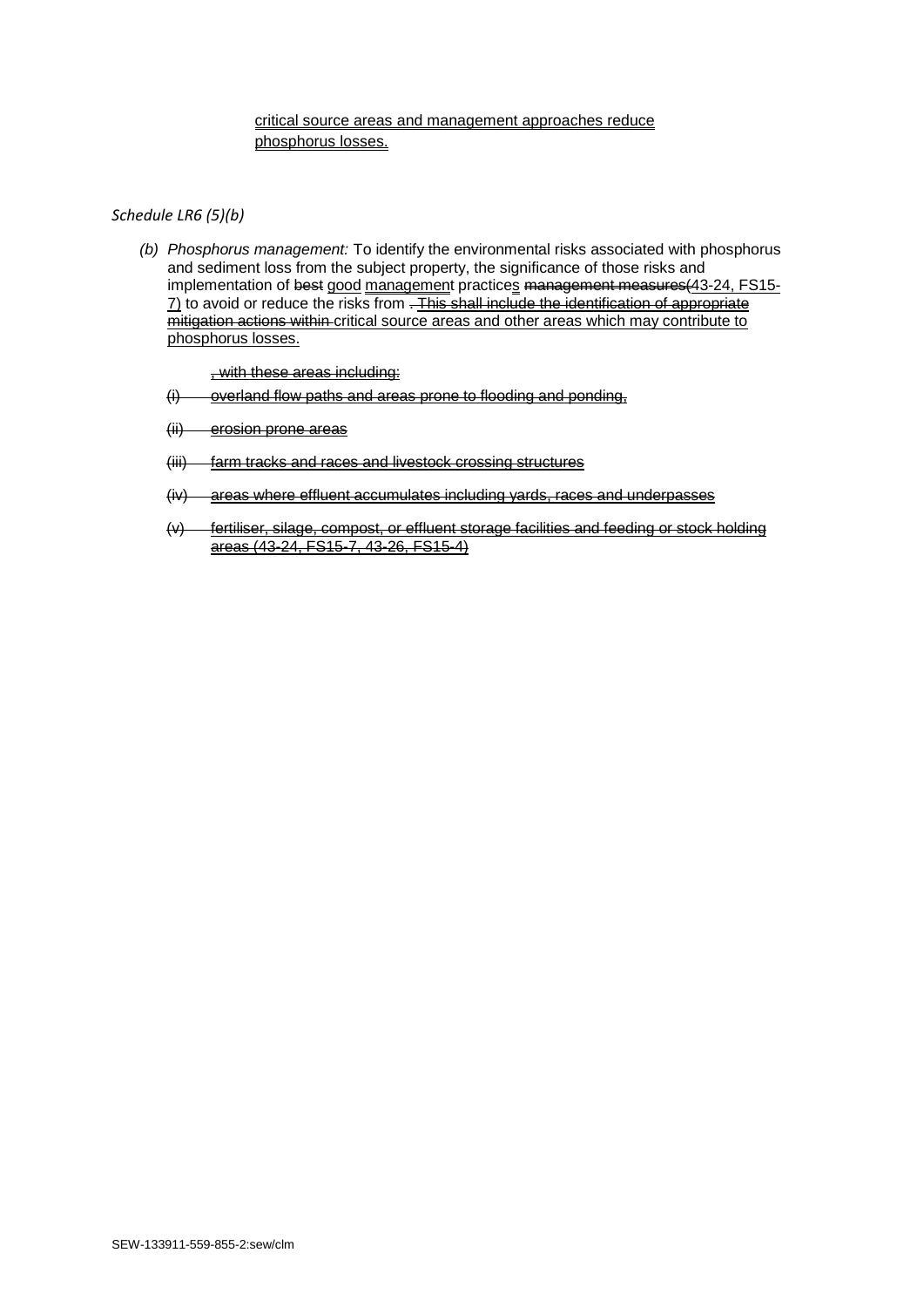critical source areas and management approaches reduce phosphorus losses.

*Schedule LR6 (5)(b)*

(b) *Phosphorus management:* To identify the environmental risks associated with phosphorus and sediment loss from the subject property, the significance of those risks and implementation of ~~best~~ good management practices ~~management measures~~(43-24, FS15-7) to avoid or reduce the risks from ~~. This shall include the identification of appropriate mitigation actions within~~ critical source areas and other areas which may contribute to phosphorus losses.

~~, with these areas including:~~

~~(i) overland flow paths and areas prone to flooding and ponding,~~

~~(ii) erosion prone areas~~

~~(iii) farm tracks and races and livestock crossing structures~~

~~(iv) areas where effluent accumulates including yards, races and underpasses~~

~~(v) fertiliser, silage, compost, or effluent storage facilities and feeding or stock holding areas (43-24, FS15-7, 43-26, FS15-4)~~

SEW-133911-559-855-2:sew/clm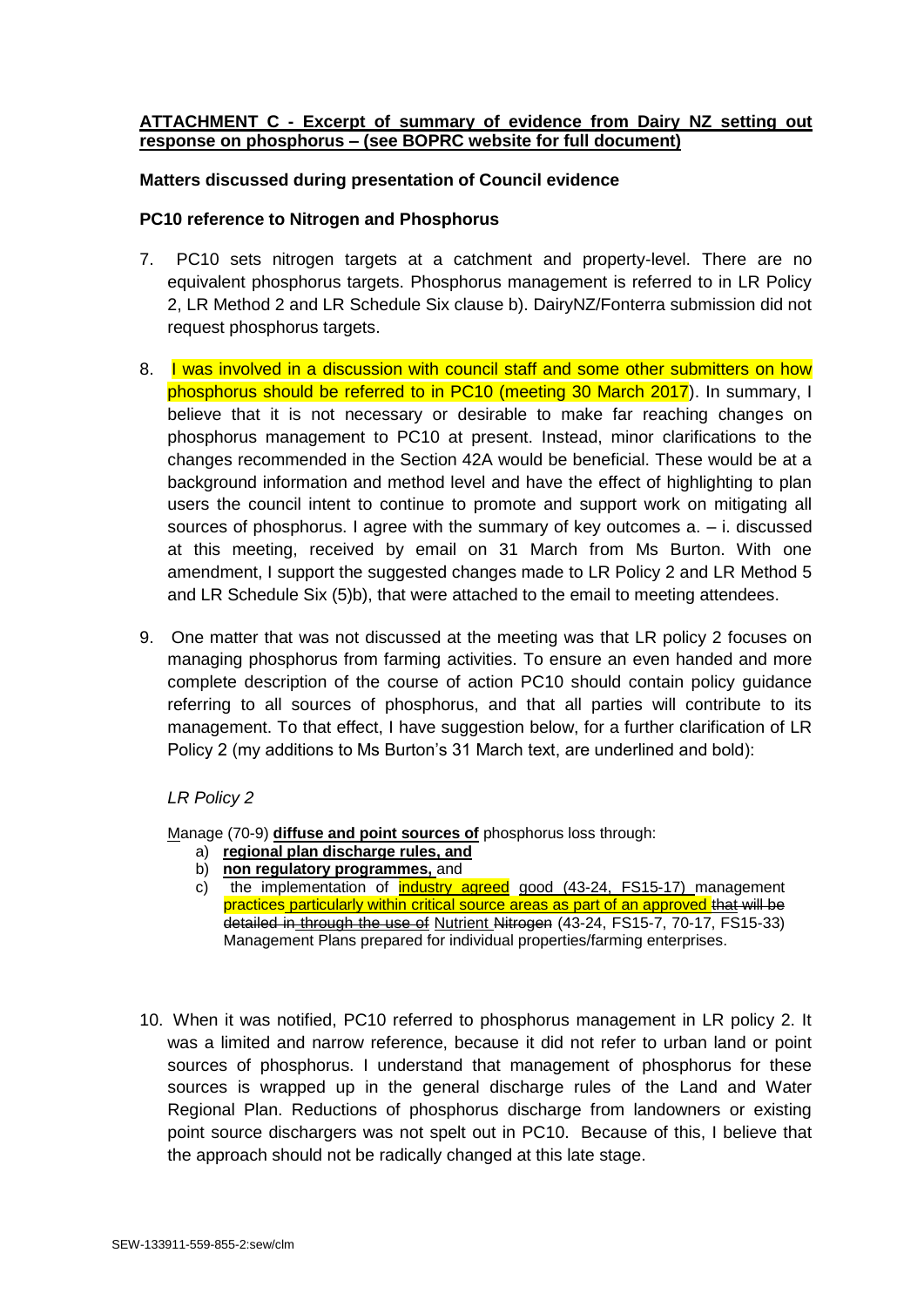**ATTACHMENT C - Excerpt of summary of evidence from Dairy NZ setting out response on phosphorus – (see BOPRC website for full document)**

**Matters discussed during presentation of Council evidence**

**PC10 reference to Nitrogen and Phosphorus**

7. PC10 sets nitrogen targets at a catchment and property-level. There are no equivalent phosphorus targets. Phosphorus management is referred to in LR Policy 2, LR Method 2 and LR Schedule Six clause b). DairyNZ/Fonterra submission did not request phosphorus targets.

8. I was involved in a discussion with council staff and some other submitters on how phosphorus should be referred to in PC10 (meeting 30 March 2017). In summary, I believe that it is not necessary or desirable to make far reaching changes on phosphorus management to PC10 at present. Instead, minor clarifications to the changes recommended in the Section 42A would be beneficial. These would be at a background information and method level and have the effect of highlighting to plan users the council intent to continue to promote and support work on mitigating all sources of phosphorus. I agree with the summary of key outcomes a. – i. discussed at this meeting, received by email on 31 March from Ms Burton. With one amendment, I support the suggested changes made to LR Policy 2 and LR Method 5 and LR Schedule Six (5)b), that were attached to the email to meeting attendees.

9. One matter that was not discussed at the meeting was that LR policy 2 focuses on managing phosphorus from farming activities. To ensure an even handed and more complete description of the course of action PC10 should contain policy guidance referring to all sources of phosphorus, and that all parties will contribute to its management. To that effect, I have suggestion below, for a further clarification of LR Policy 2 (my additions to Ms Burton's 31 March text, are underlined and bold):

*LR Policy 2*

<u>M</u>anage (70-9) <u>**diffuse and point sources of**</u> phosphorus loss through:

a) <u>**regional plan discharge rules, and**</u>
b) <u>**non regulatory programmes,**</u> and
c) the implementation of <u>industry agreed</u> <u>good</u> (43-24, FS15-17) management practices particularly within critical source areas as part of an approved ~~that will be detailed in~~ ~~through the use of~~ <u>Nutrient</u> ~~Nitrogen~~ (43-24, FS15-7, 70-17, FS15-33) Management Plans prepared for individual properties/farming enterprises.

10. When it was notified, PC10 referred to phosphorus management in LR policy 2. It was a limited and narrow reference, because it did not refer to urban land or point sources of phosphorus. I understand that management of phosphorus for these sources is wrapped up in the general discharge rules of the Land and Water Regional Plan. Reductions of phosphorus discharge from landowners or existing point source dischargers was not spelt out in PC10. Because of this, I believe that the approach should not be radically changed at this late stage.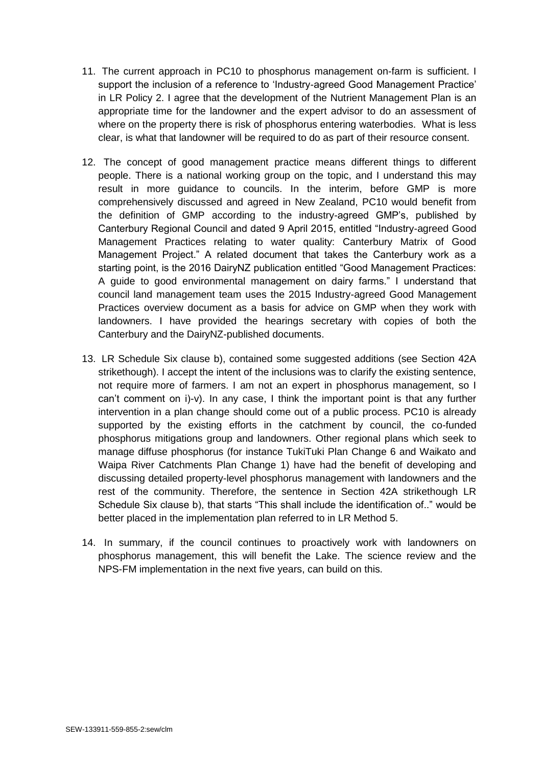11. The current approach in PC10 to phosphorus management on-farm is sufficient. I support the inclusion of a reference to 'Industry-agreed Good Management Practice' in LR Policy 2. I agree that the development of the Nutrient Management Plan is an appropriate time for the landowner and the expert advisor to do an assessment of where on the property there is risk of phosphorus entering waterbodies. What is less clear, is what that landowner will be required to do as part of their resource consent.

12. The concept of good management practice means different things to different people. There is a national working group on the topic, and I understand this may result in more guidance to councils. In the interim, before GMP is more comprehensively discussed and agreed in New Zealand, PC10 would benefit from the definition of GMP according to the industry-agreed GMP's, published by Canterbury Regional Council and dated 9 April 2015, entitled "Industry-agreed Good Management Practices relating to water quality: Canterbury Matrix of Good Management Project." A related document that takes the Canterbury work as a starting point, is the 2016 DairyNZ publication entitled "Good Management Practices: A guide to good environmental management on dairy farms." I understand that council land management team uses the 2015 Industry-agreed Good Management Practices overview document as a basis for advice on GMP when they work with landowners. I have provided the hearings secretary with copies of both the Canterbury and the DairyNZ-published documents.

13. LR Schedule Six clause b), contained some suggested additions (see Section 42A strikethough). I accept the intent of the inclusions was to clarify the existing sentence, not require more of farmers. I am not an expert in phosphorus management, so I can't comment on i)-v). In any case, I think the important point is that any further intervention in a plan change should come out of a public process. PC10 is already supported by the existing efforts in the catchment by council, the co-funded phosphorus mitigations group and landowners. Other regional plans which seek to manage diffuse phosphorus (for instance TukiTuki Plan Change 6 and Waikato and Waipa River Catchments Plan Change 1) have had the benefit of developing and discussing detailed property-level phosphorus management with landowners and the rest of the community. Therefore, the sentence in Section 42A strikethough LR Schedule Six clause b), that starts "This shall include the identification of.." would be better placed in the implementation plan referred to in LR Method 5.

14. In summary, if the council continues to proactively work with landowners on phosphorus management, this will benefit the Lake. The science review and the NPS-FM implementation in the next five years, can build on this.

SEW-133911-559-855-2:sew/clm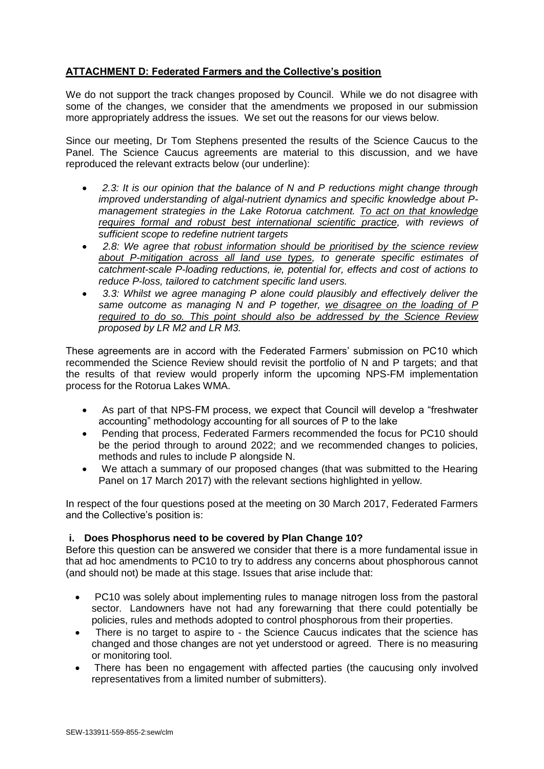## ATTACHMENT D: Federated Farmers and the Collective's position

We do not support the track changes proposed by Council. While we do not disagree with some of the changes, we consider that the amendments we proposed in our submission more appropriately address the issues. We set out the reasons for our views below.

Since our meeting, Dr Tom Stephens presented the results of the Science Caucus to the Panel. The Science Caucus agreements are material to this discussion, and we have reproduced the relevant extracts below (our underline):

- *2.3: It is our opinion that the balance of N and P reductions might change through improved understanding of algal-nutrient dynamics and specific knowledge about P-management strategies in the Lake Rotorua catchment. <u>To act on that knowledge requires formal and robust best international scientific practice</u>, with reviews of sufficient scope to redefine nutrient targets*
- *2.8: We agree that <u>robust information should be prioritised by the science review about P-mitigation across all land use types</u>, to generate specific estimates of catchment-scale P-loading reductions, ie, potential for, effects and cost of actions to reduce P-loss, tailored to catchment specific land users.*
- *3.3: Whilst we agree managing P alone could plausibly and effectively deliver the same outcome as managing N and P together, <u>we disagree on the loading of P required to do so. This point should also be addressed by the Science Review</u> proposed by LR M2 and LR M3.*

These agreements are in accord with the Federated Farmers' submission on PC10 which recommended the Science Review should revisit the portfolio of N and P targets; and that the results of that review would properly inform the upcoming NPS-FM implementation process for the Rotorua Lakes WMA.

- As part of that NPS-FM process, we expect that Council will develop a "freshwater accounting" methodology accounting for all sources of P to the lake
- Pending that process, Federated Farmers recommended the focus for PC10 should be the period through to around 2022; and we recommended changes to policies, methods and rules to include P alongside N.
- We attach a summary of our proposed changes (that was submitted to the Hearing Panel on 17 March 2017) with the relevant sections highlighted in yellow.

In respect of the four questions posed at the meeting on 30 March 2017, Federated Farmers and the Collective's position is:

### i. Does Phosphorus need to be covered by Plan Change 10?

Before this question can be answered we consider that there is a more fundamental issue in that ad hoc amendments to PC10 to try to address any concerns about phosphorous cannot (and should not) be made at this stage. Issues that arise include that:

- PC10 was solely about implementing rules to manage nitrogen loss from the pastoral sector. Landowners have not had any forewarning that there could potentially be policies, rules and methods adopted to control phosphorous from their properties.
- There is no target to aspire to - the Science Caucus indicates that the science has changed and those changes are not yet understood or agreed. There is no measuring or monitoring tool.
- There has been no engagement with affected parties (the caucusing only involved representatives from a limited number of submitters).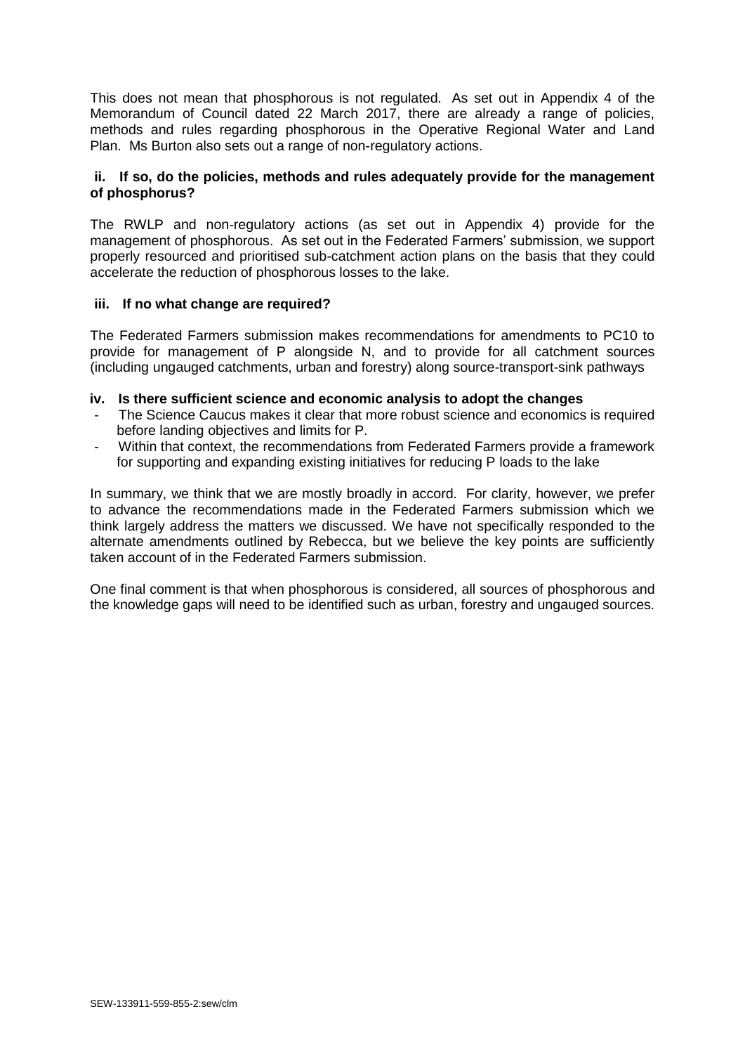This does not mean that phosphorous is not regulated. As set out in Appendix 4 of the Memorandum of Council dated 22 March 2017, there are already a range of policies, methods and rules regarding phosphorous in the Operative Regional Water and Land Plan. Ms Burton also sets out a range of non-regulatory actions.

**ii. If so, do the policies, methods and rules adequately provide for the management of phosphorus?**

The RWLP and non-regulatory actions (as set out in Appendix 4) provide for the management of phosphorous. As set out in the Federated Farmers' submission, we support properly resourced and prioritised sub-catchment action plans on the basis that they could accelerate the reduction of phosphorous losses to the lake.

**iii. If no what change are required?**

The Federated Farmers submission makes recommendations for amendments to PC10 to provide for management of P alongside N, and to provide for all catchment sources (including ungauged catchments, urban and forestry) along source-transport-sink pathways

**iv. Is there sufficient science and economic analysis to adopt the changes**

- The Science Caucus makes it clear that more robust science and economics is required before landing objectives and limits for P.
- Within that context, the recommendations from Federated Farmers provide a framework for supporting and expanding existing initiatives for reducing P loads to the lake

In summary, we think that we are mostly broadly in accord. For clarity, however, we prefer to advance the recommendations made in the Federated Farmers submission which we think largely address the matters we discussed. We have not specifically responded to the alternate amendments outlined by Rebecca, but we believe the key points are sufficiently taken account of in the Federated Farmers submission.

One final comment is that when phosphorous is considered, all sources of phosphorous and the knowledge gaps will need to be identified such as urban, forestry and ungauged sources.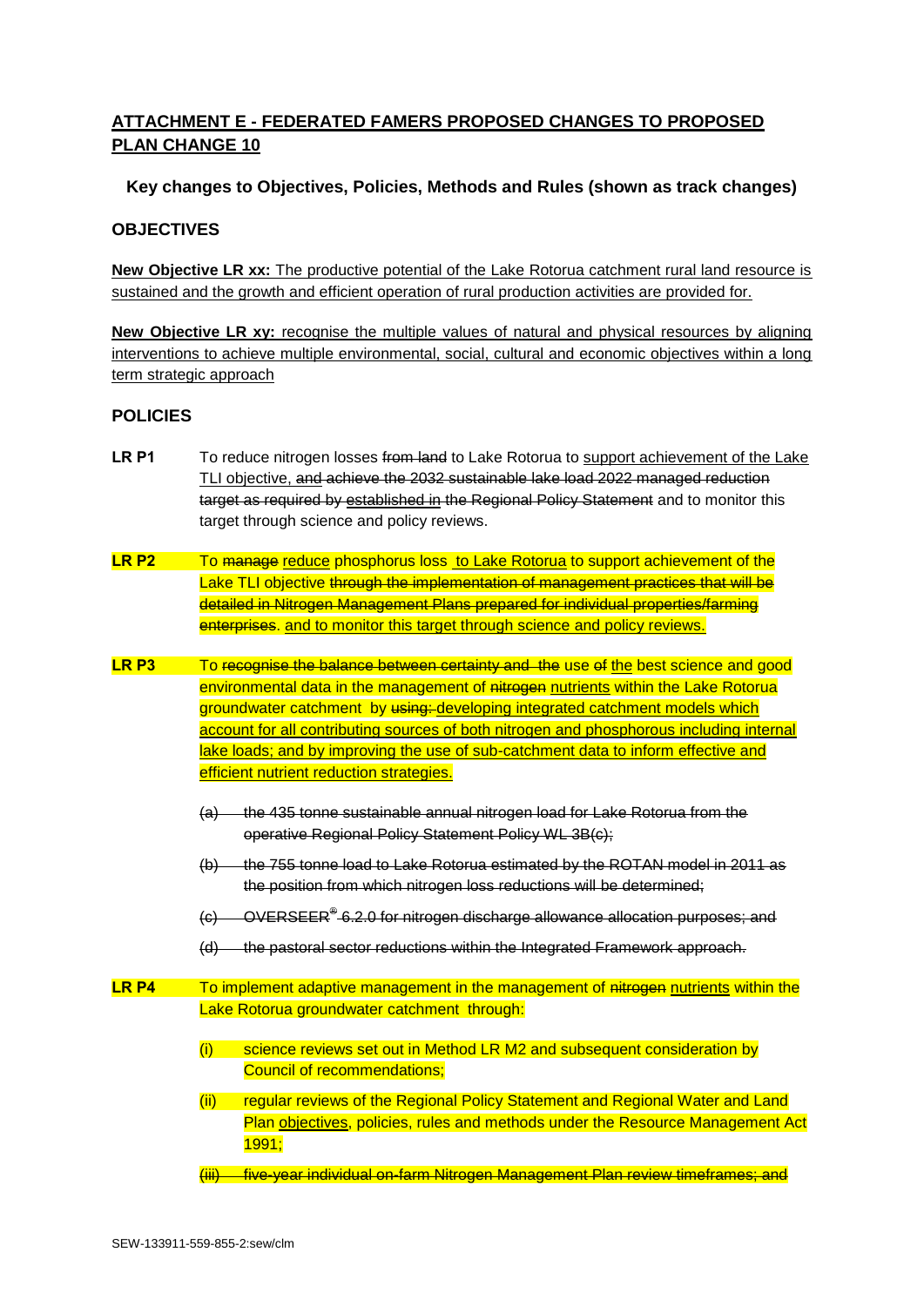## ATTACHMENT E - FEDERATED FAMERS PROPOSED CHANGES TO PROPOSED PLAN CHANGE 10

**Key changes to Objectives, Policies, Methods and Rules (shown as track changes)**

### OBJECTIVES

**New Objective LR xx:** The productive potential of the Lake Rotorua catchment rural land resource is sustained and the growth and efficient operation of rural production activities are provided for.

**New Objective LR xy:** recognise the multiple values of natural and physical resources by aligning interventions to achieve multiple environmental, social, cultural and economic objectives within a long term strategic approach

### POLICIES

**LR P1** To reduce nitrogen losses ~~from land~~ to Lake Rotorua to support achievement of the Lake TLI objective, ~~and achieve the 2032 sustainable lake load 2022 managed reduction target as required by~~ established in ~~the Regional Policy Statement~~ and to monitor this target through science and policy reviews.

**LR P2** To ~~manage~~ reduce phosphorus loss to Lake Rotorua to support achievement of the Lake TLI objective ~~through the implementation of management practices that will be detailed in Nitrogen Management Plans prepared for individual properties/farming enterprises~~. and to monitor this target through science and policy reviews.

**LR P3** To ~~recognise the balance between certainty and the~~ use ~~of~~ the best science and good environmental data in the management of ~~nitrogen~~ nutrients within the Lake Rotorua groundwater catchment by ~~using:~~ developing integrated catchment models which account for all contributing sources of both nitrogen and phosphorous including internal lake loads; and by improving the use of sub-catchment data to inform effective and efficient nutrient reduction strategies.

- ~~(a) the 435 tonne sustainable annual nitrogen load for Lake Rotorua from the operative Regional Policy Statement Policy WL 3B(c);~~
- ~~(b) the 755 tonne load to Lake Rotorua estimated by the ROTAN model in 2011 as the position from which nitrogen loss reductions will be determined;~~
- ~~(c) OVERSEER® 6.2.0 for nitrogen discharge allowance allocation purposes; and~~
- ~~(d) the pastoral sector reductions within the Integrated Framework approach.~~

**LR P4** To implement adaptive management in the management of ~~nitrogen~~ nutrients within the Lake Rotorua groundwater catchment through:

- (i) science reviews set out in Method LR M2 and subsequent consideration by Council of recommendations;
- (ii) regular reviews of the Regional Policy Statement and Regional Water and Land Plan objectives, policies, rules and methods under the Resource Management Act 1991;
- ~~(iii) five-year individual on-farm Nitrogen Management Plan review timeframes; and~~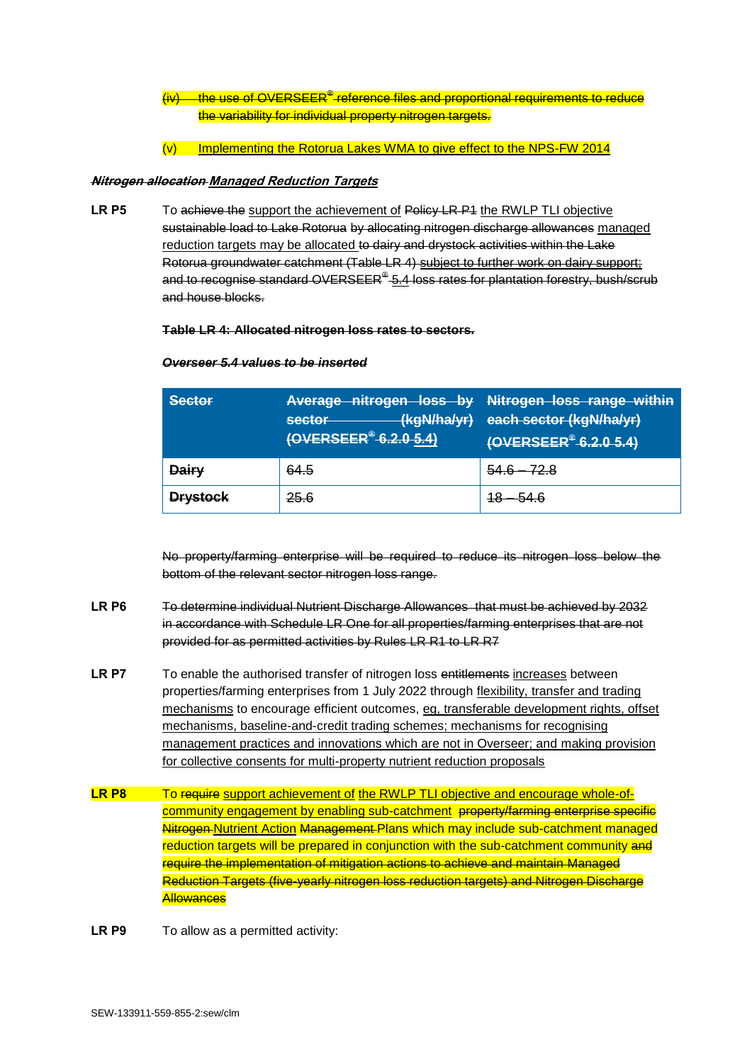(iv) the use of OVERSEER® reference files and proportional requirements to reduce the variability for individual property nitrogen targets.

(v) Implementing the Rotorua Lakes WMA to give effect to the NPS-FW 2014

***Nitrogen allocation Managed Reduction Targets***

**LR P5** To achieve the support the achievement of Policy LR P1 the RWLP TLI objective sustainable load to Lake Rotorua by allocating nitrogen discharge allowances managed reduction targets may be allocated to dairy and drystock activities within the Lake Rotorua groundwater catchment (Table LR 4) subject to further work on dairy support; and to recognise standard OVERSEER® 5.4 loss rates for plantation forestry, bush/scrub and house blocks.

**Table LR 4: Allocated nitrogen loss rates to sectors.**

***Overseer 5.4 values to be inserted***

| Sector | Average nitrogen loss by sector (kgN/ha/yr) (OVERSEER® 6.2.0 5.4) | Nitrogen loss range within each sector (kgN/ha/yr) (OVERSEER® 6.2.0 5.4) |
|---|---|---|
| **Dairy** | 64.5 | 54.6 – 72.8 |
| **Drystock** | 25.6 | 18 – 54.6 |

No property/farming enterprise will be required to reduce its nitrogen loss below the bottom of the relevant sector nitrogen loss range.

**LR P6** To determine individual Nutrient Discharge Allowances that must be achieved by 2032 in accordance with Schedule LR One for all properties/farming enterprises that are not provided for as permitted activities by Rules LR R1 to LR R7

**LR P7** To enable the authorised transfer of nitrogen loss entitlements increases between properties/farming enterprises from 1 July 2022 through flexibility, transfer and trading mechanisms to encourage efficient outcomes, eg, transferable development rights, offset mechanisms, baseline-and-credit trading schemes; mechanisms for recognising management practices and innovations which are not in Overseer; and making provision for collective consents for multi-property nutrient reduction proposals

**LR P8** To require support achievement of the RWLP TLI objective and encourage whole-of-community engagement by enabling sub-catchment property/farming enterprise specific Nitrogen Nutrient Action Management Plans which may include sub-catchment managed reduction targets will be prepared in conjunction with the sub-catchment community and require the implementation of mitigation actions to achieve and maintain Managed Reduction Targets (five-yearly nitrogen loss reduction targets) and Nitrogen Discharge Allowances

**LR P9** To allow as a permitted activity: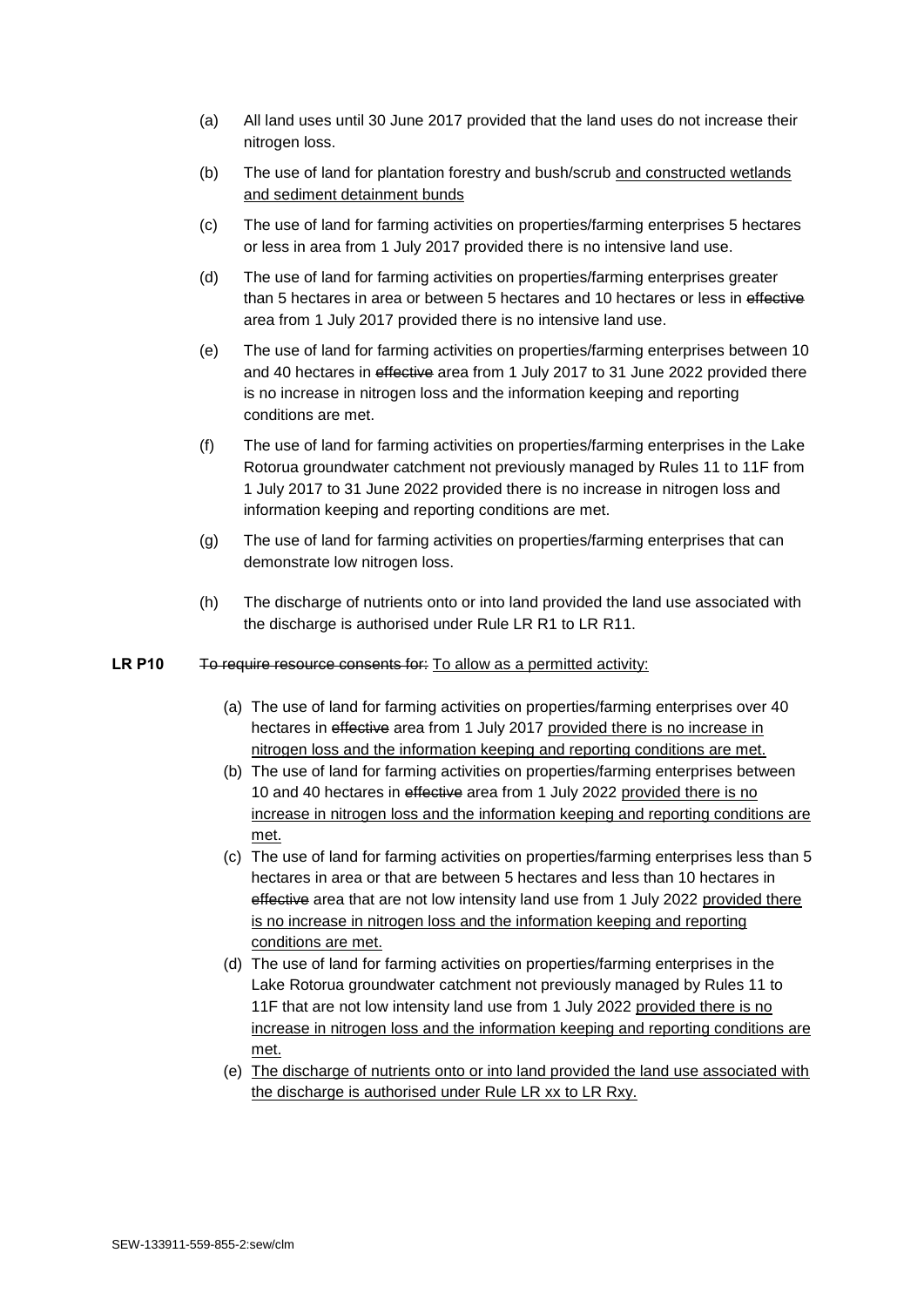(a) All land uses until 30 June 2017 provided that the land uses do not increase their nitrogen loss.

(b) The use of land for plantation forestry and bush/scrub <u>and constructed wetlands and sediment detainment bunds</u>

(c) The use of land for farming activities on properties/farming enterprises 5 hectares or less in area from 1 July 2017 provided there is no intensive land use.

(d) The use of land for farming activities on properties/farming enterprises greater than 5 hectares in area or between 5 hectares and 10 hectares or less in ~~effective~~ area from 1 July 2017 provided there is no intensive land use.

(e) The use of land for farming activities on properties/farming enterprises between 10 and 40 hectares in ~~effective~~ area from 1 July 2017 to 31 June 2022 provided there is no increase in nitrogen loss and the information keeping and reporting conditions are met.

(f) The use of land for farming activities on properties/farming enterprises in the Lake Rotorua groundwater catchment not previously managed by Rules 11 to 11F from 1 July 2017 to 31 June 2022 provided there is no increase in nitrogen loss and information keeping and reporting conditions are met.

(g) The use of land for farming activities on properties/farming enterprises that can demonstrate low nitrogen loss.

(h) The discharge of nutrients onto or into land provided the land use associated with the discharge is authorised under Rule LR R1 to LR R11.

**LR P10** ~~To require resource consents for:~~ <u>To allow as a permitted activity:</u>

(a) The use of land for farming activities on properties/farming enterprises over 40 hectares in ~~effective~~ area from 1 July 2017 <u>provided there is no increase in nitrogen loss and the information keeping and reporting conditions are met.</u>

(b) The use of land for farming activities on properties/farming enterprises between 10 and 40 hectares in ~~effective~~ area from 1 July 2022 <u>provided there is no increase in nitrogen loss and the information keeping and reporting conditions are met.</u>

(c) The use of land for farming activities on properties/farming enterprises less than 5 hectares in area or that are between 5 hectares and less than 10 hectares in ~~effective~~ area that are not low intensity land use from 1 July 2022 <u>provided there is no increase in nitrogen loss and the information keeping and reporting conditions are met.</u>

(d) The use of land for farming activities on properties/farming enterprises in the Lake Rotorua groundwater catchment not previously managed by Rules 11 to 11F that are not low intensity land use from 1 July 2022 <u>provided there is no increase in nitrogen loss and the information keeping and reporting conditions are met.</u>

(e) <u>The discharge of nutrients onto or into land provided the land use associated with the discharge is authorised under Rule LR xx to LR Rxy.</u>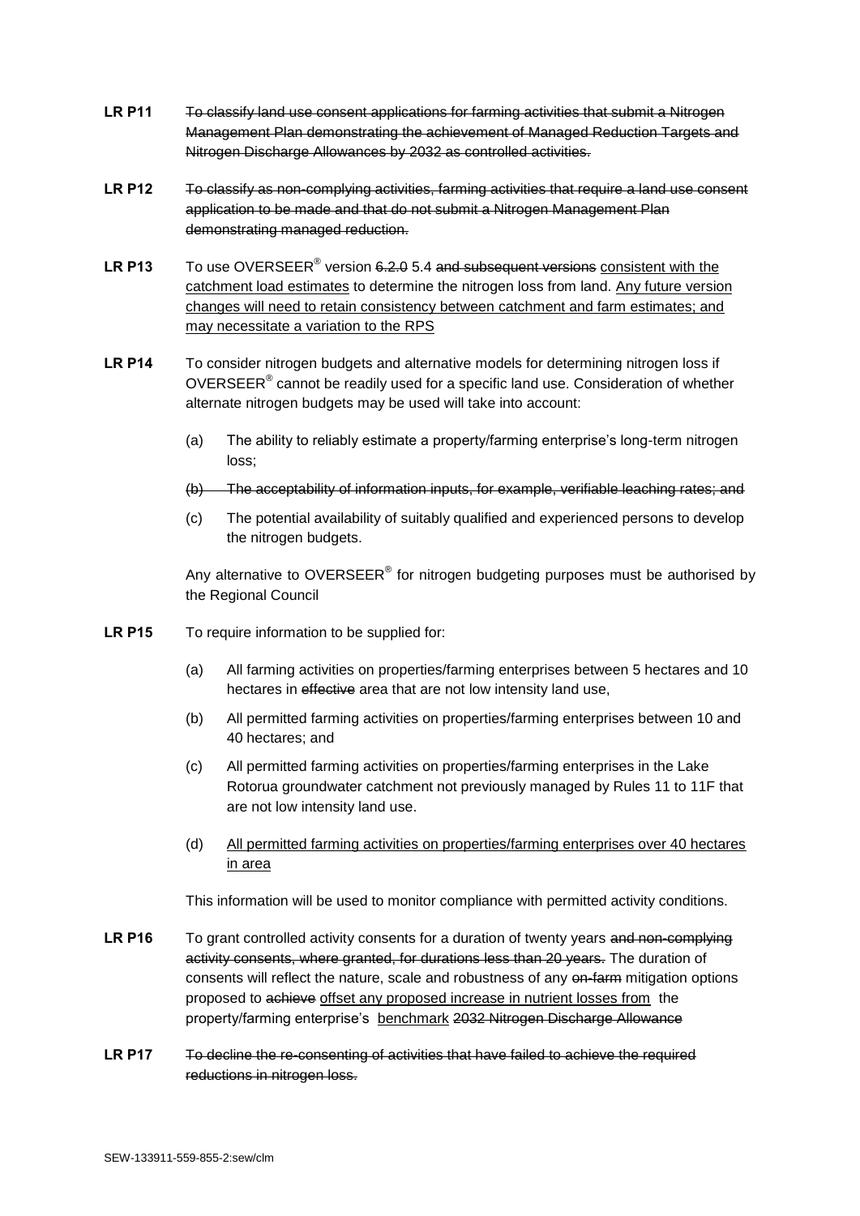**LR P11** ~~To classify land use consent applications for farming activities that submit a Nitrogen Management Plan demonstrating the achievement of Managed Reduction Targets and Nitrogen Discharge Allowances by 2032 as controlled activities.~~

**LR P12** ~~To classify as non-complying activities, farming activities that require a land use consent application to be made and that do not submit a Nitrogen Management Plan demonstrating managed reduction.~~

**LR P13** To use OVERSEER® version ~~6.2.0~~ 5.4 ~~and subsequent versions~~ <u>consistent with the catchment load estimates</u> to determine the nitrogen loss from land. <u>Any future version changes will need to retain consistency between catchment and farm estimates; and may necessitate a variation to the RPS</u>

**LR P14** To consider nitrogen budgets and alternative models for determining nitrogen loss if OVERSEER® cannot be readily used for a specific land use. Consideration of whether alternate nitrogen budgets may be used will take into account:

(a) The ability to reliably estimate a property/farming enterprise's long-term nitrogen loss;

~~(b) The acceptability of information inputs, for example, verifiable leaching rates; and~~

(c) The potential availability of suitably qualified and experienced persons to develop the nitrogen budgets.

Any alternative to OVERSEER® for nitrogen budgeting purposes must be authorised by the Regional Council

**LR P15** To require information to be supplied for:

(a) All farming activities on properties/farming enterprises between 5 hectares and 10 hectares in ~~effective~~ area that are not low intensity land use,

(b) All permitted farming activities on properties/farming enterprises between 10 and 40 hectares; and

(c) All permitted farming activities on properties/farming enterprises in the Lake Rotorua groundwater catchment not previously managed by Rules 11 to 11F that are not low intensity land use.

(d) <u>All permitted farming activities on properties/farming enterprises over 40 hectares in area</u>

This information will be used to monitor compliance with permitted activity conditions.

**LR P16** To grant controlled activity consents for a duration of twenty years ~~and non-complying activity consents, where granted, for durations less than 20 years.~~ The duration of consents will reflect the nature, scale and robustness of any ~~on-farm~~ mitigation options proposed to ~~achieve~~ <u>offset any proposed increase in nutrient losses from</u> the property/farming enterprise's <u>benchmark</u> ~~2032 Nitrogen Discharge Allowance~~

**LR P17** ~~To decline the re-consenting of activities that have failed to achieve the required reductions in nitrogen loss.~~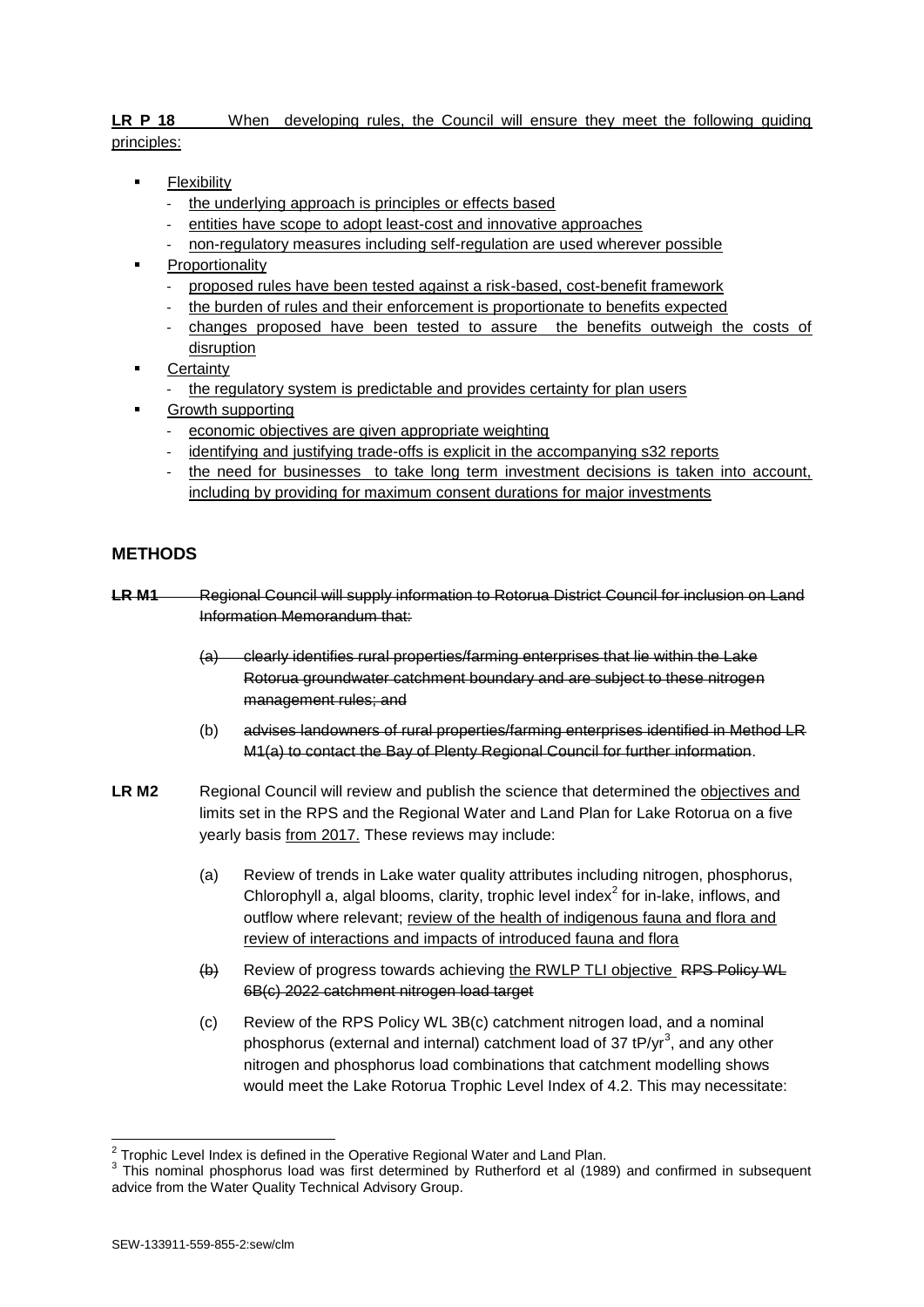**LR P 18** When developing rules, the Council will ensure they meet the following guiding principles:

- Flexibility
  - the underlying approach is principles or effects based
  - entities have scope to adopt least-cost and innovative approaches
  - non-regulatory measures including self-regulation are used wherever possible
- Proportionality
  - proposed rules have been tested against a risk-based, cost-benefit framework
  - the burden of rules and their enforcement is proportionate to benefits expected
  - changes proposed have been tested to assure the benefits outweigh the costs of disruption
- Certainty
  - the regulatory system is predictable and provides certainty for plan users
- Growth supporting
  - economic objectives are given appropriate weighting
  - identifying and justifying trade-offs is explicit in the accompanying s32 reports
  - the need for businesses to take long term investment decisions is taken into account, including by providing for maximum consent durations for major investments

## METHODS

~~**LR M1** Regional Council will supply information to Rotorua District Council for inclusion on Land Information Memorandum that:~~

~~(a) clearly identifies rural properties/farming enterprises that lie within the Lake Rotorua groundwater catchment boundary and are subject to these nitrogen management rules; and~~

~~(b) advises landowners of rural properties/farming enterprises identified in Method LR M1(a) to contact the Bay of Plenty Regional Council for further information.~~

**LR M2** Regional Council will review and publish the science that determined the objectives and limits set in the RPS and the Regional Water and Land Plan for Lake Rotorua on a five yearly basis from 2017. These reviews may include:

(a) Review of trends in Lake water quality attributes including nitrogen, phosphorus, Chlorophyll a, algal blooms, clarity, trophic level index[2] for in-lake, inflows, and outflow where relevant; review of the health of indigenous fauna and flora and review of interactions and impacts of introduced fauna and flora

~~(b)~~ Review of progress towards achieving the RWLP TLI objective ~~RPS Policy WL 6B(c) 2022 catchment nitrogen load target~~

(c) Review of the RPS Policy WL 3B(c) catchment nitrogen load, and a nominal phosphorus (external and internal) catchment load of 37 tP/yr[3], and any other nitrogen and phosphorus load combinations that catchment modelling shows would meet the Lake Rotorua Trophic Level Index of 4.2. This may necessitate:

---

[2] Trophic Level Index is defined in the Operative Regional Water and Land Plan.

[3] This nominal phosphorus load was first determined by Rutherford et al (1989) and confirmed in subsequent advice from the Water Quality Technical Advisory Group.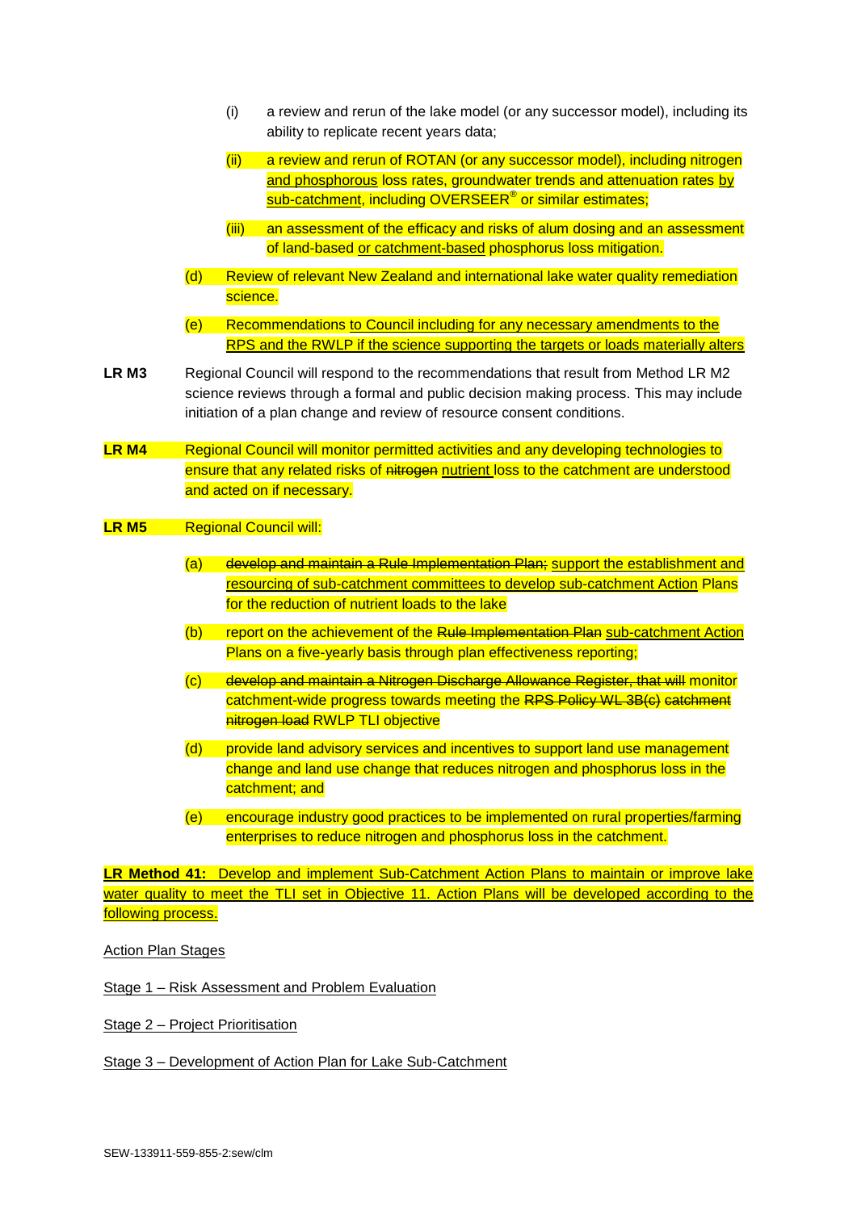(i) a review and rerun of the lake model (or any successor model), including its ability to replicate recent years data;

(ii) a review and rerun of ROTAN (or any successor model), including nitrogen and phosphorous loss rates, groundwater trends and attenuation rates by sub-catchment, including OVERSEER® or similar estimates;

(iii) an assessment of the efficacy and risks of alum dosing and an assessment of land-based or catchment-based phosphorus loss mitigation.

(d) Review of relevant New Zealand and international lake water quality remediation science.

(e) Recommendations to Council including for any necessary amendments to the RPS and the RWLP if the science supporting the targets or loads materially alters

**LR M3** Regional Council will respond to the recommendations that result from Method LR M2 science reviews through a formal and public decision making process. This may include initiation of a plan change and review of resource consent conditions.

**LR M4** Regional Council will monitor permitted activities and any developing technologies to ensure that any related risks of ~~nitrogen~~ nutrient loss to the catchment are understood and acted on if necessary.

**LR M5** Regional Council will:

(a) ~~develop and maintain a Rule Implementation Plan;~~ support the establishment and resourcing of sub-catchment committees to develop sub-catchment Action Plans for the reduction of nutrient loads to the lake

(b) report on the achievement of the ~~Rule Implementation Plan~~ sub-catchment Action Plans on a five-yearly basis through plan effectiveness reporting;

(c) ~~develop and maintain a Nitrogen Discharge Allowance Register, that will~~ monitor catchment-wide progress towards meeting the ~~RPS Policy WL 3B(c) catchment nitrogen load~~ RWLP TLI objective

(d) provide land advisory services and incentives to support land use management change and land use change that reduces nitrogen and phosphorus loss in the catchment; and

(e) encourage industry good practices to be implemented on rural properties/farming enterprises to reduce nitrogen and phosphorus loss in the catchment.

**LR Method 41:** Develop and implement Sub-Catchment Action Plans to maintain or improve lake water quality to meet the TLI set in Objective 11. Action Plans will be developed according to the following process.

Action Plan Stages

Stage 1 – Risk Assessment and Problem Evaluation

Stage 2 – Project Prioritisation

Stage 3 – Development of Action Plan for Lake Sub-Catchment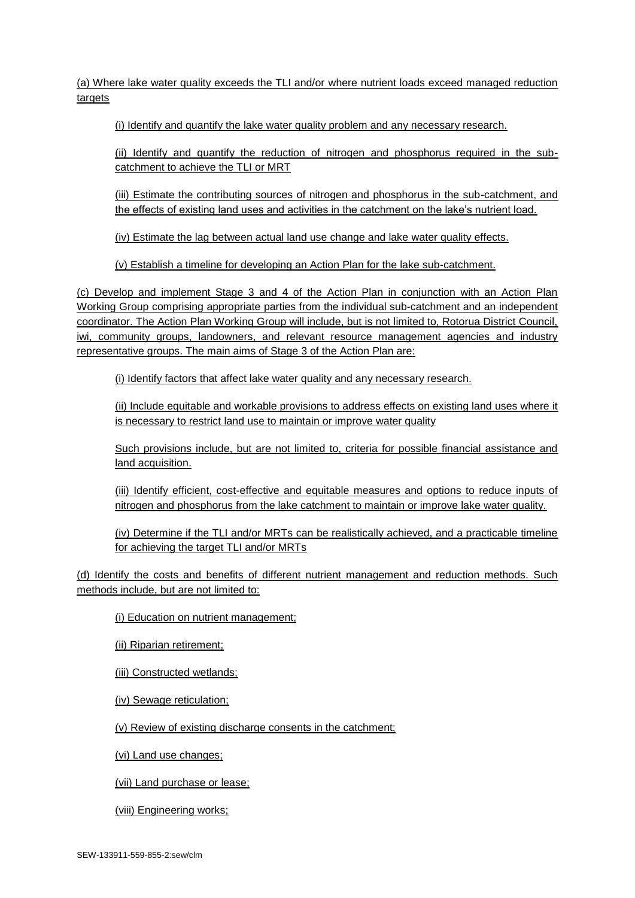(a) Where lake water quality exceeds the TLI and/or where nutrient loads exceed managed reduction targets

(i) Identify and quantify the lake water quality problem and any necessary research.

(ii) Identify and quantify the reduction of nitrogen and phosphorus required in the sub-catchment to achieve the TLI or MRT

(iii) Estimate the contributing sources of nitrogen and phosphorus in the sub-catchment, and the effects of existing land uses and activities in the catchment on the lake's nutrient load.

(iv) Estimate the lag between actual land use change and lake water quality effects.

(v) Establish a timeline for developing an Action Plan for the lake sub-catchment.

(c) Develop and implement Stage 3 and 4 of the Action Plan in conjunction with an Action Plan Working Group comprising appropriate parties from the individual sub-catchment and an independent coordinator. The Action Plan Working Group will include, but is not limited to, Rotorua District Council, iwi, community groups, landowners, and relevant resource management agencies and industry representative groups. The main aims of Stage 3 of the Action Plan are:

(i) Identify factors that affect lake water quality and any necessary research.

(ii) Include equitable and workable provisions to address effects on existing land uses where it is necessary to restrict land use to maintain or improve water quality

Such provisions include, but are not limited to, criteria for possible financial assistance and land acquisition.

(iii) Identify efficient, cost-effective and equitable measures and options to reduce inputs of nitrogen and phosphorus from the lake catchment to maintain or improve lake water quality.

(iv) Determine if the TLI and/or MRTs can be realistically achieved, and a practicable timeline for achieving the target TLI and/or MRTs

(d) Identify the costs and benefits of different nutrient management and reduction methods. Such methods include, but are not limited to:

(i) Education on nutrient management;

(ii) Riparian retirement;

(iii) Constructed wetlands;

(iv) Sewage reticulation;

(v) Review of existing discharge consents in the catchment;

(vi) Land use changes;

(vii) Land purchase or lease;

(viii) Engineering works;

SEW-133911-559-855-2:sew/clm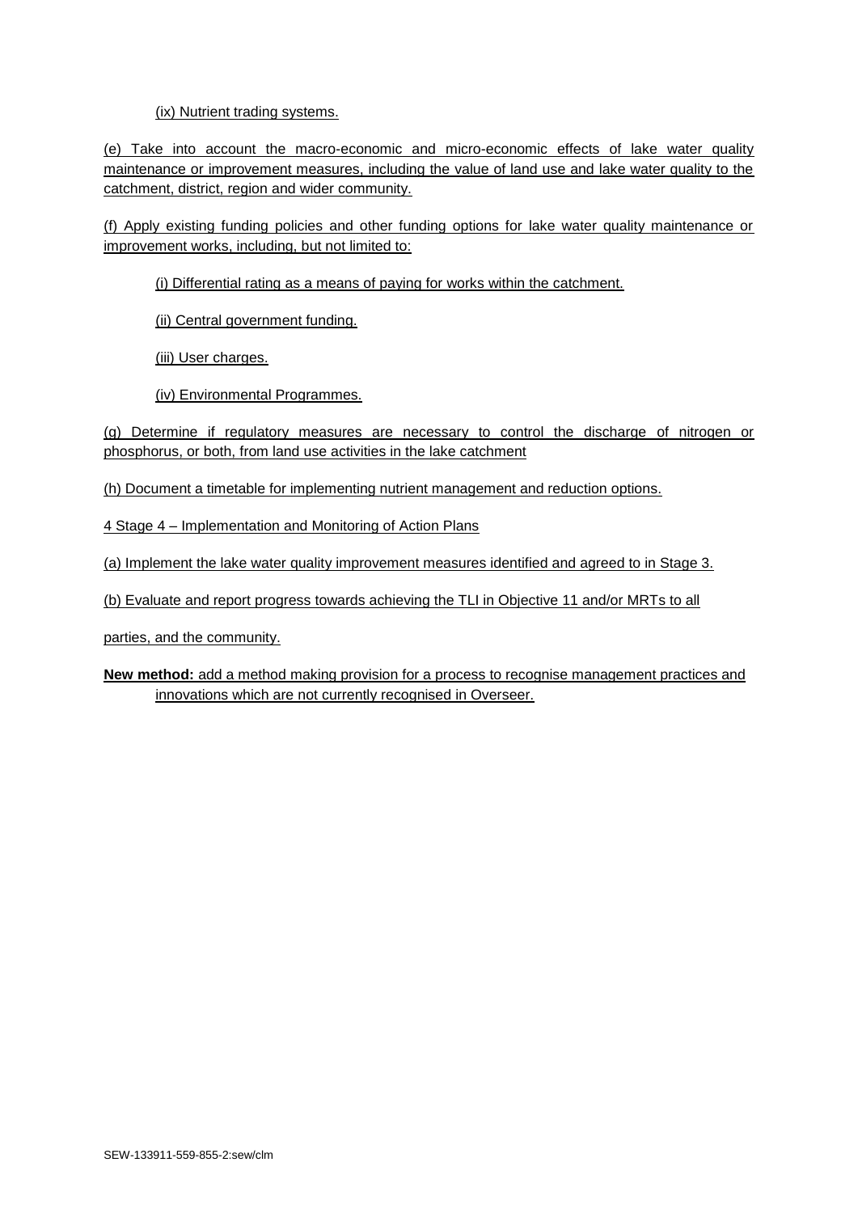(ix) Nutrient trading systems.

(e) Take into account the macro-economic and micro-economic effects of lake water quality maintenance or improvement measures, including the value of land use and lake water quality to the catchment, district, region and wider community.

(f) Apply existing funding policies and other funding options for lake water quality maintenance or improvement works, including, but not limited to:

(i) Differential rating as a means of paying for works within the catchment.

(ii) Central government funding.

(iii) User charges.

(iv) Environmental Programmes.

(g) Determine if regulatory measures are necessary to control the discharge of nitrogen or phosphorus, or both, from land use activities in the lake catchment

(h) Document a timetable for implementing nutrient management and reduction options.

4 Stage 4 – Implementation and Monitoring of Action Plans

(a) Implement the lake water quality improvement measures identified and agreed to in Stage 3.

(b) Evaluate and report progress towards achieving the TLI in Objective 11 and/or MRTs to all

parties, and the community.

**New method:** add a method making provision for a process to recognise management practices and innovations which are not currently recognised in Overseer.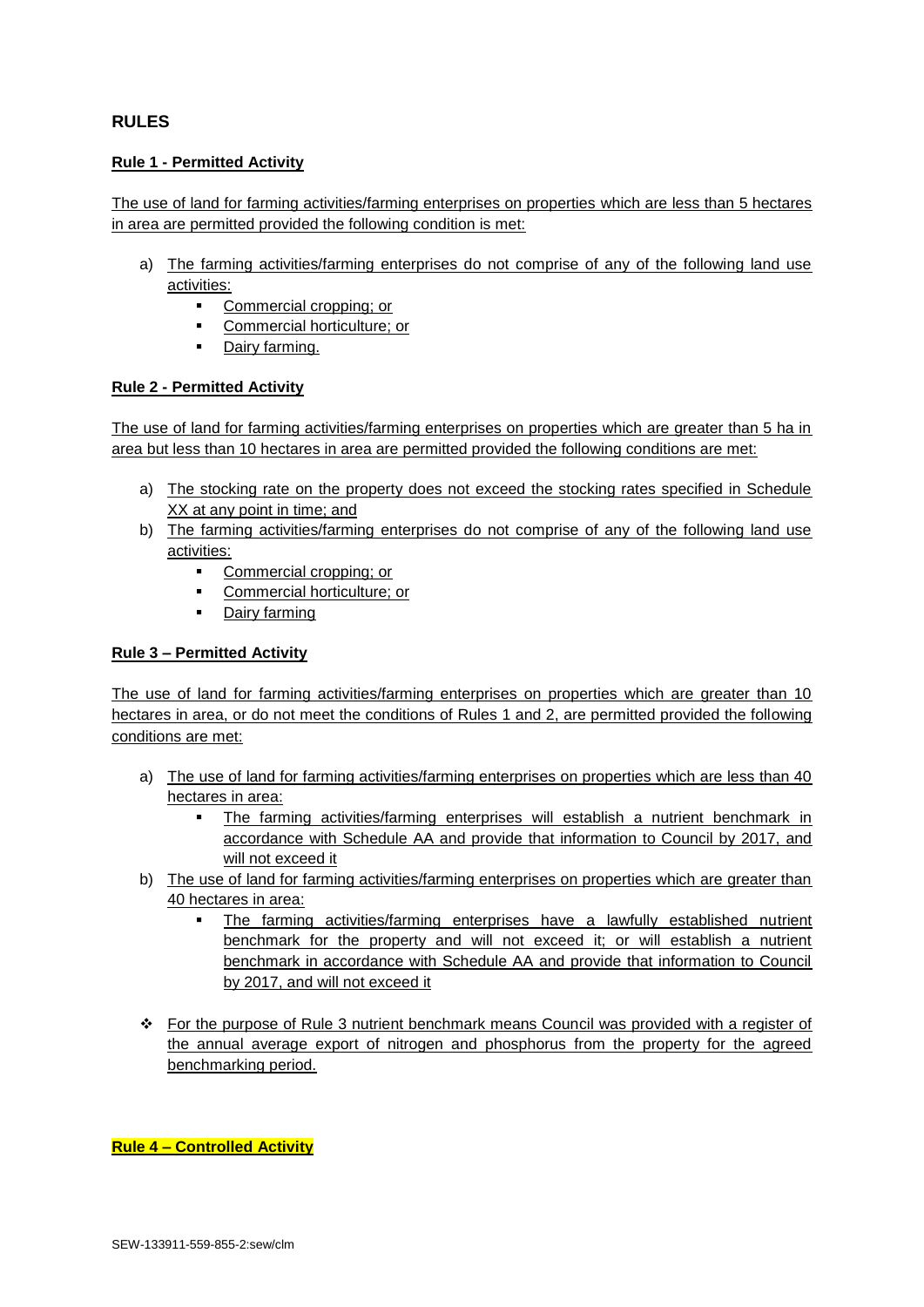## RULES

**Rule 1 - Permitted Activity**

The use of land for farming activities/farming enterprises on properties which are less than 5 hectares in area are permitted provided the following condition is met:

a) The farming activities/farming enterprises do not comprise of any of the following land use activities:
   - Commercial cropping; or
   - Commercial horticulture; or
   - Dairy farming.

**Rule 2 - Permitted Activity**

The use of land for farming activities/farming enterprises on properties which are greater than 5 ha in area but less than 10 hectares in area are permitted provided the following conditions are met:

a) The stocking rate on the property does not exceed the stocking rates specified in Schedule XX at any point in time; and
b) The farming activities/farming enterprises do not comprise of any of the following land use activities:
   - Commercial cropping; or
   - Commercial horticulture; or
   - Dairy farming

**Rule 3 – Permitted Activity**

The use of land for farming activities/farming enterprises on properties which are greater than 10 hectares in area, or do not meet the conditions of Rules 1 and 2, are permitted provided the following conditions are met:

a) The use of land for farming activities/farming enterprises on properties which are less than 40 hectares in area:
   - The farming activities/farming enterprises will establish a nutrient benchmark in accordance with Schedule AA and provide that information to Council by 2017, and will not exceed it
b) The use of land for farming activities/farming enterprises on properties which are greater than 40 hectares in area:
   - The farming activities/farming enterprises have a lawfully established nutrient benchmark for the property and will not exceed it; or will establish a nutrient benchmark in accordance with Schedule AA and provide that information to Council by 2017, and will not exceed it

- For the purpose of Rule 3 nutrient benchmark means Council was provided with a register of the annual average export of nitrogen and phosphorus from the property for the agreed benchmarking period.

**Rule 4 – Controlled Activity**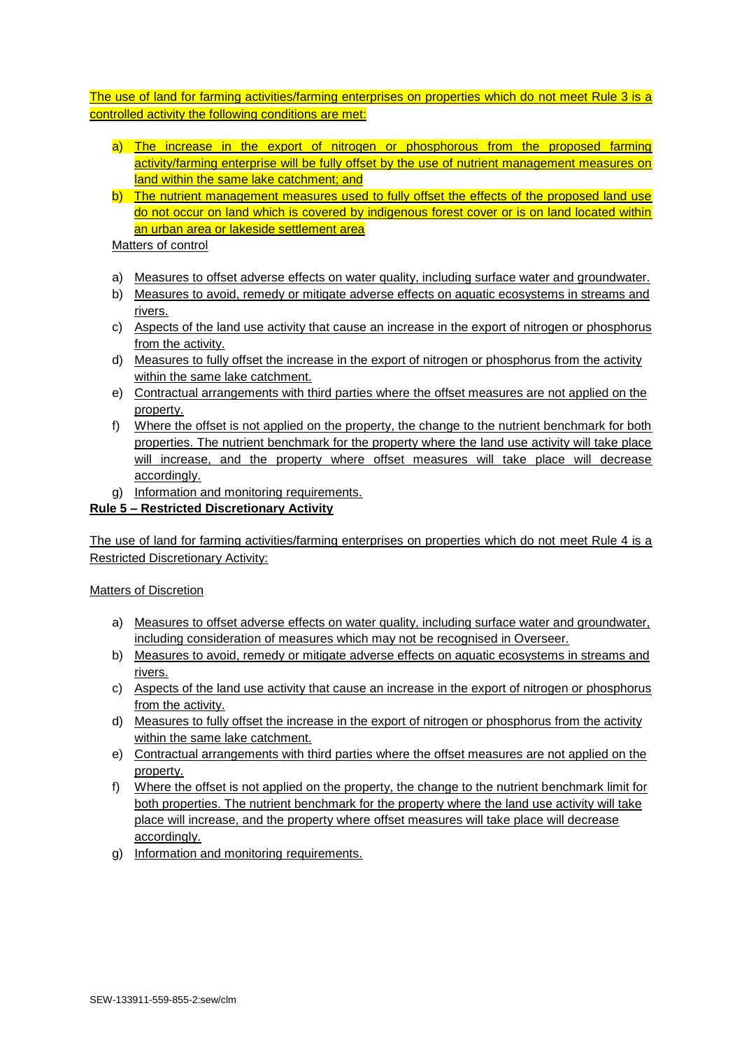The use of land for farming activities/farming enterprises on properties which do not meet Rule 3 is a controlled activity the following conditions are met:

a) The increase in the export of nitrogen or phosphorous from the proposed farming activity/farming enterprise will be fully offset by the use of nutrient management measures on land within the same lake catchment; and
b) The nutrient management measures used to fully offset the effects of the proposed land use do not occur on land which is covered by indigenous forest cover or is on land located within an urban area or lakeside settlement area

Matters of control

a) Measures to offset adverse effects on water quality, including surface water and groundwater.
b) Measures to avoid, remedy or mitigate adverse effects on aquatic ecosystems in streams and rivers.
c) Aspects of the land use activity that cause an increase in the export of nitrogen or phosphorus from the activity.
d) Measures to fully offset the increase in the export of nitrogen or phosphorus from the activity within the same lake catchment.
e) Contractual arrangements with third parties where the offset measures are not applied on the property.
f) Where the offset is not applied on the property, the change to the nutrient benchmark for both properties. The nutrient benchmark for the property where the land use activity will take place will increase, and the property where offset measures will take place will decrease accordingly.
g) Information and monitoring requirements.

**Rule 5 – Restricted Discretionary Activity**

The use of land for farming activities/farming enterprises on properties which do not meet Rule 4 is a Restricted Discretionary Activity:

Matters of Discretion

a) Measures to offset adverse effects on water quality, including surface water and groundwater, including consideration of measures which may not be recognised in Overseer.
b) Measures to avoid, remedy or mitigate adverse effects on aquatic ecosystems in streams and rivers.
c) Aspects of the land use activity that cause an increase in the export of nitrogen or phosphorus from the activity.
d) Measures to fully offset the increase in the export of nitrogen or phosphorus from the activity within the same lake catchment.
e) Contractual arrangements with third parties where the offset measures are not applied on the property.
f) Where the offset is not applied on the property, the change to the nutrient benchmark limit for both properties. The nutrient benchmark for the property where the land use activity will take place will increase, and the property where offset measures will take place will decrease accordingly.
g) Information and monitoring requirements.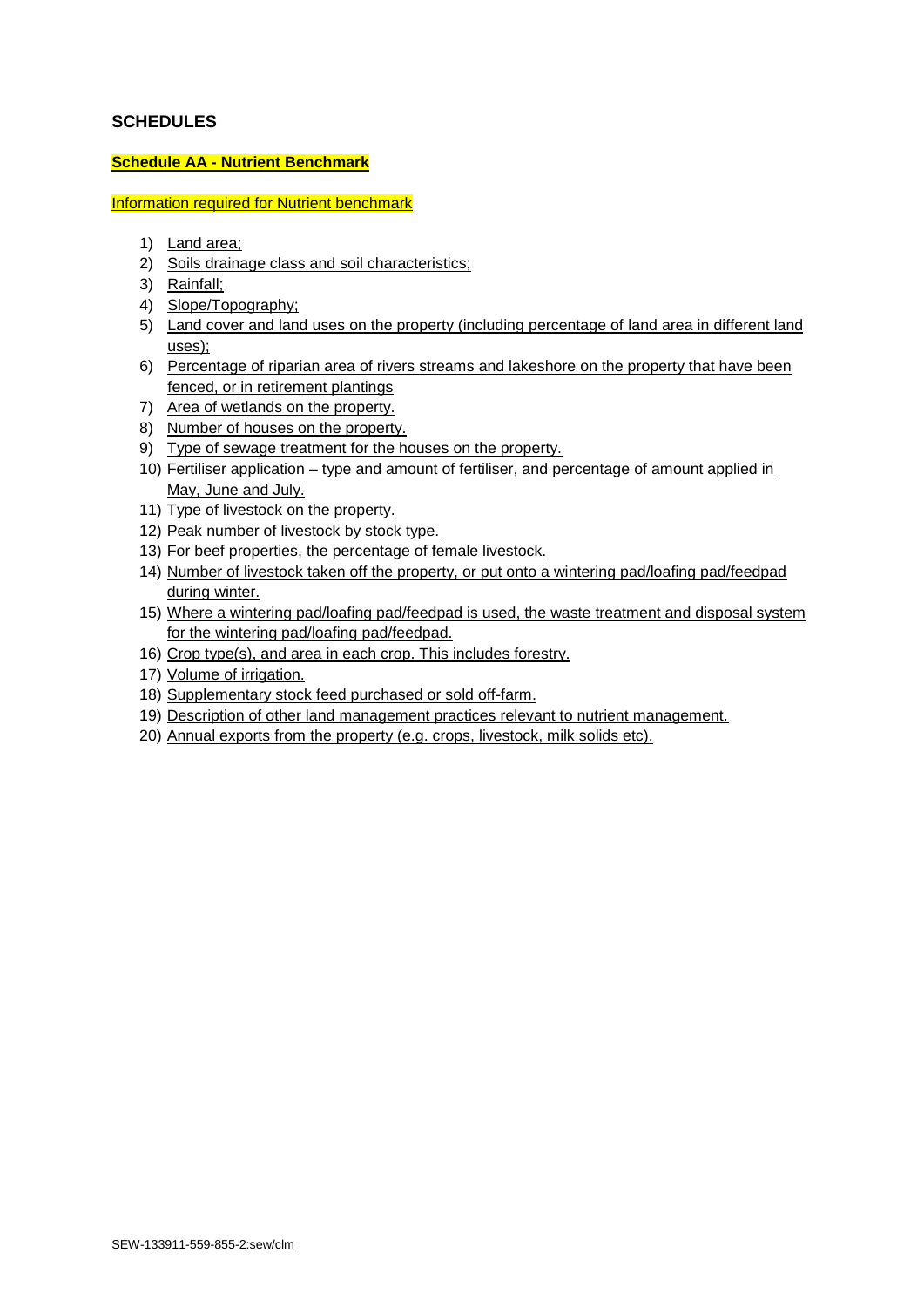## SCHEDULES

### Schedule AA - Nutrient Benchmark

Information required for Nutrient benchmark

1) Land area;
2) Soils drainage class and soil characteristics;
3) Rainfall;
4) Slope/Topography;
5) Land cover and land uses on the property (including percentage of land area in different land uses);
6) Percentage of riparian area of rivers streams and lakeshore on the property that have been fenced, or in retirement plantings
7) Area of wetlands on the property.
8) Number of houses on the property.
9) Type of sewage treatment for the houses on the property.
10) Fertiliser application – type and amount of fertiliser, and percentage of amount applied in May, June and July.
11) Type of livestock on the property.
12) Peak number of livestock by stock type.
13) For beef properties, the percentage of female livestock.
14) Number of livestock taken off the property, or put onto a wintering pad/loafing pad/feedpad during winter.
15) Where a wintering pad/loafing pad/feedpad is used, the waste treatment and disposal system for the wintering pad/loafing pad/feedpad.
16) Crop type(s), and area in each crop. This includes forestry.
17) Volume of irrigation.
18) Supplementary stock feed purchased or sold off-farm.
19) Description of other land management practices relevant to nutrient management.
20) Annual exports from the property (e.g. crops, livestock, milk solids etc).

SEW-133911-559-855-2:sew/clm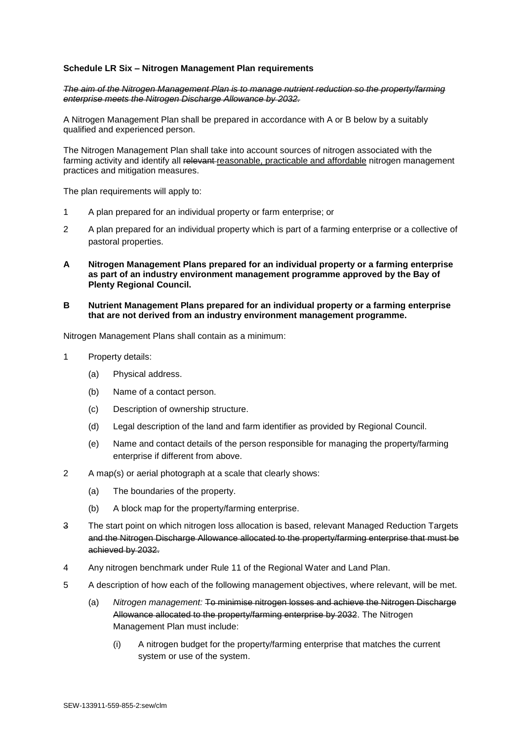**Schedule LR Six – Nitrogen Management Plan requirements**

~~*The aim of the Nitrogen Management Plan is to manage nutrient reduction so the property/farming enterprise meets the Nitrogen Discharge Allowance by 2032.*~~

A Nitrogen Management Plan shall be prepared in accordance with A or B below by a suitably qualified and experienced person.

The Nitrogen Management Plan shall take into account sources of nitrogen associated with the farming activity and identify all ~~relevant~~ <u>reasonable, practicable and affordable</u> nitrogen management practices and mitigation measures.

The plan requirements will apply to:

1 A plan prepared for an individual property or farm enterprise; or

2 A plan prepared for an individual property which is part of a farming enterprise or a collective of pastoral properties.

**A Nitrogen Management Plans prepared for an individual property or a farming enterprise as part of an industry environment management programme approved by the Bay of Plenty Regional Council.**

**B Nutrient Management Plans prepared for an individual property or a farming enterprise that are not derived from an industry environment management programme.**

Nitrogen Management Plans shall contain as a minimum:

1 Property details:

   (a) Physical address.

   (b) Name of a contact person.

   (c) Description of ownership structure.

   (d) Legal description of the land and farm identifier as provided by Regional Council.

   (e) Name and contact details of the person responsible for managing the property/farming enterprise if different from above.

2 A map(s) or aerial photograph at a scale that clearly shows:

   (a) The boundaries of the property.

   (b) A block map for the property/farming enterprise.

~~3~~ The start point on which nitrogen loss allocation is based, relevant Managed Reduction Targets ~~and the Nitrogen Discharge Allowance allocated to the property/farming enterprise that must be achieved by 2032.~~

4 Any nitrogen benchmark under Rule 11 of the Regional Water and Land Plan.

5 A description of how each of the following management objectives, where relevant, will be met.

   (a) *Nitrogen management:* ~~To minimise nitrogen losses and achieve the Nitrogen Discharge Allowance allocated to the property/farming enterprise by 2032~~. The Nitrogen Management Plan must include:

      (i) A nitrogen budget for the property/farming enterprise that matches the current system or use of the system.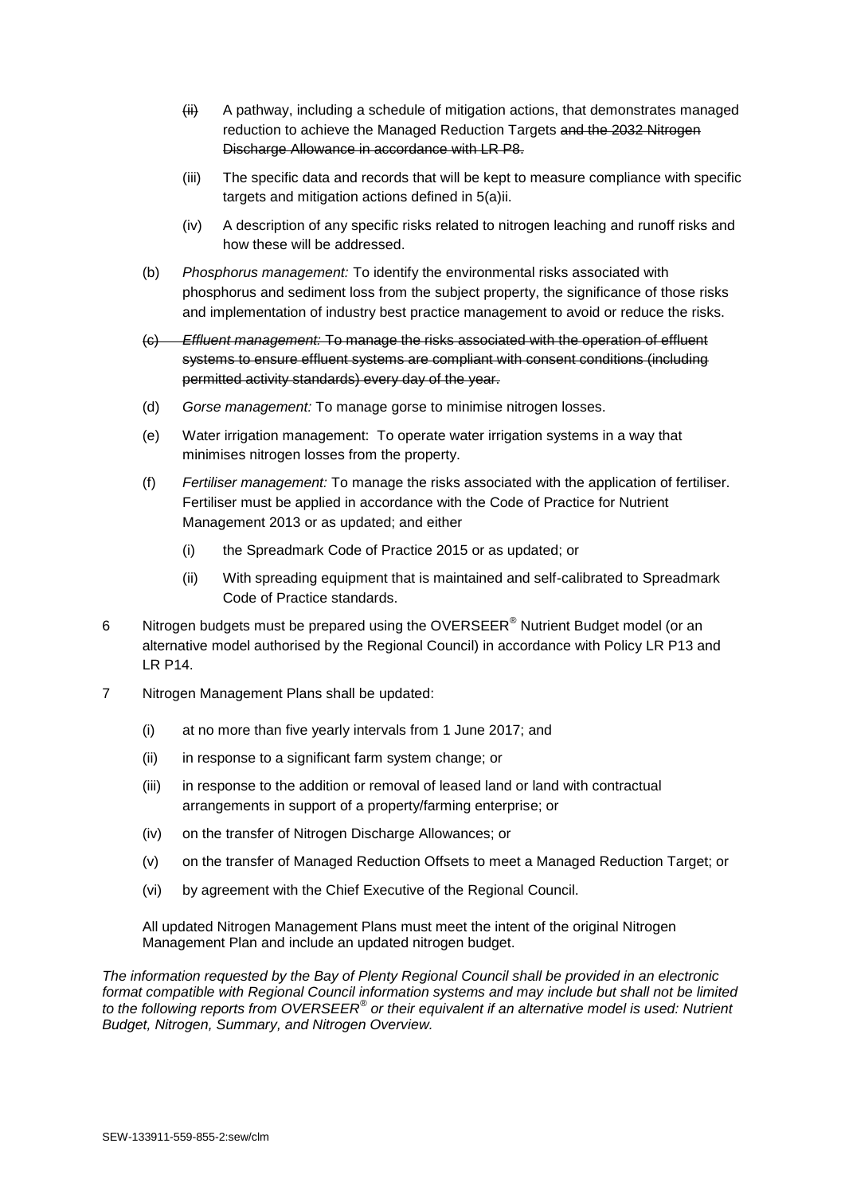- ~~(ii)~~ A pathway, including a schedule of mitigation actions, that demonstrates managed reduction to achieve the Managed Reduction Targets ~~and the 2032 Nitrogen Discharge Allowance in accordance with LR P8.~~

- (iii) The specific data and records that will be kept to measure compliance with specific targets and mitigation actions defined in 5(a)ii.

- (iv) A description of any specific risks related to nitrogen leaching and runoff risks and how these will be addressed.

(b) *Phosphorus management:* To identify the environmental risks associated with phosphorus and sediment loss from the subject property, the significance of those risks and implementation of industry best practice management to avoid or reduce the risks.

~~(c) *Effluent management:* To manage the risks associated with the operation of effluent systems to ensure effluent systems are compliant with consent conditions (including permitted activity standards) every day of the year.~~

(d) *Gorse management:* To manage gorse to minimise nitrogen losses.

(e) Water irrigation management: To operate water irrigation systems in a way that minimises nitrogen losses from the property.

(f) *Fertiliser management:* To manage the risks associated with the application of fertiliser. Fertiliser must be applied in accordance with the Code of Practice for Nutrient Management 2013 or as updated; and either

- (i) the Spreadmark Code of Practice 2015 or as updated; or
- (ii) With spreading equipment that is maintained and self-calibrated to Spreadmark Code of Practice standards.

6 Nitrogen budgets must be prepared using the OVERSEER® Nutrient Budget model (or an alternative model authorised by the Regional Council) in accordance with Policy LR P13 and LR P14.

7 Nitrogen Management Plans shall be updated:

- (i) at no more than five yearly intervals from 1 June 2017; and
- (ii) in response to a significant farm system change; or
- (iii) in response to the addition or removal of leased land or land with contractual arrangements in support of a property/farming enterprise; or
- (iv) on the transfer of Nitrogen Discharge Allowances; or
- (v) on the transfer of Managed Reduction Offsets to meet a Managed Reduction Target; or
- (vi) by agreement with the Chief Executive of the Regional Council.

All updated Nitrogen Management Plans must meet the intent of the original Nitrogen Management Plan and include an updated nitrogen budget.

*The information requested by the Bay of Plenty Regional Council shall be provided in an electronic format compatible with Regional Council information systems and may include but shall not be limited to the following reports from OVERSEER® or their equivalent if an alternative model is used: Nutrient Budget, Nitrogen, Summary, and Nitrogen Overview.*

SEW-133911-559-855-2:sew/clm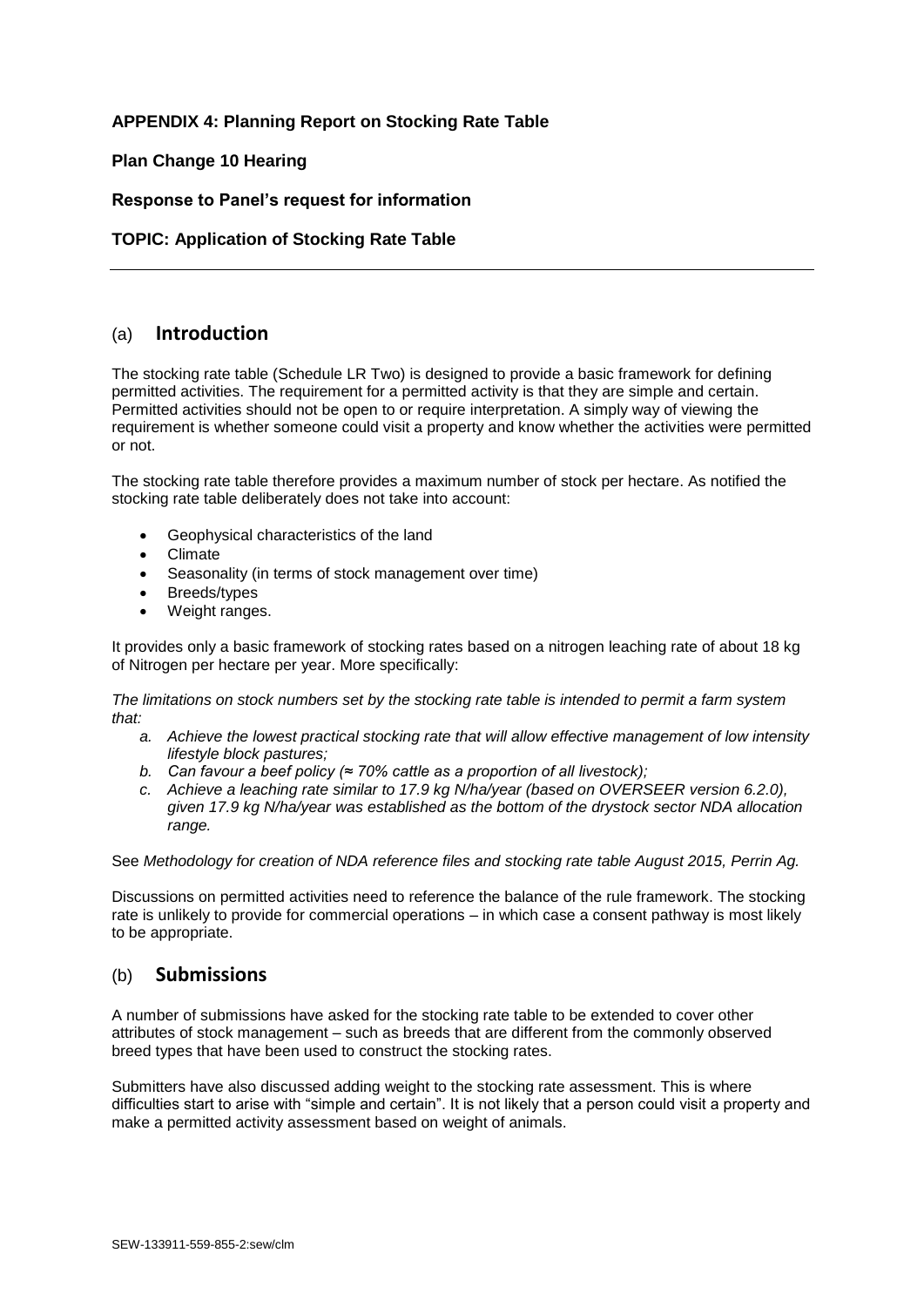**APPENDIX 4: Planning Report on Stocking Rate Table**

**Plan Change 10 Hearing**

**Response to Panel's request for information**

**TOPIC: Application of Stocking Rate Table**

---

## (a) Introduction

The stocking rate table (Schedule LR Two) is designed to provide a basic framework for defining permitted activities. The requirement for a permitted activity is that they are simple and certain. Permitted activities should not be open to or require interpretation. A simply way of viewing the requirement is whether someone could visit a property and know whether the activities were permitted or not.

The stocking rate table therefore provides a maximum number of stock per hectare. As notified the stocking rate table deliberately does not take into account:

- Geophysical characteristics of the land
- Climate
- Seasonality (in terms of stock management over time)
- Breeds/types
- Weight ranges.

It provides only a basic framework of stocking rates based on a nitrogen leaching rate of about 18 kg of Nitrogen per hectare per year. More specifically:

*The limitations on stock numbers set by the stocking rate table is intended to permit a farm system that:*

- a. *Achieve the lowest practical stocking rate that will allow effective management of low intensity lifestyle block pastures;*
- b. *Can favour a beef policy (≈ 70% cattle as a proportion of all livestock);*
- c. *Achieve a leaching rate similar to 17.9 kg N/ha/year (based on OVERSEER version 6.2.0), given 17.9 kg N/ha/year was established as the bottom of the drystock sector NDA allocation range.*

See *Methodology for creation of NDA reference files and stocking rate table August 2015, Perrin Ag.*

Discussions on permitted activities need to reference the balance of the rule framework. The stocking rate is unlikely to provide for commercial operations – in which case a consent pathway is most likely to be appropriate.

## (b) Submissions

A number of submissions have asked for the stocking rate table to be extended to cover other attributes of stock management – such as breeds that are different from the commonly observed breed types that have been used to construct the stocking rates.

Submitters have also discussed adding weight to the stocking rate assessment. This is where difficulties start to arise with "simple and certain". It is not likely that a person could visit a property and make a permitted activity assessment based on weight of animals.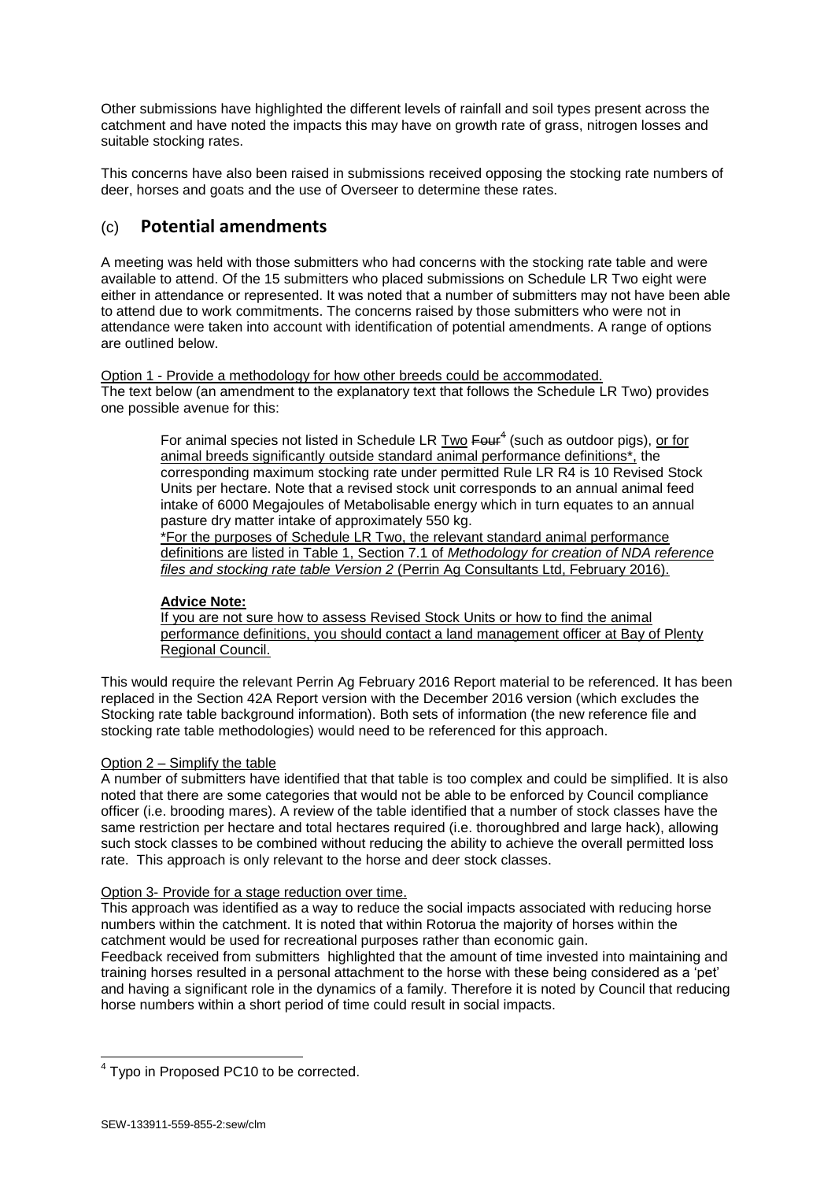Other submissions have highlighted the different levels of rainfall and soil types present across the catchment and have noted the impacts this may have on growth rate of grass, nitrogen losses and suitable stocking rates.

This concerns have also been raised in submissions received opposing the stocking rate numbers of deer, horses and goats and the use of Overseer to determine these rates.

## (c) Potential amendments

A meeting was held with those submitters who had concerns with the stocking rate table and were available to attend. Of the 15 submitters who placed submissions on Schedule LR Two eight were either in attendance or represented. It was noted that a number of submitters may not have been able to attend due to work commitments. The concerns raised by those submitters who were not in attendance were taken into account with identification of potential amendments. A range of options are outlined below.

<u>Option 1 - Provide a methodology for how other breeds could be accommodated.</u>
The text below (an amendment to the explanatory text that follows the Schedule LR Two) provides one possible avenue for this:

> For animal species not listed in Schedule LR <u>Two</u> ~~Four~~[4] (such as outdoor pigs), <u>or for animal breeds significantly outside standard animal performance definitions*,</u> the corresponding maximum stocking rate under permitted Rule LR R4 is 10 Revised Stock Units per hectare. Note that a revised stock unit corresponds to an annual animal feed intake of 6000 Megajoules of Metabolisable energy which in turn equates to an annual pasture dry matter intake of approximately 550 kg.
> <u>*For the purposes of Schedule LR Two, the relevant standard animal performance definitions are listed in Table 1, Section 7.1 of *Methodology for creation of NDA reference files and stocking rate table Version 2* (Perrin Ag Consultants Ltd, February 2016).</u>
>
> **<u>Advice Note:</u>**
> <u>If you are not sure how to assess Revised Stock Units or how to find the animal performance definitions, you should contact a land management officer at Bay of Plenty Regional Council.</u>

This would require the relevant Perrin Ag February 2016 Report material to be referenced. It has been replaced in the Section 42A Report version with the December 2016 version (which excludes the Stocking rate table background information). Both sets of information (the new reference file and stocking rate table methodologies) would need to be referenced for this approach.

<u>Option 2 – Simplify the table</u>
A number of submitters have identified that that table is too complex and could be simplified. It is also noted that there are some categories that would not be able to be enforced by Council compliance officer (i.e. brooding mares). A review of the table identified that a number of stock classes have the same restriction per hectare and total hectares required (i.e. thoroughbred and large hack), allowing such stock classes to be combined without reducing the ability to achieve the overall permitted loss rate. This approach is only relevant to the horse and deer stock classes.

<u>Option 3- Provide for a stage reduction over time.</u>
This approach was identified as a way to reduce the social impacts associated with reducing horse numbers within the catchment. It is noted that within Rotorua the majority of horses within the catchment would be used for recreational purposes rather than economic gain.
Feedback received from submitters highlighted that the amount of time invested into maintaining and training horses resulted in a personal attachment to the horse with these being considered as a 'pet' and having a significant role in the dynamics of a family. Therefore it is noted by Council that reducing horse numbers within a short period of time could result in social impacts.

---

[4] Typo in Proposed PC10 to be corrected.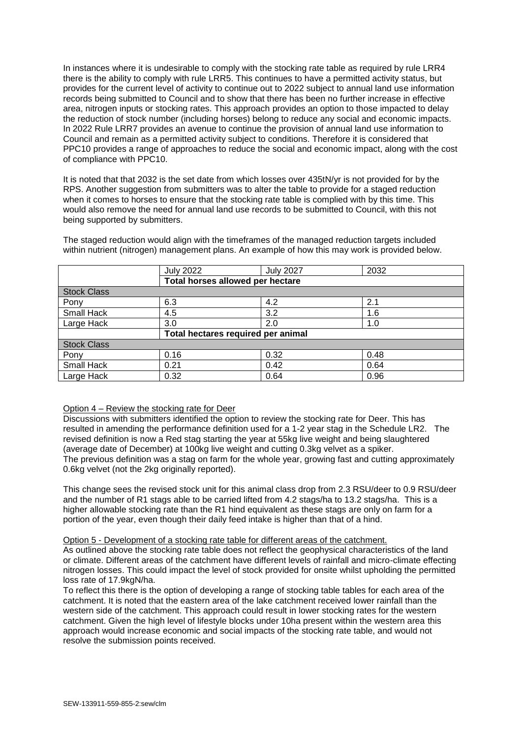In instances where it is undesirable to comply with the stocking rate table as required by rule LRR4 there is the ability to comply with rule LRR5. This continues to have a permitted activity status, but provides for the current level of activity to continue out to 2022 subject to annual land use information records being submitted to Council and to show that there has been no further increase in effective area, nitrogen inputs or stocking rates. This approach provides an option to those impacted to delay the reduction of stock number (including horses) belong to reduce any social and economic impacts. In 2022 Rule LRR7 provides an avenue to continue the provision of annual land use information to Council and remain as a permitted activity subject to conditions. Therefore it is considered that PPC10 provides a range of approaches to reduce the social and economic impact, along with the cost of compliance with PPC10.

It is noted that that 2032 is the set date from which losses over 435tN/yr is not provided for by the RPS. Another suggestion from submitters was to alter the table to provide for a staged reduction when it comes to horses to ensure that the stocking rate table is complied with by this time. This would also remove the need for annual land use records to be submitted to Council, with this not being supported by submitters.

The staged reduction would align with the timeframes of the managed reduction targets included within nutrient (nitrogen) management plans. An example of how this may work is provided below.

| | July 2022 | July 2027 | 2032 |
|---|---|---|---|
| | **Total horses allowed per hectare** | | |
| Stock Class | | | |
| Pony | 6.3 | 4.2 | 2.1 |
| Small Hack | 4.5 | 3.2 | 1.6 |
| Large Hack | 3.0 | 2.0 | 1.0 |
| | **Total hectares required per animal** | | |
| Stock Class | | | |
| Pony | 0.16 | 0.32 | 0.48 |
| Small Hack | 0.21 | 0.42 | 0.64 |
| Large Hack | 0.32 | 0.64 | 0.96 |

Option 4 – Review the stocking rate for Deer

Discussions with submitters identified the option to review the stocking rate for Deer. This has resulted in amending the performance definition used for a 1-2 year stag in the Schedule LR2. The revised definition is now a Red stag starting the year at 55kg live weight and being slaughtered (average date of December) at 100kg live weight and cutting 0.3kg velvet as a spiker.
The previous definition was a stag on farm for the whole year, growing fast and cutting approximately 0.6kg velvet (not the 2kg originally reported).

This change sees the revised stock unit for this animal class drop from 2.3 RSU/deer to 0.9 RSU/deer and the number of R1 stags able to be carried lifted from 4.2 stags/ha to 13.2 stags/ha. This is a higher allowable stocking rate than the R1 hind equivalent as these stags are only on farm for a portion of the year, even though their daily feed intake is higher than that of a hind.

Option 5 - Development of a stocking rate table for different areas of the catchment.

As outlined above the stocking rate table does not reflect the geophysical characteristics of the land or climate. Different areas of the catchment have different levels of rainfall and micro-climate effecting nitrogen losses. This could impact the level of stock provided for onsite whilst upholding the permitted loss rate of 17.9kgN/ha.
To reflect this there is the option of developing a range of stocking table tables for each area of the catchment. It is noted that the eastern area of the lake catchment received lower rainfall than the western side of the catchment. This approach could result in lower stocking rates for the western catchment. Given the high level of lifestyle blocks under 10ha present within the western area this approach would increase economic and social impacts of the stocking rate table, and would not resolve the submission points received.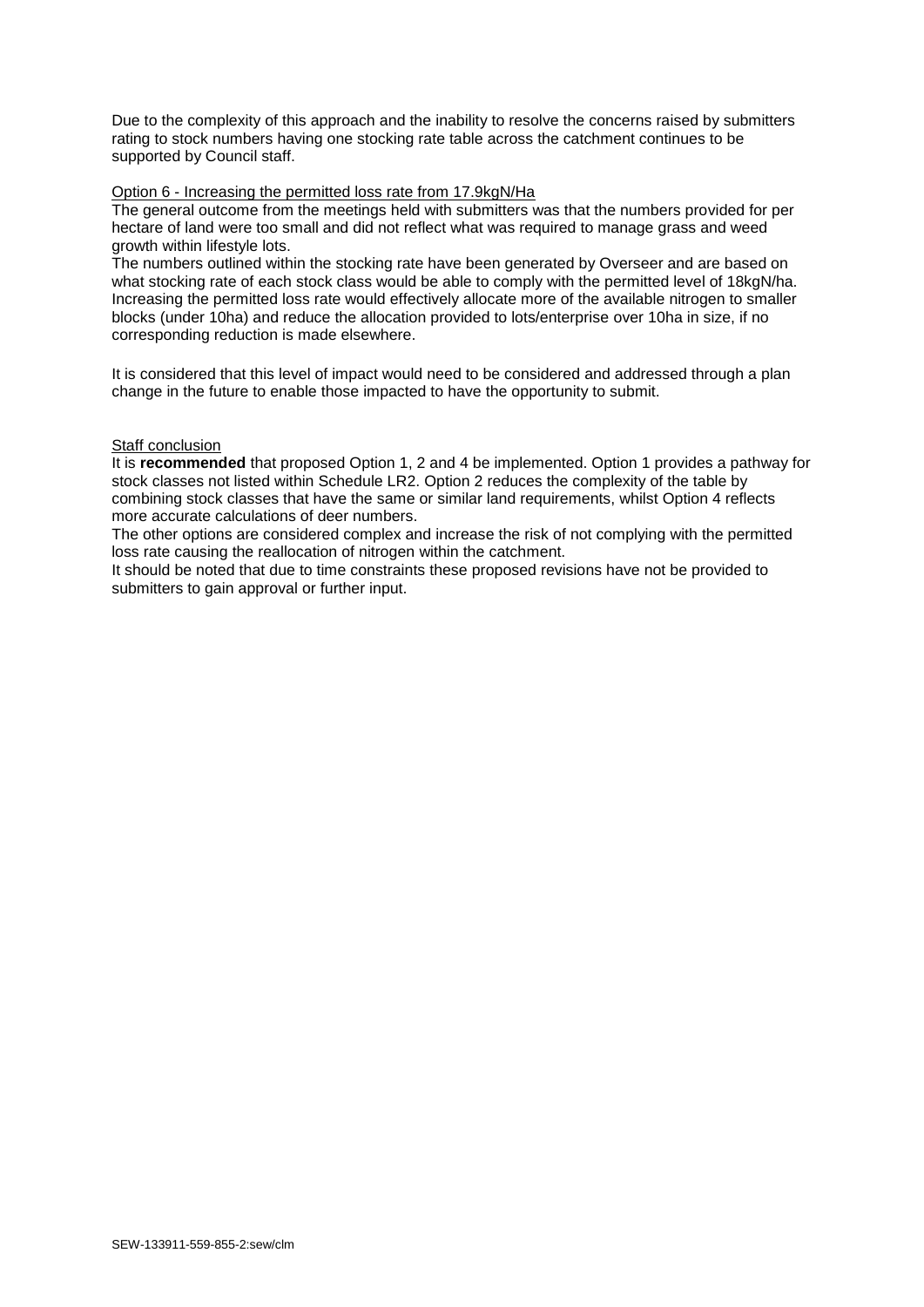Due to the complexity of this approach and the inability to resolve the concerns raised by submitters rating to stock numbers having one stocking rate table across the catchment continues to be supported by Council staff.

Option 6 - Increasing the permitted loss rate from 17.9kgN/Ha

The general outcome from the meetings held with submitters was that the numbers provided for per hectare of land were too small and did not reflect what was required to manage grass and weed growth within lifestyle lots.

The numbers outlined within the stocking rate have been generated by Overseer and are based on what stocking rate of each stock class would be able to comply with the permitted level of 18kgN/ha. Increasing the permitted loss rate would effectively allocate more of the available nitrogen to smaller blocks (under 10ha) and reduce the allocation provided to lots/enterprise over 10ha in size, if no corresponding reduction is made elsewhere.

It is considered that this level of impact would need to be considered and addressed through a plan change in the future to enable those impacted to have the opportunity to submit.

Staff conclusion

It is **recommended** that proposed Option 1, 2 and 4 be implemented. Option 1 provides a pathway for stock classes not listed within Schedule LR2. Option 2 reduces the complexity of the table by combining stock classes that have the same or similar land requirements, whilst Option 4 reflects more accurate calculations of deer numbers.

The other options are considered complex and increase the risk of not complying with the permitted loss rate causing the reallocation of nitrogen within the catchment.

It should be noted that due to time constraints these proposed revisions have not be provided to submitters to gain approval or further input.

SEW-133911-559-855-2:sew/clm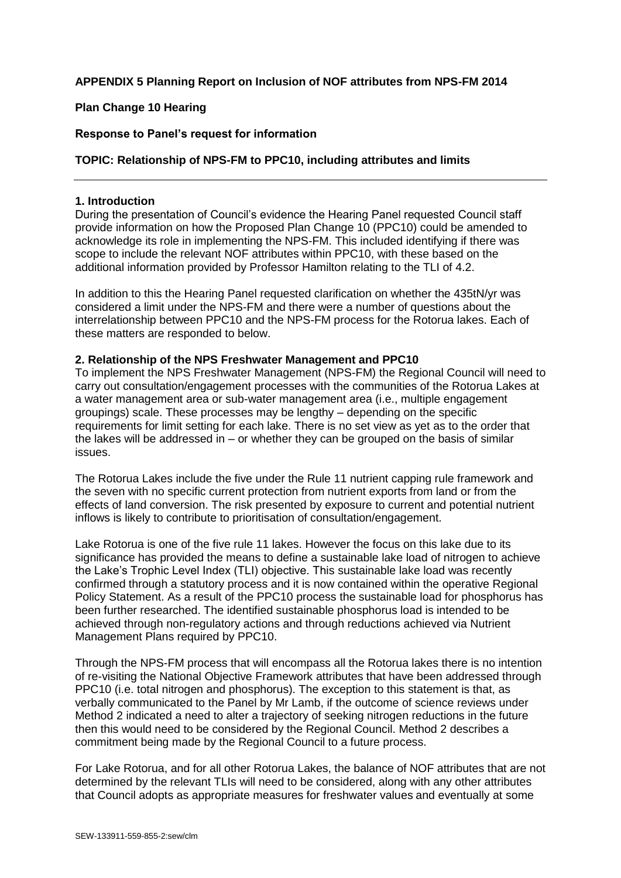**APPENDIX 5 Planning Report on Inclusion of NOF attributes from NPS-FM 2014**

**Plan Change 10 Hearing**

**Response to Panel's request for information**

**TOPIC: Relationship of NPS-FM to PPC10, including attributes and limits**

---

**1. Introduction**

During the presentation of Council's evidence the Hearing Panel requested Council staff provide information on how the Proposed Plan Change 10 (PPC10) could be amended to acknowledge its role in implementing the NPS-FM. This included identifying if there was scope to include the relevant NOF attributes within PPC10, with these based on the additional information provided by Professor Hamilton relating to the TLI of 4.2.

In addition to this the Hearing Panel requested clarification on whether the 435tN/yr was considered a limit under the NPS-FM and there were a number of questions about the interrelationship between PPC10 and the NPS-FM process for the Rotorua lakes. Each of these matters are responded to below.

**2. Relationship of the NPS Freshwater Management and PPC10**

To implement the NPS Freshwater Management (NPS-FM) the Regional Council will need to carry out consultation/engagement processes with the communities of the Rotorua Lakes at a water management area or sub-water management area (i.e., multiple engagement groupings) scale. These processes may be lengthy – depending on the specific requirements for limit setting for each lake. There is no set view as yet as to the order that the lakes will be addressed in – or whether they can be grouped on the basis of similar issues.

The Rotorua Lakes include the five under the Rule 11 nutrient capping rule framework and the seven with no specific current protection from nutrient exports from land or from the effects of land conversion. The risk presented by exposure to current and potential nutrient inflows is likely to contribute to prioritisation of consultation/engagement.

Lake Rotorua is one of the five rule 11 lakes. However the focus on this lake due to its significance has provided the means to define a sustainable lake load of nitrogen to achieve the Lake's Trophic Level Index (TLI) objective. This sustainable lake load was recently confirmed through a statutory process and it is now contained within the operative Regional Policy Statement. As a result of the PPC10 process the sustainable load for phosphorus has been further researched. The identified sustainable phosphorus load is intended to be achieved through non-regulatory actions and through reductions achieved via Nutrient Management Plans required by PPC10.

Through the NPS-FM process that will encompass all the Rotorua lakes there is no intention of re-visiting the National Objective Framework attributes that have been addressed through PPC10 (i.e. total nitrogen and phosphorus). The exception to this statement is that, as verbally communicated to the Panel by Mr Lamb, if the outcome of science reviews under Method 2 indicated a need to alter a trajectory of seeking nitrogen reductions in the future then this would need to be considered by the Regional Council. Method 2 describes a commitment being made by the Regional Council to a future process.

For Lake Rotorua, and for all other Rotorua Lakes, the balance of NOF attributes that are not determined by the relevant TLIs will need to be considered, along with any other attributes that Council adopts as appropriate measures for freshwater values and eventually at some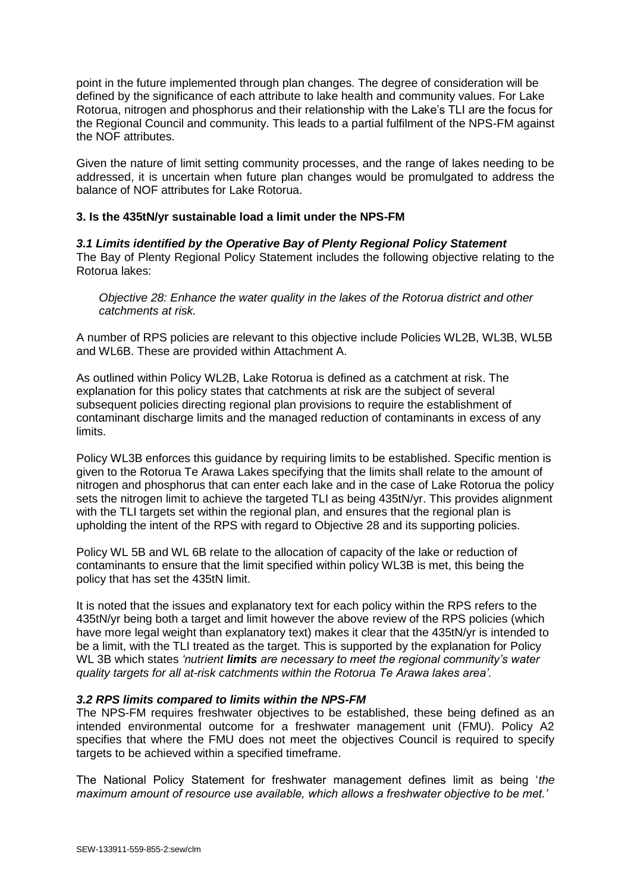point in the future implemented through plan changes. The degree of consideration will be defined by the significance of each attribute to lake health and community values. For Lake Rotorua, nitrogen and phosphorus and their relationship with the Lake's TLI are the focus for the Regional Council and community. This leads to a partial fulfilment of the NPS-FM against the NOF attributes.

Given the nature of limit setting community processes, and the range of lakes needing to be addressed, it is uncertain when future plan changes would be promulgated to address the balance of NOF attributes for Lake Rotorua.

### 3. Is the 435tN/yr sustainable load a limit under the NPS-FM

#### *3.1 Limits identified by the Operative Bay of Plenty Regional Policy Statement*

The Bay of Plenty Regional Policy Statement includes the following objective relating to the Rotorua lakes:

> *Objective 28: Enhance the water quality in the lakes of the Rotorua district and other catchments at risk.*

A number of RPS policies are relevant to this objective include Policies WL2B, WL3B, WL5B and WL6B. These are provided within Attachment A.

As outlined within Policy WL2B, Lake Rotorua is defined as a catchment at risk. The explanation for this policy states that catchments at risk are the subject of several subsequent policies directing regional plan provisions to require the establishment of contaminant discharge limits and the managed reduction of contaminants in excess of any limits.

Policy WL3B enforces this guidance by requiring limits to be established. Specific mention is given to the Rotorua Te Arawa Lakes specifying that the limits shall relate to the amount of nitrogen and phosphorus that can enter each lake and in the case of Lake Rotorua the policy sets the nitrogen limit to achieve the targeted TLI as being 435tN/yr. This provides alignment with the TLI targets set within the regional plan, and ensures that the regional plan is upholding the intent of the RPS with regard to Objective 28 and its supporting policies.

Policy WL 5B and WL 6B relate to the allocation of capacity of the lake or reduction of contaminants to ensure that the limit specified within policy WL3B is met, this being the policy that has set the 435tN limit.

It is noted that the issues and explanatory text for each policy within the RPS refers to the 435tN/yr being both a target and limit however the above review of the RPS policies (which have more legal weight than explanatory text) makes it clear that the 435tN/yr is intended to be a limit, with the TLI treated as the target. This is supported by the explanation for Policy WL 3B which states *'nutrient **limits** are necessary to meet the regional community's water quality targets for all at-risk catchments within the Rotorua Te Arawa lakes area'.*

#### *3.2 RPS limits compared to limits within the NPS-FM*

The NPS-FM requires freshwater objectives to be established, these being defined as an intended environmental outcome for a freshwater management unit (FMU). Policy A2 specifies that where the FMU does not meet the objectives Council is required to specify targets to be achieved within a specified timeframe.

The National Policy Statement for freshwater management defines limit as being '*the maximum amount of resource use available, which allows a freshwater objective to be met.'*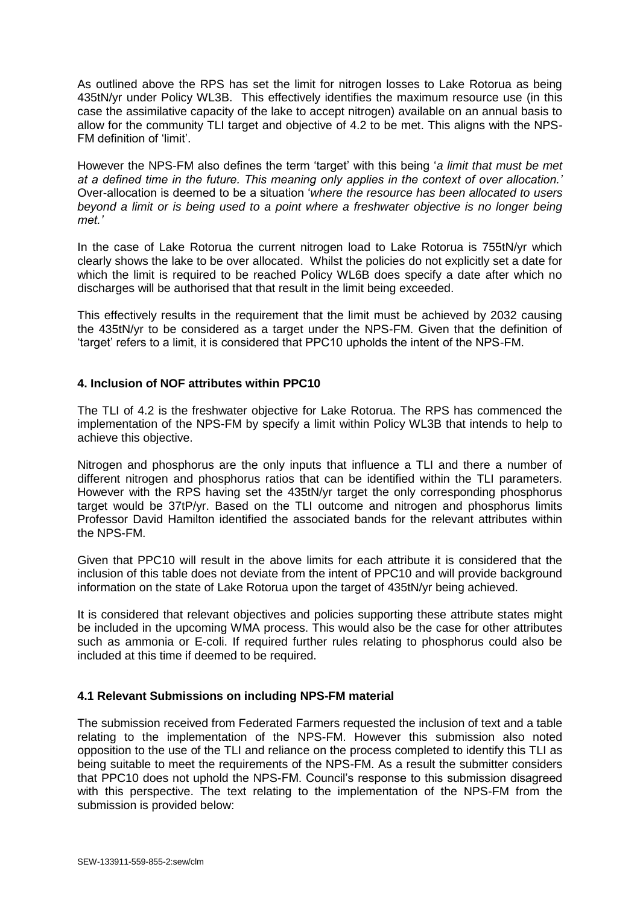As outlined above the RPS has set the limit for nitrogen losses to Lake Rotorua as being 435tN/yr under Policy WL3B. This effectively identifies the maximum resource use (in this case the assimilative capacity of the lake to accept nitrogen) available on an annual basis to allow for the community TLI target and objective of 4.2 to be met. This aligns with the NPS-FM definition of 'limit'.

However the NPS-FM also defines the term 'target' with this being '*a limit that must be met at a defined time in the future. This meaning only applies in the context of over allocation.'* Over-allocation is deemed to be a situation '*where the resource has been allocated to users beyond a limit or is being used to a point where a freshwater objective is no longer being met.'*

In the case of Lake Rotorua the current nitrogen load to Lake Rotorua is 755tN/yr which clearly shows the lake to be over allocated. Whilst the policies do not explicitly set a date for which the limit is required to be reached Policy WL6B does specify a date after which no discharges will be authorised that that result in the limit being exceeded.

This effectively results in the requirement that the limit must be achieved by 2032 causing the 435tN/yr to be considered as a target under the NPS-FM. Given that the definition of 'target' refers to a limit, it is considered that PPC10 upholds the intent of the NPS-FM.

### 4. Inclusion of NOF attributes within PPC10

The TLI of 4.2 is the freshwater objective for Lake Rotorua. The RPS has commenced the implementation of the NPS-FM by specify a limit within Policy WL3B that intends to help to achieve this objective.

Nitrogen and phosphorus are the only inputs that influence a TLI and there a number of different nitrogen and phosphorus ratios that can be identified within the TLI parameters. However with the RPS having set the 435tN/yr target the only corresponding phosphorus target would be 37tP/yr. Based on the TLI outcome and nitrogen and phosphorus limits Professor David Hamilton identified the associated bands for the relevant attributes within the NPS-FM.

Given that PPC10 will result in the above limits for each attribute it is considered that the inclusion of this table does not deviate from the intent of PPC10 and will provide background information on the state of Lake Rotorua upon the target of 435tN/yr being achieved.

It is considered that relevant objectives and policies supporting these attribute states might be included in the upcoming WMA process. This would also be the case for other attributes such as ammonia or E-coli. If required further rules relating to phosphorus could also be included at this time if deemed to be required.

### 4.1 Relevant Submissions on including NPS-FM material

The submission received from Federated Farmers requested the inclusion of text and a table relating to the implementation of the NPS-FM. However this submission also noted opposition to the use of the TLI and reliance on the process completed to identify this TLI as being suitable to meet the requirements of the NPS-FM. As a result the submitter considers that PPC10 does not uphold the NPS-FM. Council's response to this submission disagreed with this perspective. The text relating to the implementation of the NPS-FM from the submission is provided below: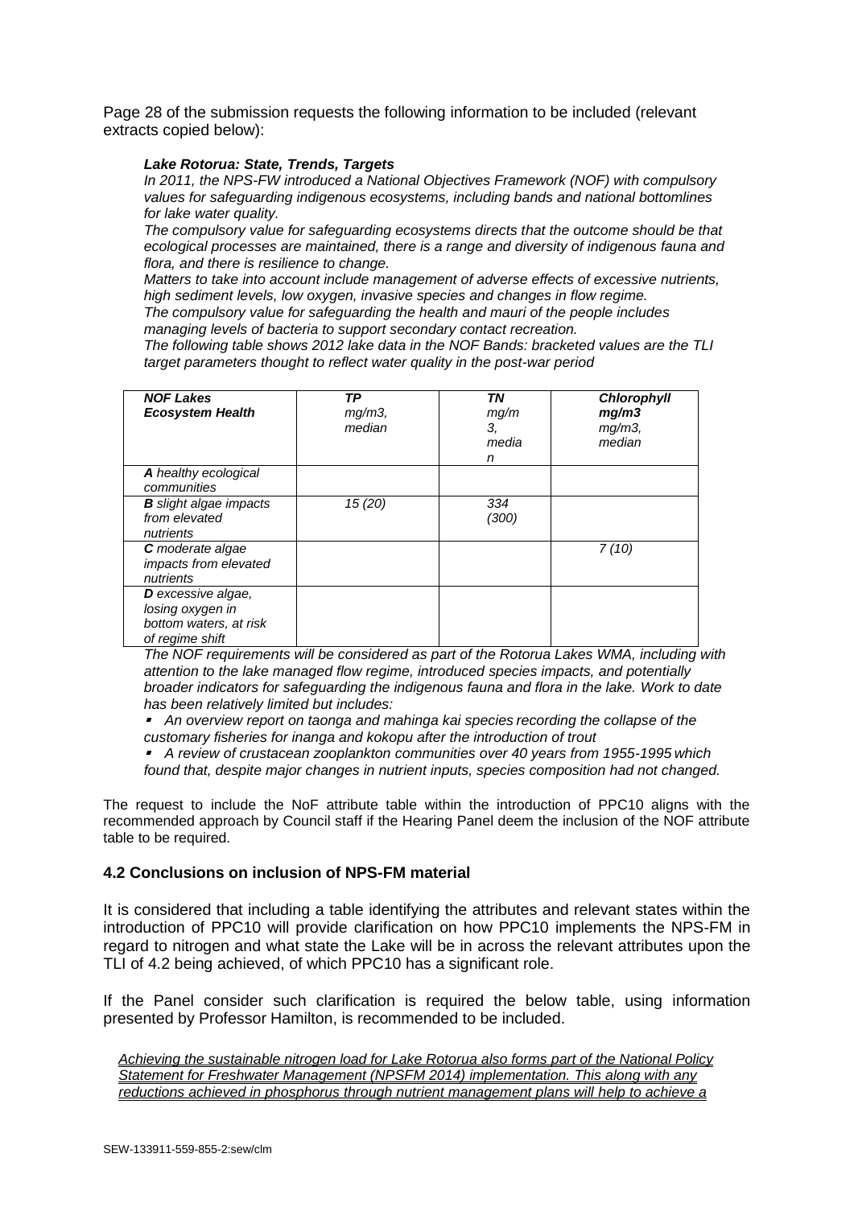Page 28 of the submission requests the following information to be included (relevant extracts copied below):

> ***Lake Rotorua: State, Trends, Targets***
>
> *In 2011, the NPS-FW introduced a National Objectives Framework (NOF) with compulsory values for safeguarding indigenous ecosystems, including bands and national bottomlines for lake water quality.*
>
> *The compulsory value for safeguarding ecosystems directs that the outcome should be that ecological processes are maintained, there is a range and diversity of indigenous fauna and flora, and there is resilience to change.*
>
> *Matters to take into account include management of adverse effects of excessive nutrients, high sediment levels, low oxygen, invasive species and changes in flow regime.*
>
> *The compulsory value for safeguarding the health and mauri of the people includes managing levels of bacteria to support secondary contact recreation.*
>
> *The following table shows 2012 lake data in the NOF Bands: bracketed values are the TLI target parameters thought to reflect water quality in the post-war period*

| ***NOF Lakes Ecosystem Health*** | ***TP*** *mg/m3, median* | ***TN*** *mg/m3, median* | ***Chlorophyll mg/m3*** *mg/m3, median* |
|---|---|---|---|
| ***A*** *healthy ecological communities* | | | |
| ***B*** *slight algae impacts from elevated nutrients* | *15 (20)* | *334 (300)* | |
| ***C*** *moderate algae impacts from elevated nutrients* | | | *7 (10)* |
| ***D*** *excessive algae, losing oxygen in bottom waters, at risk of regime shift* | | | |

> *The NOF requirements will be considered as part of the Rotorua Lakes WMA, including with attention to the lake managed flow regime, introduced species impacts, and potentially broader indicators for safeguarding the indigenous fauna and flora in the lake. Work to date has been relatively limited but includes:*
>
> - *An overview report on taonga and mahinga kai species recording the collapse of the customary fisheries for inanga and kokopu after the introduction of trout*
> - *A review of crustacean zooplankton communities over 40 years from 1955-1995 which found that, despite major changes in nutrient inputs, species composition had not changed.*

The request to include the NoF attribute table within the introduction of PPC10 aligns with the recommended approach by Council staff if the Hearing Panel deem the inclusion of the NOF attribute table to be required.

### 4.2 Conclusions on inclusion of NPS-FM material

It is considered that including a table identifying the attributes and relevant states within the introduction of PPC10 will provide clarification on how PPC10 implements the NPS-FM in regard to nitrogen and what state the Lake will be in across the relevant attributes upon the TLI of 4.2 being achieved, of which PPC10 has a significant role.

If the Panel consider such clarification is required the below table, using information presented by Professor Hamilton, is recommended to be included.

> <u>*Achieving the sustainable nitrogen load for Lake Rotorua also forms part of the National Policy Statement for Freshwater Management (NPSFM 2014) implementation. This along with any reductions achieved in phosphorus through nutrient management plans will help to achieve a*</u>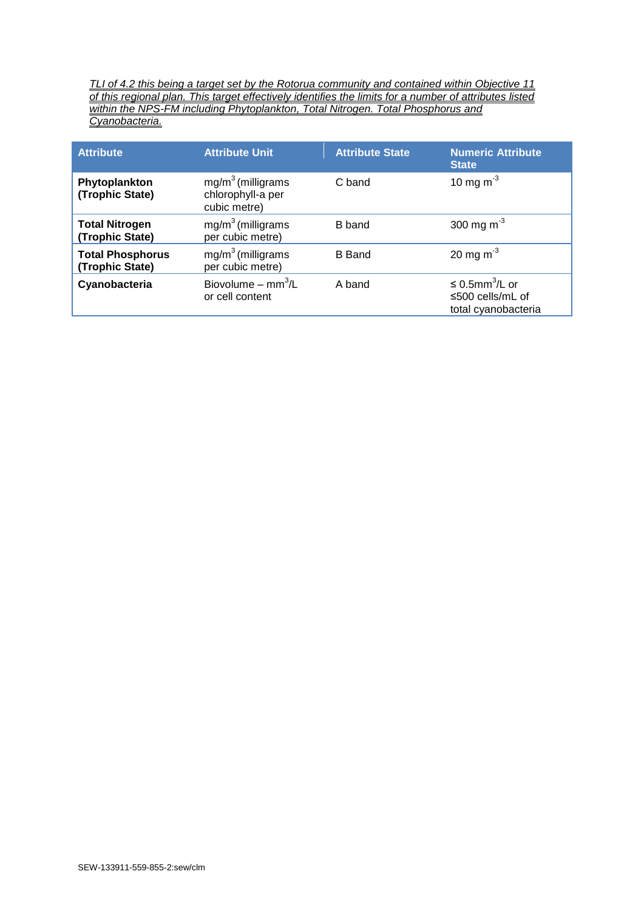*TLI of 4.2 this being a target set by the Rotorua community and contained within Objective 11 of this regional plan. This target effectively identifies the limits for a number of attributes listed within the NPS-FM including Phytoplankton, Total Nitrogen. Total Phosphorus and Cyanobacteria.*

| Attribute | Attribute Unit | Attribute State | Numeric Attribute State |
|---|---|---|---|
| **Phytoplankton (Trophic State)** | $mg/m^3$ (milligrams chlorophyll-a per cubic metre) | C band | 10 mg $m^{-3}$ |
| **Total Nitrogen (Trophic State)** | $mg/m^3$ (milligrams per cubic metre) | B band | 300 mg $m^{-3}$ |
| **Total Phosphorus (Trophic State)** | $mg/m^3$ (milligrams per cubic metre) | B Band | 20 mg $m^{-3}$ |
| **Cyanobacteria** | Biovolume – $mm^3$/L or cell content | A band | ≤ 0.5$mm^3$/L or ≤500 cells/mL of total cyanobacteria |

SEW-133911-559-855-2:sew/clm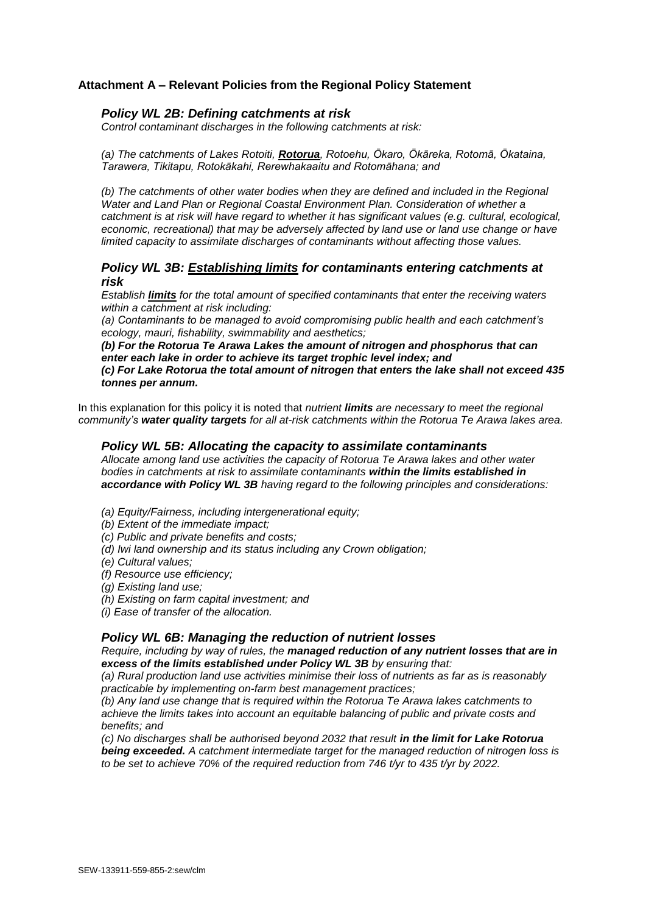## Attachment A – Relevant Policies from the Regional Policy Statement

### *Policy WL 2B: Defining catchments at risk*

*Control contaminant discharges in the following catchments at risk:*

*(a) The catchments of Lakes Rotoiti,* ***Rotorua****, Rotoehu, Ōkaro, Ōkāreka, Rotomā, Ōkataina, Tarawera, Tikitapu, Rotokākahi, Rerewhakaaitu and Rotomāhana; and*

*(b) The catchments of other water bodies when they are defined and included in the Regional Water and Land Plan or Regional Coastal Environment Plan. Consideration of whether a catchment is at risk will have regard to whether it has significant values (e.g. cultural, ecological, economic, recreational) that may be adversely affected by land use or land use change or have limited capacity to assimilate discharges of contaminants without affecting those values.*

### *Policy WL 3B: Establishing limits for contaminants entering catchments at risk*

*Establish* ***limits*** *for the total amount of specified contaminants that enter the receiving waters within a catchment at risk including:*

*(a) Contaminants to be managed to avoid compromising public health and each catchment's ecology, mauri, fishability, swimmability and aesthetics;*

***(b) For the Rotorua Te Arawa Lakes the amount of nitrogen and phosphorus that can enter each lake in order to achieve its target trophic level index; and***

***(c) For Lake Rotorua the total amount of nitrogen that enters the lake shall not exceed 435 tonnes per annum.***

In this explanation for this policy it is noted that *nutrient* ***limits*** *are necessary to meet the regional community's* ***water quality targets*** *for all at-risk catchments within the Rotorua Te Arawa lakes area.*

### *Policy WL 5B: Allocating the capacity to assimilate contaminants*

*Allocate among land use activities the capacity of Rotorua Te Arawa lakes and other water bodies in catchments at risk to assimilate contaminants* ***within the limits established in accordance with Policy WL 3B*** *having regard to the following principles and considerations:*

*(a) Equity/Fairness, including intergenerational equity;*
*(b) Extent of the immediate impact;*
*(c) Public and private benefits and costs;*
*(d) Iwi land ownership and its status including any Crown obligation;*
*(e) Cultural values;*
*(f) Resource use efficiency;*
*(g) Existing land use;*
*(h) Existing on farm capital investment; and*
*(i) Ease of transfer of the allocation.*

### *Policy WL 6B: Managing the reduction of nutrient losses*

*Require, including by way of rules, the* ***managed reduction of any nutrient losses that are in excess of the limits established under Policy WL 3B*** *by ensuring that:*

*(a) Rural production land use activities minimise their loss of nutrients as far as is reasonably practicable by implementing on-farm best management practices;*

*(b) Any land use change that is required within the Rotorua Te Arawa lakes catchments to achieve the limits takes into account an equitable balancing of public and private costs and benefits; and*

*(c) No discharges shall be authorised beyond 2032 that result* ***in the limit for Lake Rotorua being exceeded.*** *A catchment intermediate target for the managed reduction of nitrogen loss is to be set to achieve 70% of the required reduction from 746 t/yr to 435 t/yr by 2022.*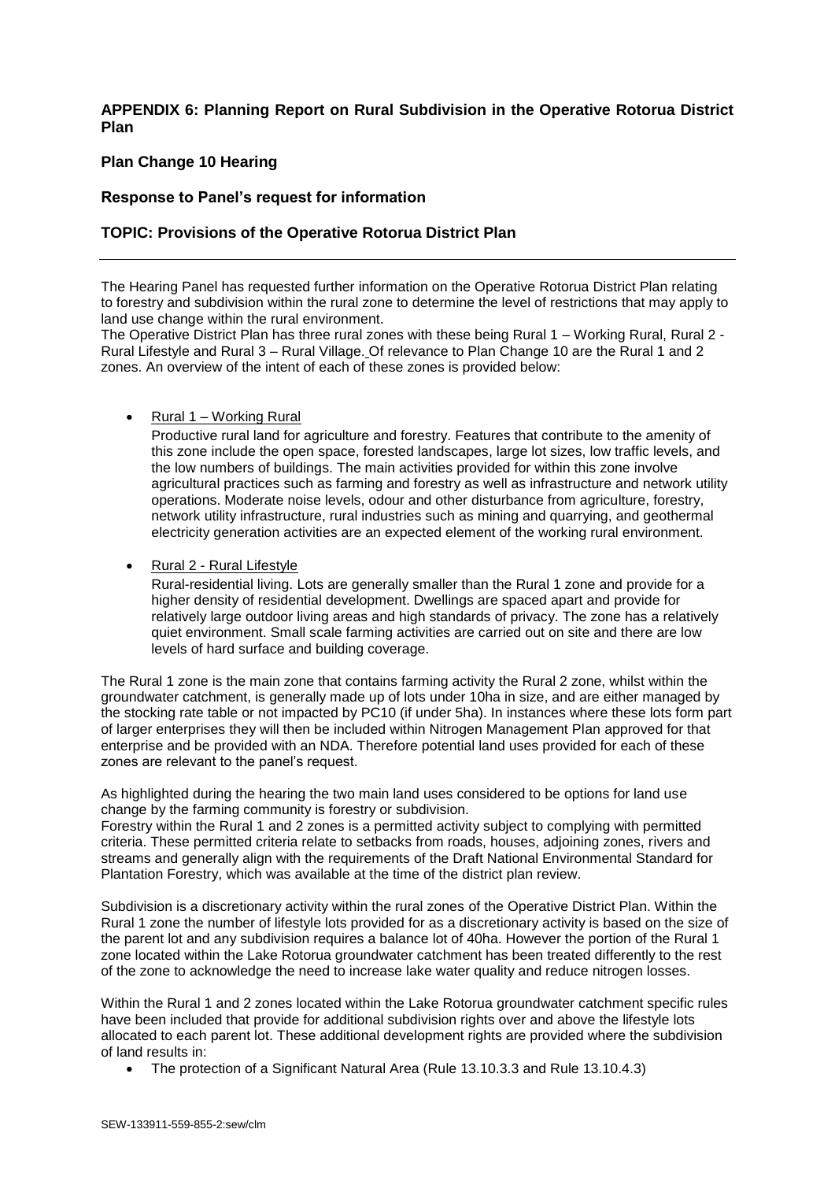**APPENDIX 6: Planning Report on Rural Subdivision in the Operative Rotorua District Plan**

**Plan Change 10 Hearing**

**Response to Panel's request for information**

**TOPIC: Provisions of the Operative Rotorua District Plan**

---

The Hearing Panel has requested further information on the Operative Rotorua District Plan relating to forestry and subdivision within the rural zone to determine the level of restrictions that may apply to land use change within the rural environment.

The Operative District Plan has three rural zones with these being Rural 1 – Working Rural, Rural 2 - Rural Lifestyle and Rural 3 – Rural Village. Of relevance to Plan Change 10 are the Rural 1 and 2 zones. An overview of the intent of each of these zones is provided below:

- Rural 1 – Working Rural

  Productive rural land for agriculture and forestry. Features that contribute to the amenity of this zone include the open space, forested landscapes, large lot sizes, low traffic levels, and the low numbers of buildings. The main activities provided for within this zone involve agricultural practices such as farming and forestry as well as infrastructure and network utility operations. Moderate noise levels, odour and other disturbance from agriculture, forestry, network utility infrastructure, rural industries such as mining and quarrying, and geothermal electricity generation activities are an expected element of the working rural environment.

- Rural 2 - Rural Lifestyle

  Rural-residential living. Lots are generally smaller than the Rural 1 zone and provide for a higher density of residential development. Dwellings are spaced apart and provide for relatively large outdoor living areas and high standards of privacy. The zone has a relatively quiet environment. Small scale farming activities are carried out on site and there are low levels of hard surface and building coverage.

The Rural 1 zone is the main zone that contains farming activity the Rural 2 zone, whilst within the groundwater catchment, is generally made up of lots under 10ha in size, and are either managed by the stocking rate table or not impacted by PC10 (if under 5ha). In instances where these lots form part of larger enterprises they will then be included within Nitrogen Management Plan approved for that enterprise and be provided with an NDA. Therefore potential land uses provided for each of these zones are relevant to the panel's request.

As highlighted during the hearing the two main land uses considered to be options for land use change by the farming community is forestry or subdivision.

Forestry within the Rural 1 and 2 zones is a permitted activity subject to complying with permitted criteria. These permitted criteria relate to setbacks from roads, houses, adjoining zones, rivers and streams and generally align with the requirements of the Draft National Environmental Standard for Plantation Forestry, which was available at the time of the district plan review.

Subdivision is a discretionary activity within the rural zones of the Operative District Plan. Within the Rural 1 zone the number of lifestyle lots provided for as a discretionary activity is based on the size of the parent lot and any subdivision requires a balance lot of 40ha. However the portion of the Rural 1 zone located within the Lake Rotorua groundwater catchment has been treated differently to the rest of the zone to acknowledge the need to increase lake water quality and reduce nitrogen losses.

Within the Rural 1 and 2 zones located within the Lake Rotorua groundwater catchment specific rules have been included that provide for additional subdivision rights over and above the lifestyle lots allocated to each parent lot. These additional development rights are provided where the subdivision of land results in:

- The protection of a Significant Natural Area (Rule 13.10.3.3 and Rule 13.10.4.3)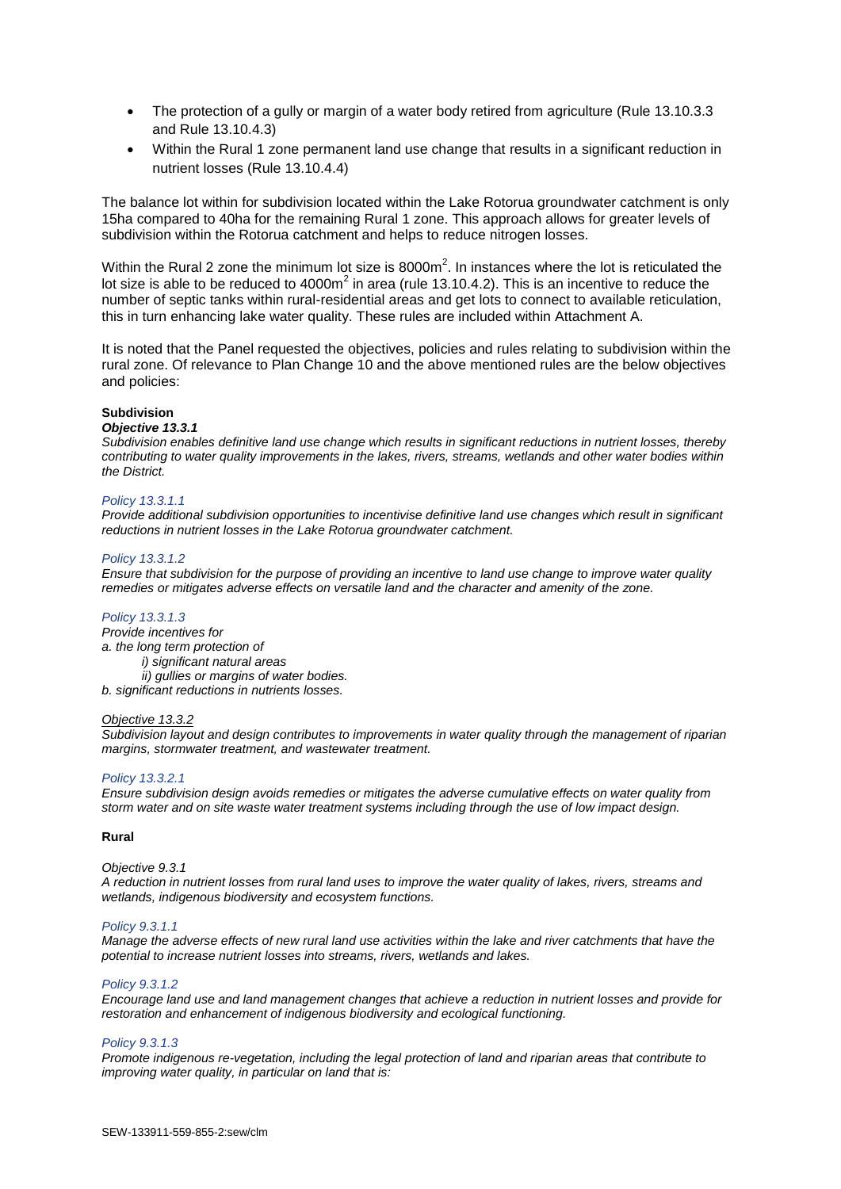- The protection of a gully or margin of a water body retired from agriculture (Rule 13.10.3.3 and Rule 13.10.4.3)
- Within the Rural 1 zone permanent land use change that results in a significant reduction in nutrient losses (Rule 13.10.4.4)

The balance lot within for subdivision located within the Lake Rotorua groundwater catchment is only 15ha compared to 40ha for the remaining Rural 1 zone. This approach allows for greater levels of subdivision within the Rotorua catchment and helps to reduce nitrogen losses.

Within the Rural 2 zone the minimum lot size is 8000m$^2$. In instances where the lot is reticulated the lot size is able to be reduced to 4000m$^2$ in area (rule 13.10.4.2). This is an incentive to reduce the number of septic tanks within rural-residential areas and get lots to connect to available reticulation, this in turn enhancing lake water quality. These rules are included within Attachment A.

It is noted that the Panel requested the objectives, policies and rules relating to subdivision within the rural zone. Of relevance to Plan Change 10 and the above mentioned rules are the below objectives and policies:

**Subdivision**

***Objective 13.3.1***

*Subdivision enables definitive land use change which results in significant reductions in nutrient losses, thereby contributing to water quality improvements in the lakes, rivers, streams, wetlands and other water bodies within the District.*

*Policy 13.3.1.1*

*Provide additional subdivision opportunities to incentivise definitive land use changes which result in significant reductions in nutrient losses in the Lake Rotorua groundwater catchment.*

*Policy 13.3.1.2*

*Ensure that subdivision for the purpose of providing an incentive to land use change to improve water quality remedies or mitigates adverse effects on versatile land and the character and amenity of the zone.*

*Policy 13.3.1.3*

*Provide incentives for*

*a. the long term protection of*

*i) significant natural areas*

*ii) gullies or margins of water bodies.*

*b. significant reductions in nutrients losses.*

*Objective 13.3.2*

*Subdivision layout and design contributes to improvements in water quality through the management of riparian margins, stormwater treatment, and wastewater treatment.*

*Policy 13.3.2.1*

*Ensure subdivision design avoids remedies or mitigates the adverse cumulative effects on water quality from storm water and on site waste water treatment systems including through the use of low impact design.*

**Rural**

*Objective 9.3.1*

*A reduction in nutrient losses from rural land uses to improve the water quality of lakes, rivers, streams and wetlands, indigenous biodiversity and ecosystem functions.*

*Policy 9.3.1.1*

*Manage the adverse effects of new rural land use activities within the lake and river catchments that have the potential to increase nutrient losses into streams, rivers, wetlands and lakes.*

*Policy 9.3.1.2*

*Encourage land use and land management changes that achieve a reduction in nutrient losses and provide for restoration and enhancement of indigenous biodiversity and ecological functioning.*

*Policy 9.3.1.3*

*Promote indigenous re-vegetation, including the legal protection of land and riparian areas that contribute to improving water quality, in particular on land that is:*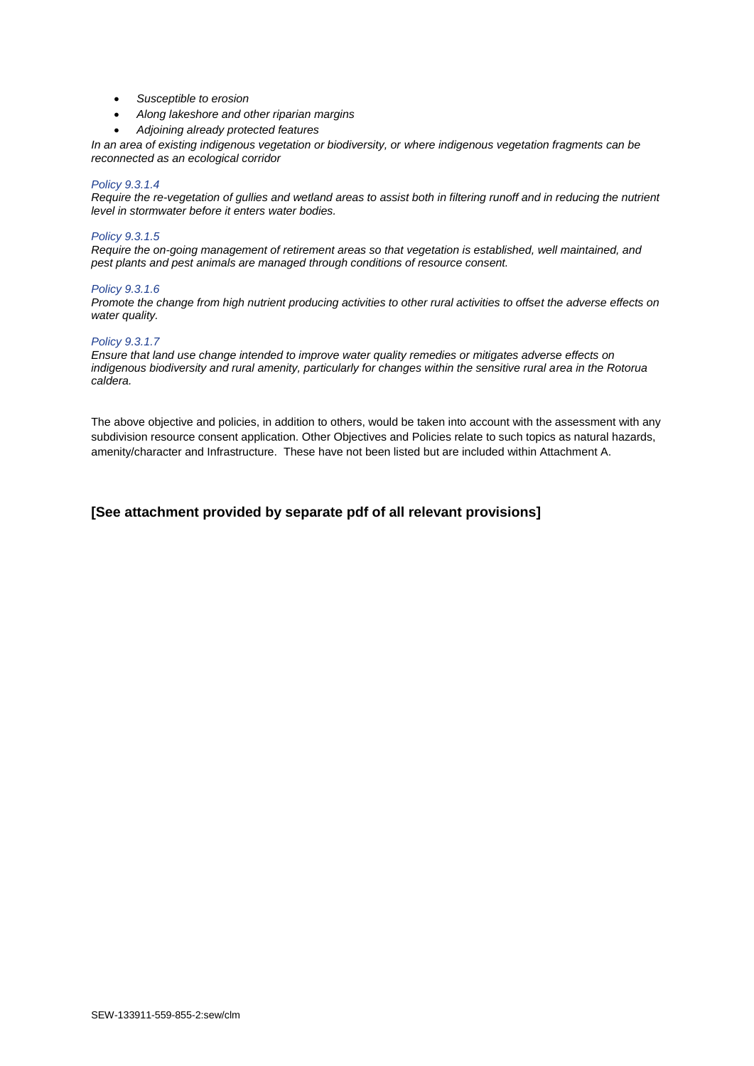- *Susceptible to erosion*
- *Along lakeshore and other riparian margins*
- *Adjoining already protected features*

*In an area of existing indigenous vegetation or biodiversity, or where indigenous vegetation fragments can be reconnected as an ecological corridor*

*Policy 9.3.1.4*

*Require the re-vegetation of gullies and wetland areas to assist both in filtering runoff and in reducing the nutrient level in stormwater before it enters water bodies.*

*Policy 9.3.1.5*

*Require the on-going management of retirement areas so that vegetation is established, well maintained, and pest plants and pest animals are managed through conditions of resource consent.*

*Policy 9.3.1.6*

*Promote the change from high nutrient producing activities to other rural activities to offset the adverse effects on water quality.*

*Policy 9.3.1.7*

*Ensure that land use change intended to improve water quality remedies or mitigates adverse effects on indigenous biodiversity and rural amenity, particularly for changes within the sensitive rural area in the Rotorua caldera.*

The above objective and policies, in addition to others, would be taken into account with the assessment with any subdivision resource consent application. Other Objectives and Policies relate to such topics as natural hazards, amenity/character and Infrastructure. These have not been listed but are included within Attachment A.

**[See attachment provided by separate pdf of all relevant provisions]**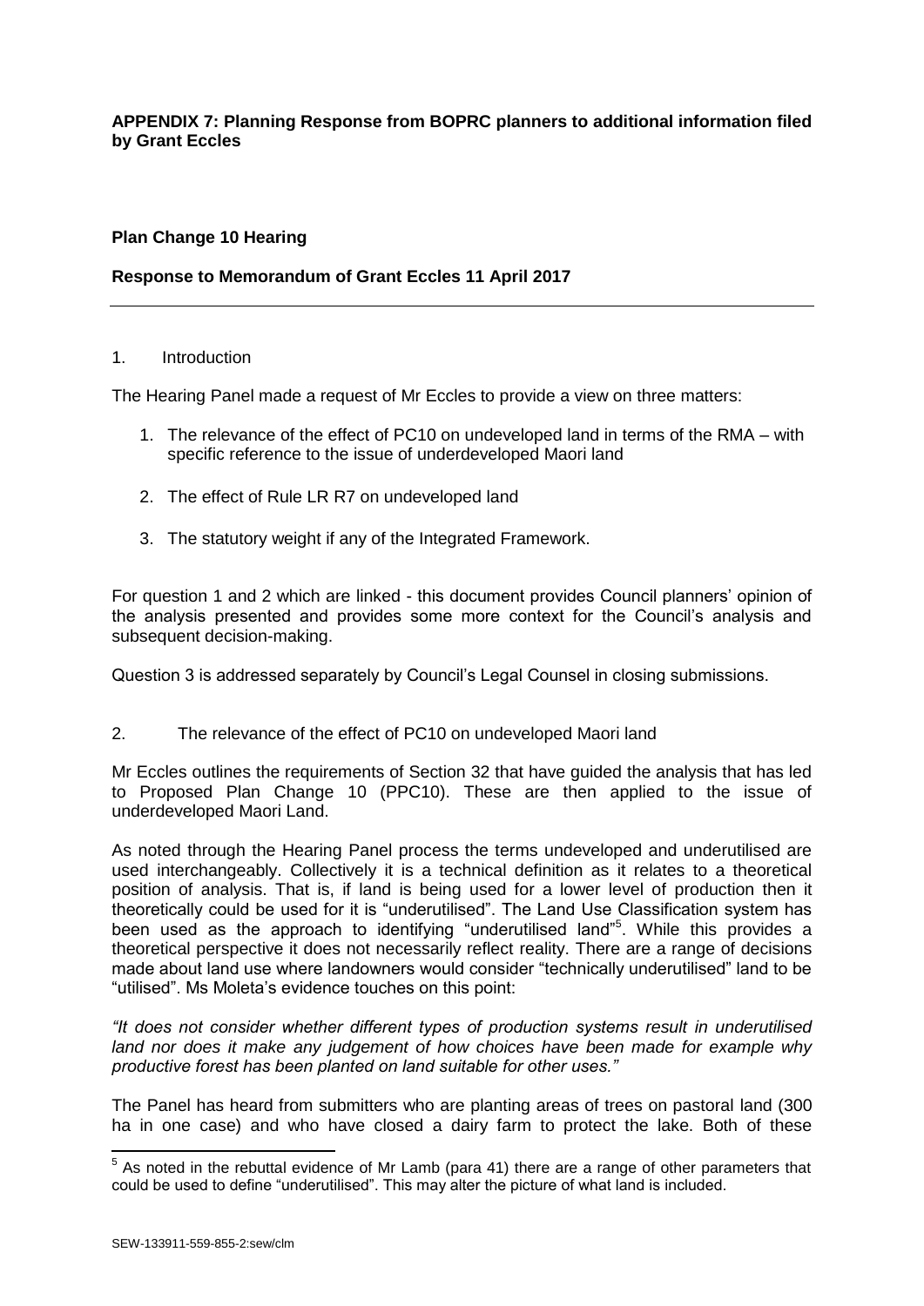**APPENDIX 7: Planning Response from BOPRC planners to additional information filed by Grant Eccles**

**Plan Change 10 Hearing**

**Response to Memorandum of Grant Eccles 11 April 2017**

---

1. Introduction

The Hearing Panel made a request of Mr Eccles to provide a view on three matters:

1. The relevance of the effect of PC10 on undeveloped land in terms of the RMA – with specific reference to the issue of underdeveloped Maori land
2. The effect of Rule LR R7 on undeveloped land
3. The statutory weight if any of the Integrated Framework.

For question 1 and 2 which are linked - this document provides Council planners' opinion of the analysis presented and provides some more context for the Council's analysis and subsequent decision-making.

Question 3 is addressed separately by Council's Legal Counsel in closing submissions.

2. The relevance of the effect of PC10 on undeveloped Maori land

Mr Eccles outlines the requirements of Section 32 that have guided the analysis that has led to Proposed Plan Change 10 (PPC10). These are then applied to the issue of underdeveloped Maori Land.

As noted through the Hearing Panel process the terms undeveloped and underutilised are used interchangeably. Collectively it is a technical definition as it relates to a theoretical position of analysis. That is, if land is being used for a lower level of production then it theoretically could be used for it is "underutilised". The Land Use Classification system has been used as the approach to identifying "underutilised land"[5]. While this provides a theoretical perspective it does not necessarily reflect reality. There are a range of decisions made about land use where landowners would consider "technically underutilised" land to be "utilised". Ms Moleta's evidence touches on this point:

*"It does not consider whether different types of production systems result in underutilised land nor does it make any judgement of how choices have been made for example why productive forest has been planted on land suitable for other uses."*

The Panel has heard from submitters who are planting areas of trees on pastoral land (300 ha in one case) and who have closed a dairy farm to protect the lake. Both of these

[5] As noted in the rebuttal evidence of Mr Lamb (para 41) there are a range of other parameters that could be used to define "underutilised". This may alter the picture of what land is included.

SEW-133911-559-855-2:sew/clm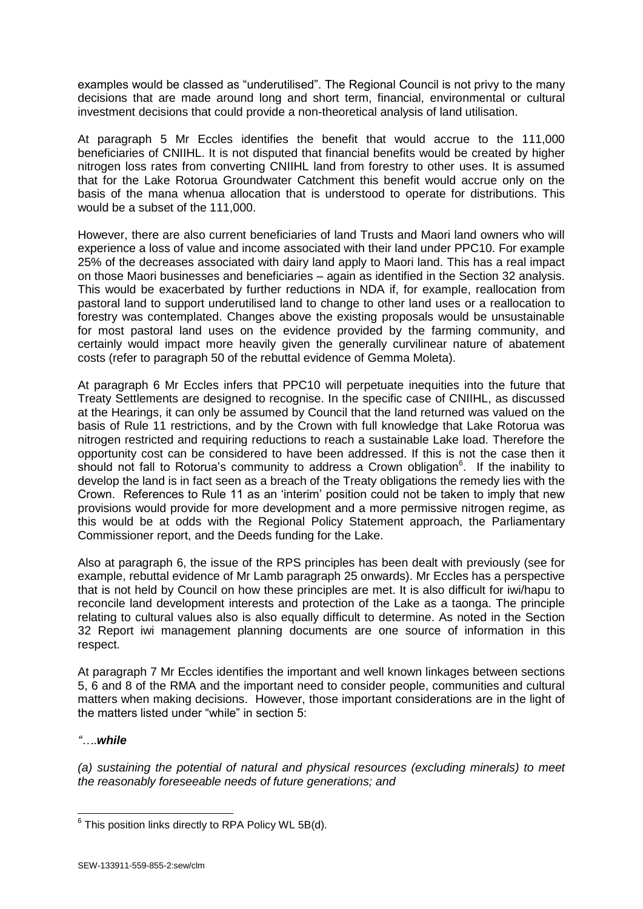examples would be classed as "underutilised". The Regional Council is not privy to the many decisions that are made around long and short term, financial, environmental or cultural investment decisions that could provide a non-theoretical analysis of land utilisation.

At paragraph 5 Mr Eccles identifies the benefit that would accrue to the 111,000 beneficiaries of CNIIHL. It is not disputed that financial benefits would be created by higher nitrogen loss rates from converting CNIIHL land from forestry to other uses. It is assumed that for the Lake Rotorua Groundwater Catchment this benefit would accrue only on the basis of the mana whenua allocation that is understood to operate for distributions. This would be a subset of the 111,000.

However, there are also current beneficiaries of land Trusts and Maori land owners who will experience a loss of value and income associated with their land under PPC10. For example 25% of the decreases associated with dairy land apply to Maori land. This has a real impact on those Maori businesses and beneficiaries – again as identified in the Section 32 analysis. This would be exacerbated by further reductions in NDA if, for example, reallocation from pastoral land to support underutilised land to change to other land uses or a reallocation to forestry was contemplated. Changes above the existing proposals would be unsustainable for most pastoral land uses on the evidence provided by the farming community, and certainly would impact more heavily given the generally curvilinear nature of abatement costs (refer to paragraph 50 of the rebuttal evidence of Gemma Moleta).

At paragraph 6 Mr Eccles infers that PPC10 will perpetuate inequities into the future that Treaty Settlements are designed to recognise. In the specific case of CNIIHL, as discussed at the Hearings, it can only be assumed by Council that the land returned was valued on the basis of Rule 11 restrictions, and by the Crown with full knowledge that Lake Rotorua was nitrogen restricted and requiring reductions to reach a sustainable Lake load. Therefore the opportunity cost can be considered to have been addressed. If this is not the case then it should not fall to Rotorua's community to address a Crown obligation[6]. If the inability to develop the land is in fact seen as a breach of the Treaty obligations the remedy lies with the Crown. References to Rule 11 as an 'interim' position could not be taken to imply that new provisions would provide for more development and a more permissive nitrogen regime, as this would be at odds with the Regional Policy Statement approach, the Parliamentary Commissioner report, and the Deeds funding for the Lake.

Also at paragraph 6, the issue of the RPS principles has been dealt with previously (see for example, rebuttal evidence of Mr Lamb paragraph 25 onwards). Mr Eccles has a perspective that is not held by Council on how these principles are met. It is also difficult for iwi/hapu to reconcile land development interests and protection of the Lake as a taonga. The principle relating to cultural values also is also equally difficult to determine. As noted in the Section 32 Report iwi management planning documents are one source of information in this respect.

At paragraph 7 Mr Eccles identifies the important and well known linkages between sections 5, 6 and 8 of the RMA and the important need to consider people, communities and cultural matters when making decisions. However, those important considerations are in the light of the matters listed under "while" in section 5:

*"….**while***

*(a) sustaining the potential of natural and physical resources (excluding minerals) to meet the reasonably foreseeable needs of future generations; and*

---

[6] This position links directly to RPA Policy WL 5B(d).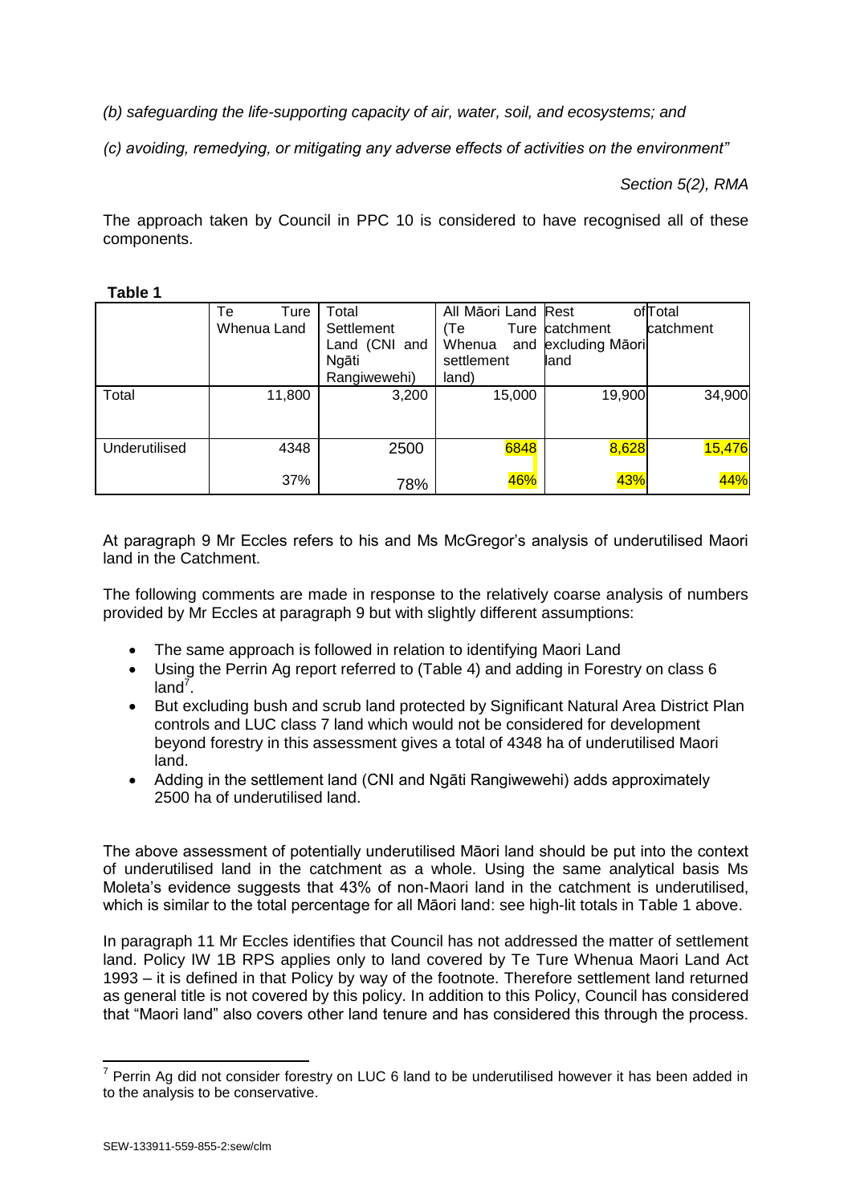*(b) safeguarding the life-supporting capacity of air, water, soil, and ecosystems; and*

*(c) avoiding, remedying, or mitigating any adverse effects of activities on the environment"*

*Section 5(2), RMA*

The approach taken by Council in PPC 10 is considered to have recognised all of these components.

**Table 1**

| | Te Ture Whenua Land | Total Settlement Land (CNI and Ngāti Rangiwewehi) | All Māori Land (Te Ture Whenua and settlement land) | Rest of catchment excluding Māori land | Total catchment |
|---|---|---|---|---|---|
| Total | 11,800 | 3,200 | 15,000 | 19,900 | 34,900 |
| Underutilised | 4348 | 2500 | 6848 | 8,628 | 15,476 |
| | 37% | 78% | 46% | 43% | 44% |

At paragraph 9 Mr Eccles refers to his and Ms McGregor's analysis of underutilised Maori land in the Catchment.

The following comments are made in response to the relatively coarse analysis of numbers provided by Mr Eccles at paragraph 9 but with slightly different assumptions:

- The same approach is followed in relation to identifying Maori Land
- Using the Perrin Ag report referred to (Table 4) and adding in Forestry on class 6 land[7].
- But excluding bush and scrub land protected by Significant Natural Area District Plan controls and LUC class 7 land which would not be considered for development beyond forestry in this assessment gives a total of 4348 ha of underutilised Maori land.
- Adding in the settlement land (CNI and Ngāti Rangiwewehi) adds approximately 2500 ha of underutilised land.

The above assessment of potentially underutilised Māori land should be put into the context of underutilised land in the catchment as a whole. Using the same analytical basis Ms Moleta's evidence suggests that 43% of non-Maori land in the catchment is underutilised, which is similar to the total percentage for all Māori land: see high-lit totals in Table 1 above.

In paragraph 11 Mr Eccles identifies that Council has not addressed the matter of settlement land. Policy IW 1B RPS applies only to land covered by Te Ture Whenua Maori Land Act 1993 – it is defined in that Policy by way of the footnote. Therefore settlement land returned as general title is not covered by this policy. In addition to this Policy, Council has considered that "Maori land" also covers other land tenure and has considered this through the process.

[7] Perrin Ag did not consider forestry on LUC 6 land to be underutilised however it has been added in to the analysis to be conservative.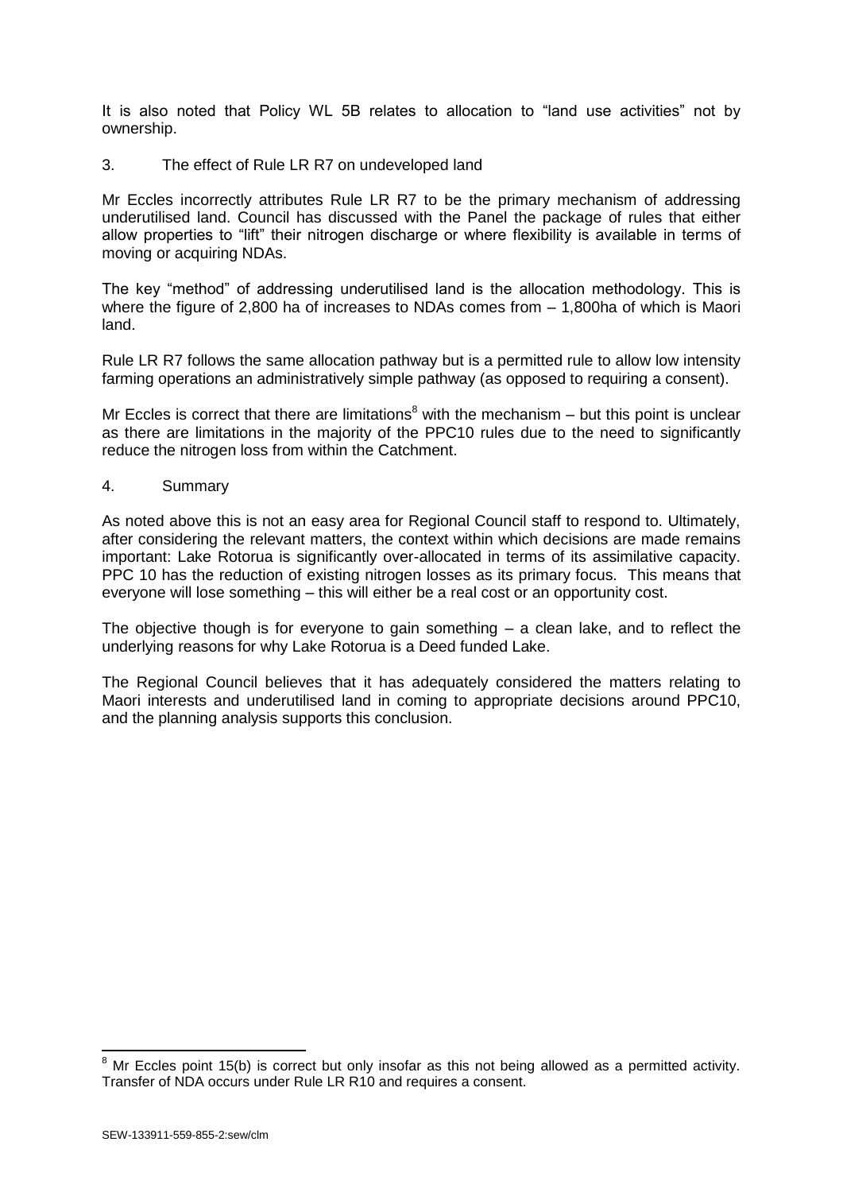It is also noted that Policy WL 5B relates to allocation to "land use activities" not by ownership.

3. The effect of Rule LR R7 on undeveloped land

Mr Eccles incorrectly attributes Rule LR R7 to be the primary mechanism of addressing underutilised land. Council has discussed with the Panel the package of rules that either allow properties to "lift" their nitrogen discharge or where flexibility is available in terms of moving or acquiring NDAs.

The key "method" of addressing underutilised land is the allocation methodology. This is where the figure of 2,800 ha of increases to NDAs comes from – 1,800ha of which is Maori land.

Rule LR R7 follows the same allocation pathway but is a permitted rule to allow low intensity farming operations an administratively simple pathway (as opposed to requiring a consent).

Mr Eccles is correct that there are limitations[8] with the mechanism – but this point is unclear as there are limitations in the majority of the PPC10 rules due to the need to significantly reduce the nitrogen loss from within the Catchment.

4. Summary

As noted above this is not an easy area for Regional Council staff to respond to. Ultimately, after considering the relevant matters, the context within which decisions are made remains important: Lake Rotorua is significantly over-allocated in terms of its assimilative capacity. PPC 10 has the reduction of existing nitrogen losses as its primary focus. This means that everyone will lose something – this will either be a real cost or an opportunity cost.

The objective though is for everyone to gain something – a clean lake, and to reflect the underlying reasons for why Lake Rotorua is a Deed funded Lake.

The Regional Council believes that it has adequately considered the matters relating to Maori interests and underutilised land in coming to appropriate decisions around PPC10, and the planning analysis supports this conclusion.

[8] Mr Eccles point 15(b) is correct but only insofar as this not being allowed as a permitted activity. Transfer of NDA occurs under Rule LR R10 and requires a consent.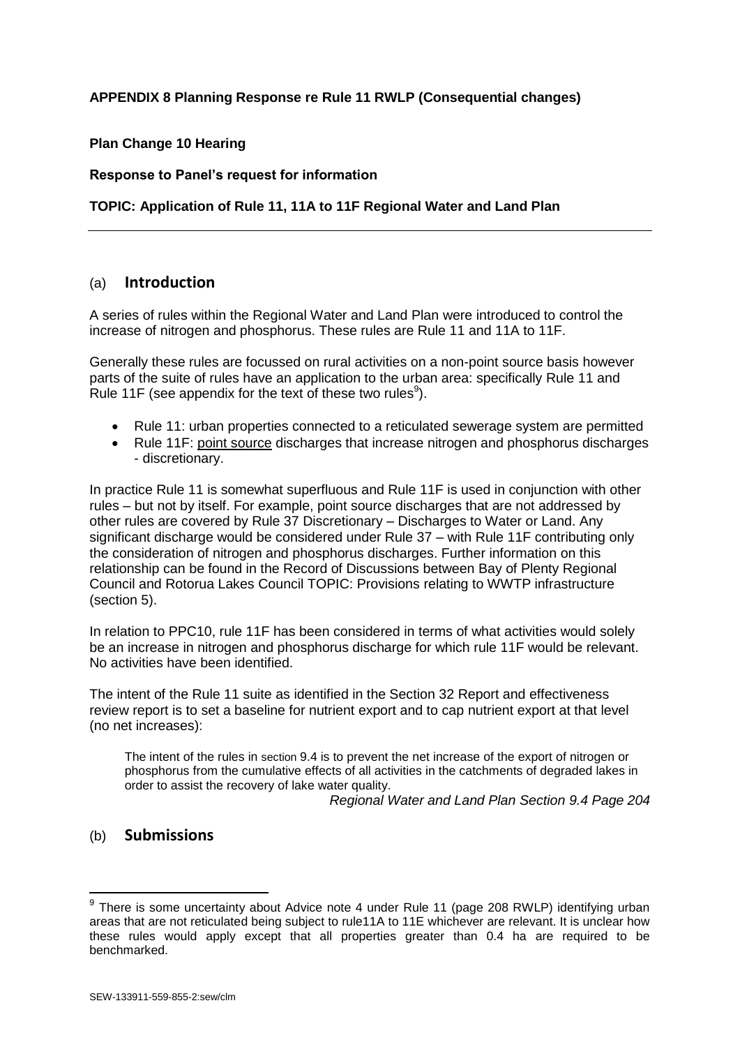**APPENDIX 8 Planning Response re Rule 11 RWLP (Consequential changes)**

**Plan Change 10 Hearing**

**Response to Panel's request for information**

**TOPIC: Application of Rule 11, 11A to 11F Regional Water and Land Plan**

---

## (a) Introduction

A series of rules within the Regional Water and Land Plan were introduced to control the increase of nitrogen and phosphorus. These rules are Rule 11 and 11A to 11F.

Generally these rules are focussed on rural activities on a non-point source basis however parts of the suite of rules have an application to the urban area: specifically Rule 11 and Rule 11F (see appendix for the text of these two rules[9]).

- Rule 11: urban properties connected to a reticulated sewerage system are permitted
- Rule 11F: point source discharges that increase nitrogen and phosphorus discharges - discretionary.

In practice Rule 11 is somewhat superfluous and Rule 11F is used in conjunction with other rules – but not by itself. For example, point source discharges that are not addressed by other rules are covered by Rule 37 Discretionary – Discharges to Water or Land. Any significant discharge would be considered under Rule 37 – with Rule 11F contributing only the consideration of nitrogen and phosphorus discharges. Further information on this relationship can be found in the Record of Discussions between Bay of Plenty Regional Council and Rotorua Lakes Council TOPIC: Provisions relating to WWTP infrastructure (section 5).

In relation to PPC10, rule 11F has been considered in terms of what activities would solely be an increase in nitrogen and phosphorus discharge for which rule 11F would be relevant. No activities have been identified.

The intent of the Rule 11 suite as identified in the Section 32 Report and effectiveness review report is to set a baseline for nutrient export and to cap nutrient export at that level (no net increases):

> The intent of the rules in section 9.4 is to prevent the net increase of the export of nitrogen or phosphorus from the cumulative effects of all activities in the catchments of degraded lakes in order to assist the recovery of lake water quality.
>
> *Regional Water and Land Plan Section 9.4 Page 204*

## (b) Submissions

---

[9] There is some uncertainty about Advice note 4 under Rule 11 (page 208 RWLP) identifying urban areas that are not reticulated being subject to rule11A to 11E whichever are relevant. It is unclear how these rules would apply except that all properties greater than 0.4 ha are required to be benchmarked.

SEW-133911-559-855-2:sew/clm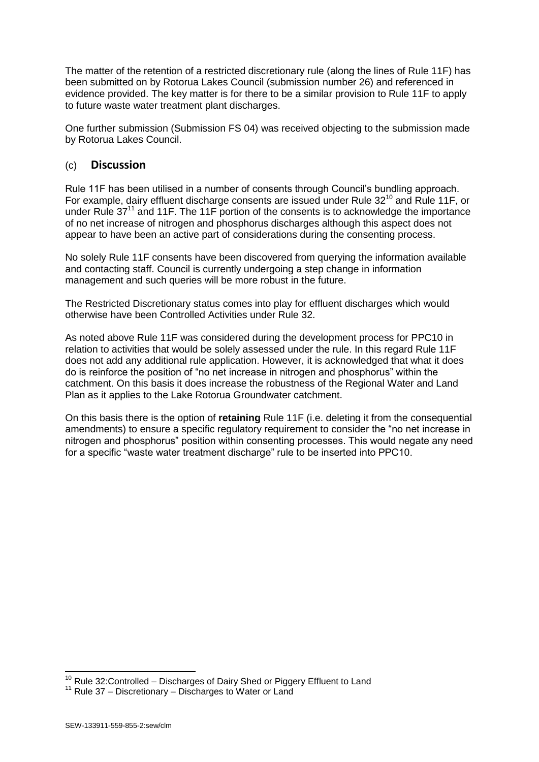The matter of the retention of a restricted discretionary rule (along the lines of Rule 11F) has been submitted on by Rotorua Lakes Council (submission number 26) and referenced in evidence provided. The key matter is for there to be a similar provision to Rule 11F to apply to future waste water treatment plant discharges.

One further submission (Submission FS 04) was received objecting to the submission made by Rotorua Lakes Council.

### (c) **Discussion**

Rule 11F has been utilised in a number of consents through Council's bundling approach. For example, dairy effluent discharge consents are issued under Rule 32[10] and Rule 11F, or under Rule 37[11] and 11F. The 11F portion of the consents is to acknowledge the importance of no net increase of nitrogen and phosphorus discharges although this aspect does not appear to have been an active part of considerations during the consenting process.

No solely Rule 11F consents have been discovered from querying the information available and contacting staff. Council is currently undergoing a step change in information management and such queries will be more robust in the future.

The Restricted Discretionary status comes into play for effluent discharges which would otherwise have been Controlled Activities under Rule 32.

As noted above Rule 11F was considered during the development process for PPC10 in relation to activities that would be solely assessed under the rule. In this regard Rule 11F does not add any additional rule application. However, it is acknowledged that what it does do is reinforce the position of "no net increase in nitrogen and phosphorus" within the catchment. On this basis it does increase the robustness of the Regional Water and Land Plan as it applies to the Lake Rotorua Groundwater catchment.

On this basis there is the option of **retaining** Rule 11F (i.e. deleting it from the consequential amendments) to ensure a specific regulatory requirement to consider the "no net increase in nitrogen and phosphorus" position within consenting processes. This would negate any need for a specific "waste water treatment discharge" rule to be inserted into PPC10.

---

[10] Rule 32:Controlled – Discharges of Dairy Shed or Piggery Effluent to Land

[11] Rule 37 – Discretionary – Discharges to Water or Land

SEW-133911-559-855-2:sew/clm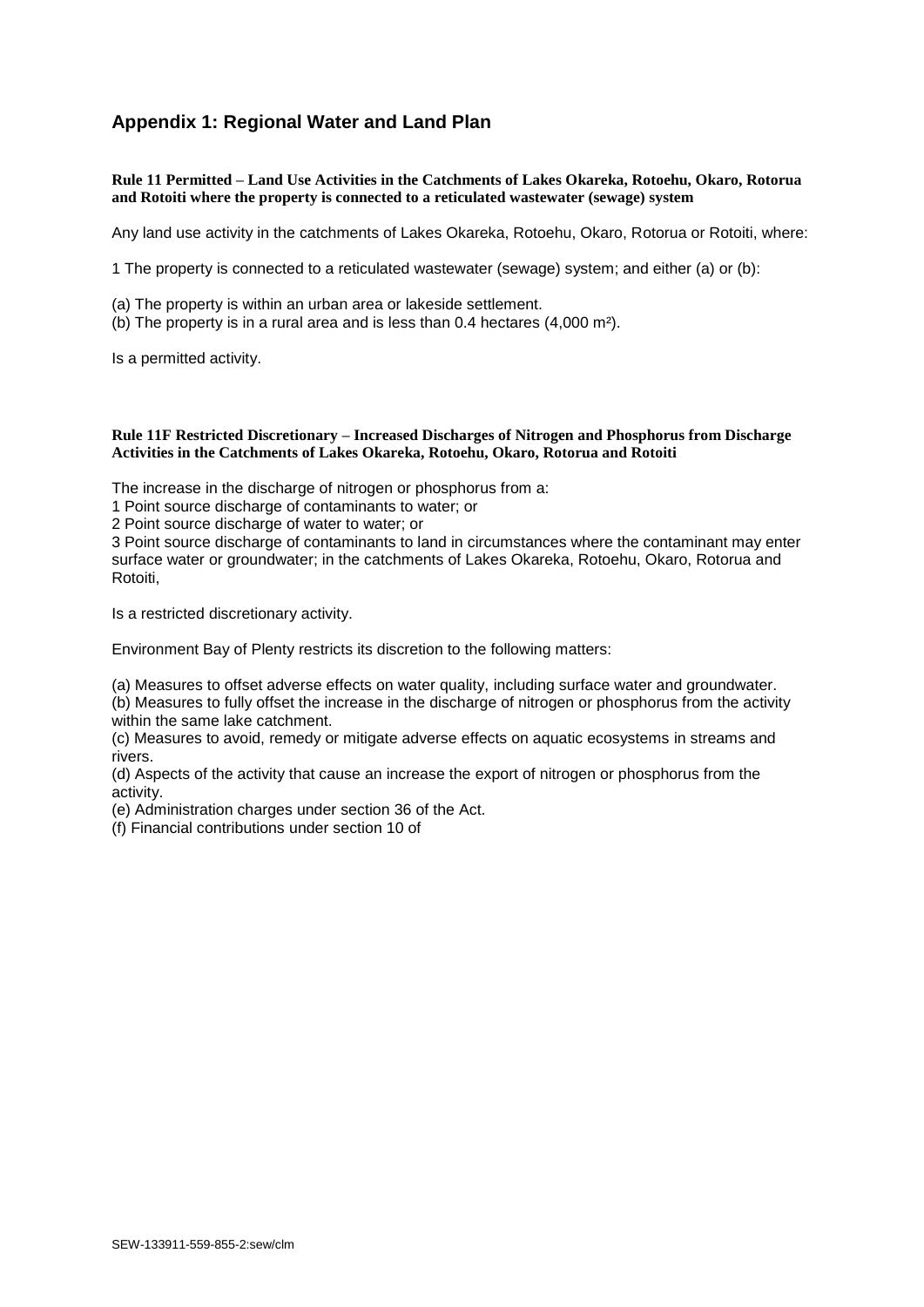## Appendix 1: Regional Water and Land Plan

**Rule 11 Permitted – Land Use Activities in the Catchments of Lakes Okareka, Rotoehu, Okaro, Rotorua and Rotoiti where the property is connected to a reticulated wastewater (sewage) system**

Any land use activity in the catchments of Lakes Okareka, Rotoehu, Okaro, Rotorua or Rotoiti, where:

1 The property is connected to a reticulated wastewater (sewage) system; and either (a) or (b):

(a) The property is within an urban area or lakeside settlement.
(b) The property is in a rural area and is less than 0.4 hectares (4,000 $m^2$).

Is a permitted activity.

**Rule 11F Restricted Discretionary – Increased Discharges of Nitrogen and Phosphorus from Discharge Activities in the Catchments of Lakes Okareka, Rotoehu, Okaro, Rotorua and Rotoiti**

The increase in the discharge of nitrogen or phosphorus from a:
1 Point source discharge of contaminants to water; or
2 Point source discharge of water to water; or
3 Point source discharge of contaminants to land in circumstances where the contaminant may enter surface water or groundwater; in the catchments of Lakes Okareka, Rotoehu, Okaro, Rotorua and Rotoiti,

Is a restricted discretionary activity.

Environment Bay of Plenty restricts its discretion to the following matters:

(a) Measures to offset adverse effects on water quality, including surface water and groundwater.
(b) Measures to fully offset the increase in the discharge of nitrogen or phosphorus from the activity within the same lake catchment.
(c) Measures to avoid, remedy or mitigate adverse effects on aquatic ecosystems in streams and rivers.
(d) Aspects of the activity that cause an increase the export of nitrogen or phosphorus from the activity.
(e) Administration charges under section 36 of the Act.
(f) Financial contributions under section 10 of

SEW-133911-559-855-2:sew/clm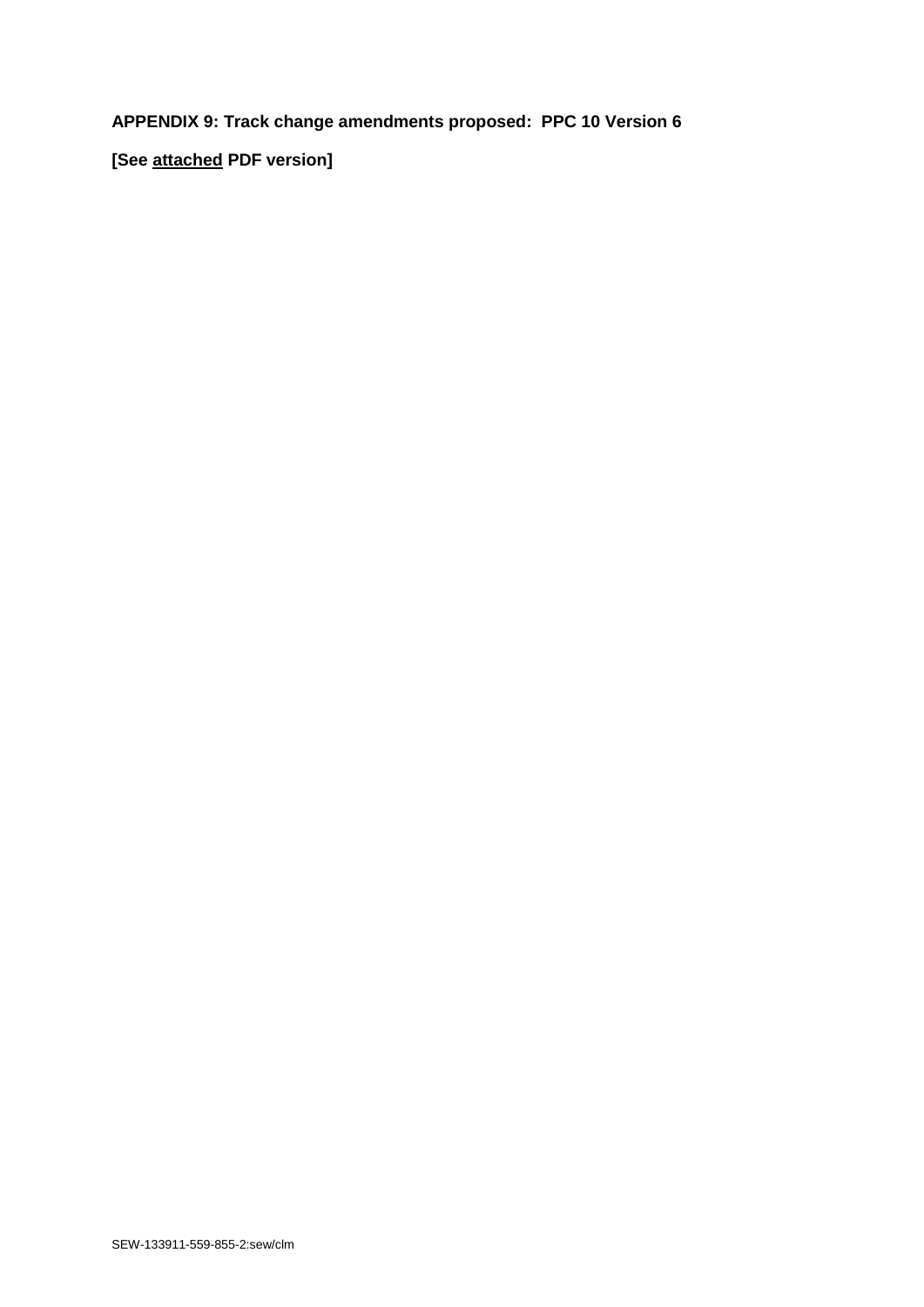**APPENDIX 9: Track change amendments proposed: PPC 10 Version 6**

**[See <u>attached</u> PDF version]**

SEW-133911-559-855-2:sew/clm